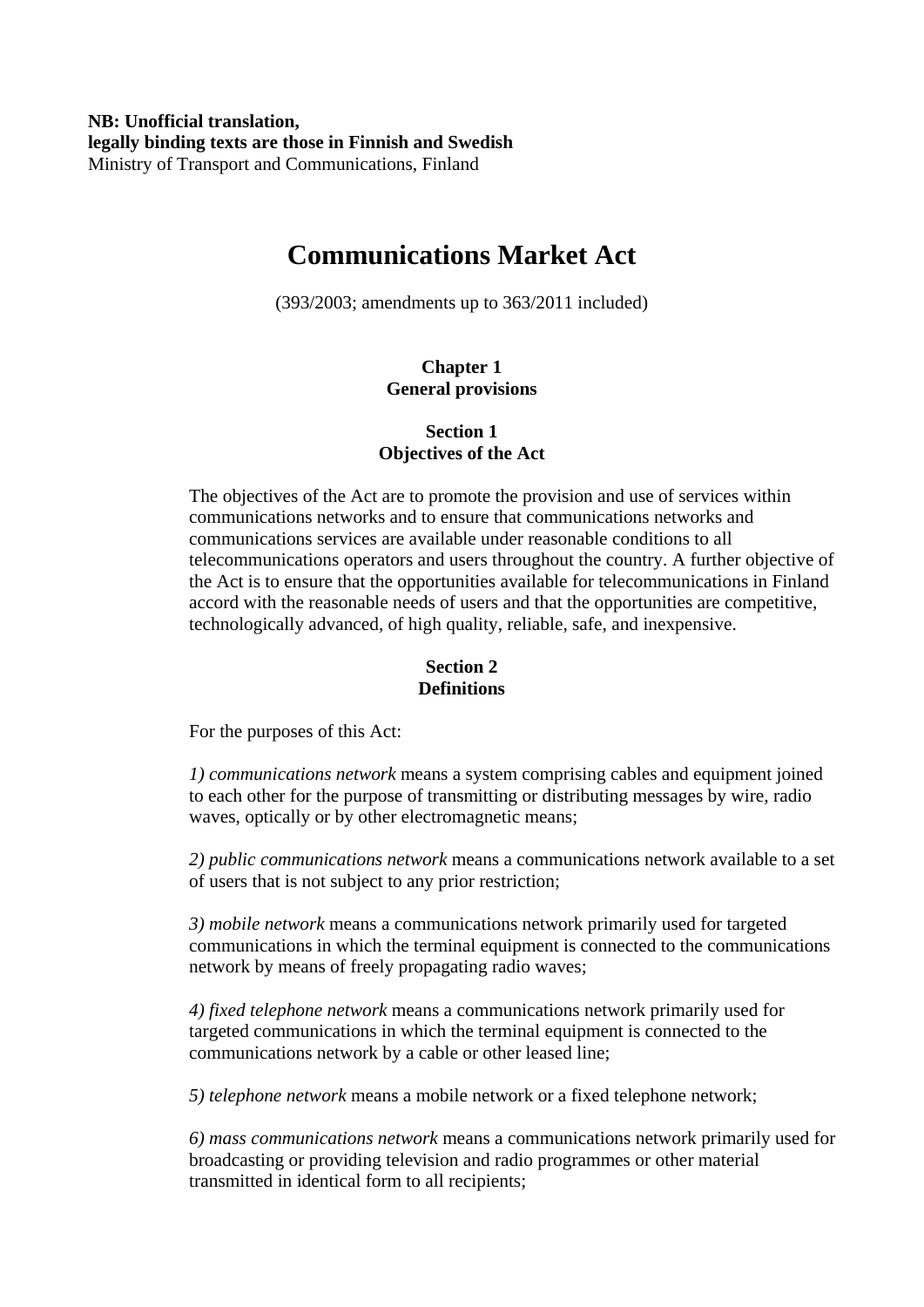**NB: Unofficial translation,**
**legally binding texts are those in Finnish and Swedish**
Ministry of Transport and Communications, Finland

# Communications Market Act

(393/2003; amendments up to 363/2011 included)

## Chapter 1
## General provisions

### Section 1
### Objectives of the Act

The objectives of the Act are to promote the provision and use of services within communications networks and to ensure that communications networks and communications services are available under reasonable conditions to all telecommunications operators and users throughout the country. A further objective of the Act is to ensure that the opportunities available for telecommunications in Finland accord with the reasonable needs of users and that the opportunities are competitive, technologically advanced, of high quality, reliable, safe, and inexpensive.

### Section 2
### Definitions

For the purposes of this Act:

*1) communications network* means a system comprising cables and equipment joined to each other for the purpose of transmitting or distributing messages by wire, radio waves, optically or by other electromagnetic means;

*2) public communications network* means a communications network available to a set of users that is not subject to any prior restriction;

*3) mobile network* means a communications network primarily used for targeted communications in which the terminal equipment is connected to the communications network by means of freely propagating radio waves;

*4) fixed telephone network* means a communications network primarily used for targeted communications in which the terminal equipment is connected to the communications network by a cable or other leased line;

*5) telephone network* means a mobile network or a fixed telephone network;

*6) mass communications network* means a communications network primarily used for broadcasting or providing television and radio programmes or other material transmitted in identical form to all recipients;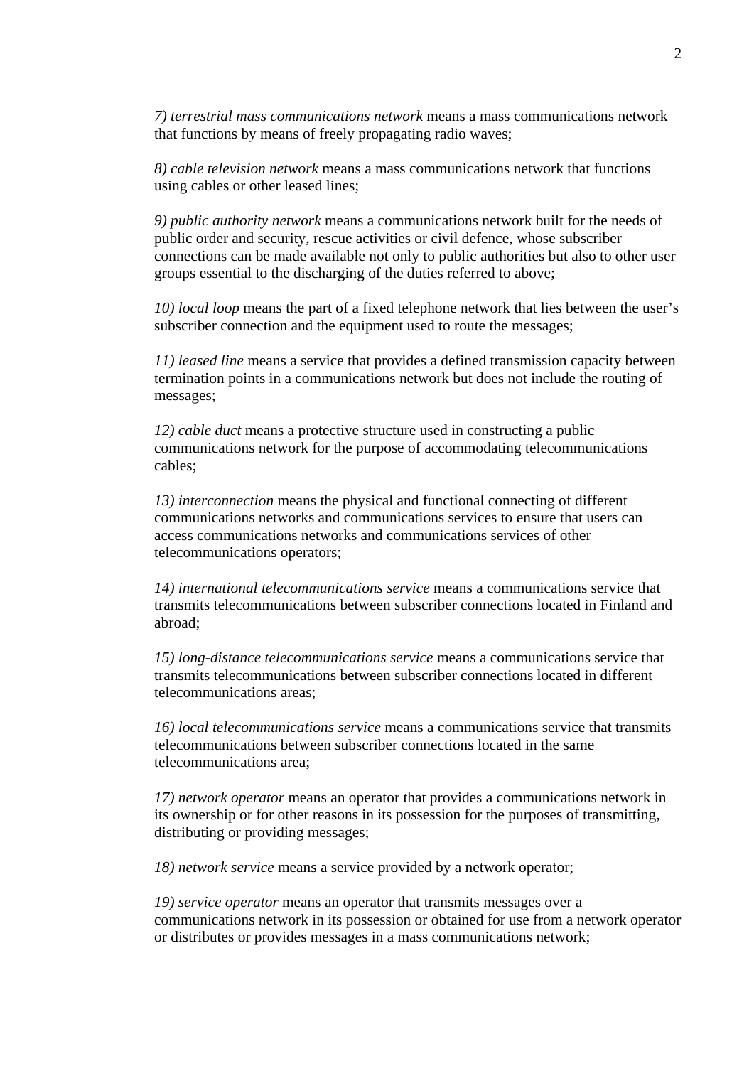*7) terrestrial mass communications network* means a mass communications network that functions by means of freely propagating radio waves;

*8) cable television network* means a mass communications network that functions using cables or other leased lines;

*9) public authority network* means a communications network built for the needs of public order and security, rescue activities or civil defence, whose subscriber connections can be made available not only to public authorities but also to other user groups essential to the discharging of the duties referred to above;

*10) local loop* means the part of a fixed telephone network that lies between the user's subscriber connection and the equipment used to route the messages;

*11) leased line* means a service that provides a defined transmission capacity between termination points in a communications network but does not include the routing of messages;

*12) cable duct* means a protective structure used in constructing a public communications network for the purpose of accommodating telecommunications cables;

*13) interconnection* means the physical and functional connecting of different communications networks and communications services to ensure that users can access communications networks and communications services of other telecommunications operators;

*14) international telecommunications service* means a communications service that transmits telecommunications between subscriber connections located in Finland and abroad;

*15) long-distance telecommunications service* means a communications service that transmits telecommunications between subscriber connections located in different telecommunications areas;

*16) local telecommunications service* means a communications service that transmits telecommunications between subscriber connections located in the same telecommunications area;

*17) network operator* means an operator that provides a communications network in its ownership or for other reasons in its possession for the purposes of transmitting, distributing or providing messages;

*18) network service* means a service provided by a network operator;

*19) service operator* means an operator that transmits messages over a communications network in its possession or obtained for use from a network operator or distributes or provides messages in a mass communications network;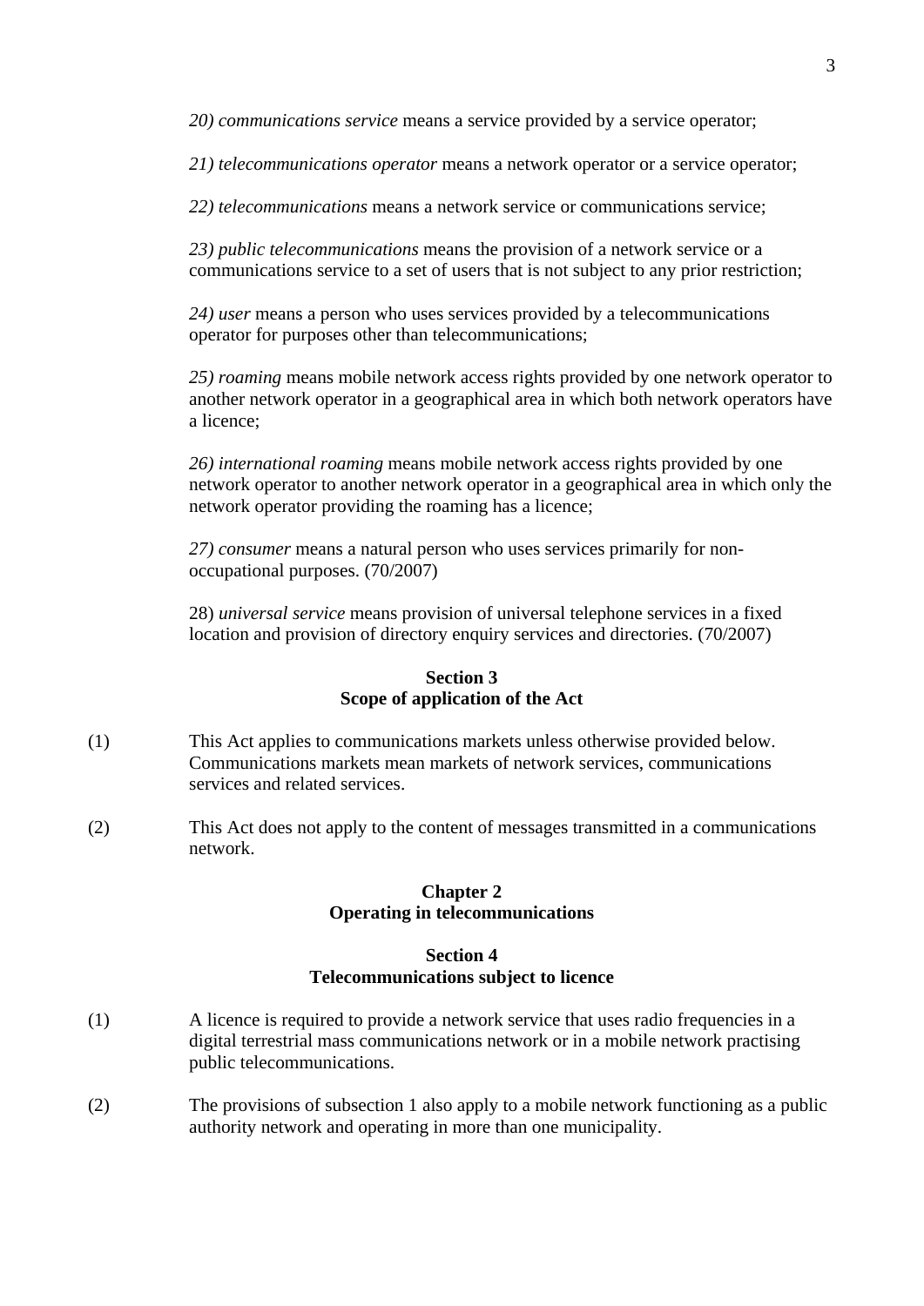*20) communications service* means a service provided by a service operator;

*21) telecommunications operator* means a network operator or a service operator;

*22) telecommunications* means a network service or communications service;

*23) public telecommunications* means the provision of a network service or a communications service to a set of users that is not subject to any prior restriction;

*24) user* means a person who uses services provided by a telecommunications operator for purposes other than telecommunications;

*25) roaming* means mobile network access rights provided by one network operator to another network operator in a geographical area in which both network operators have a licence;

*26) international roaming* means mobile network access rights provided by one network operator to another network operator in a geographical area in which only the network operator providing the roaming has a licence;

*27) consumer* means a natural person who uses services primarily for non-occupational purposes. (70/2007)

28) *universal service* means provision of universal telephone services in a fixed location and provision of directory enquiry services and directories. (70/2007)

### Section 3
### Scope of application of the Act

(1) This Act applies to communications markets unless otherwise provided below. Communications markets mean markets of network services, communications services and related services.

(2) This Act does not apply to the content of messages transmitted in a communications network.

## Chapter 2
## Operating in telecommunications

### Section 4
### Telecommunications subject to licence

(1) A licence is required to provide a network service that uses radio frequencies in a digital terrestrial mass communications network or in a mobile network practising public telecommunications.

(2) The provisions of subsection 1 also apply to a mobile network functioning as a public authority network and operating in more than one municipality.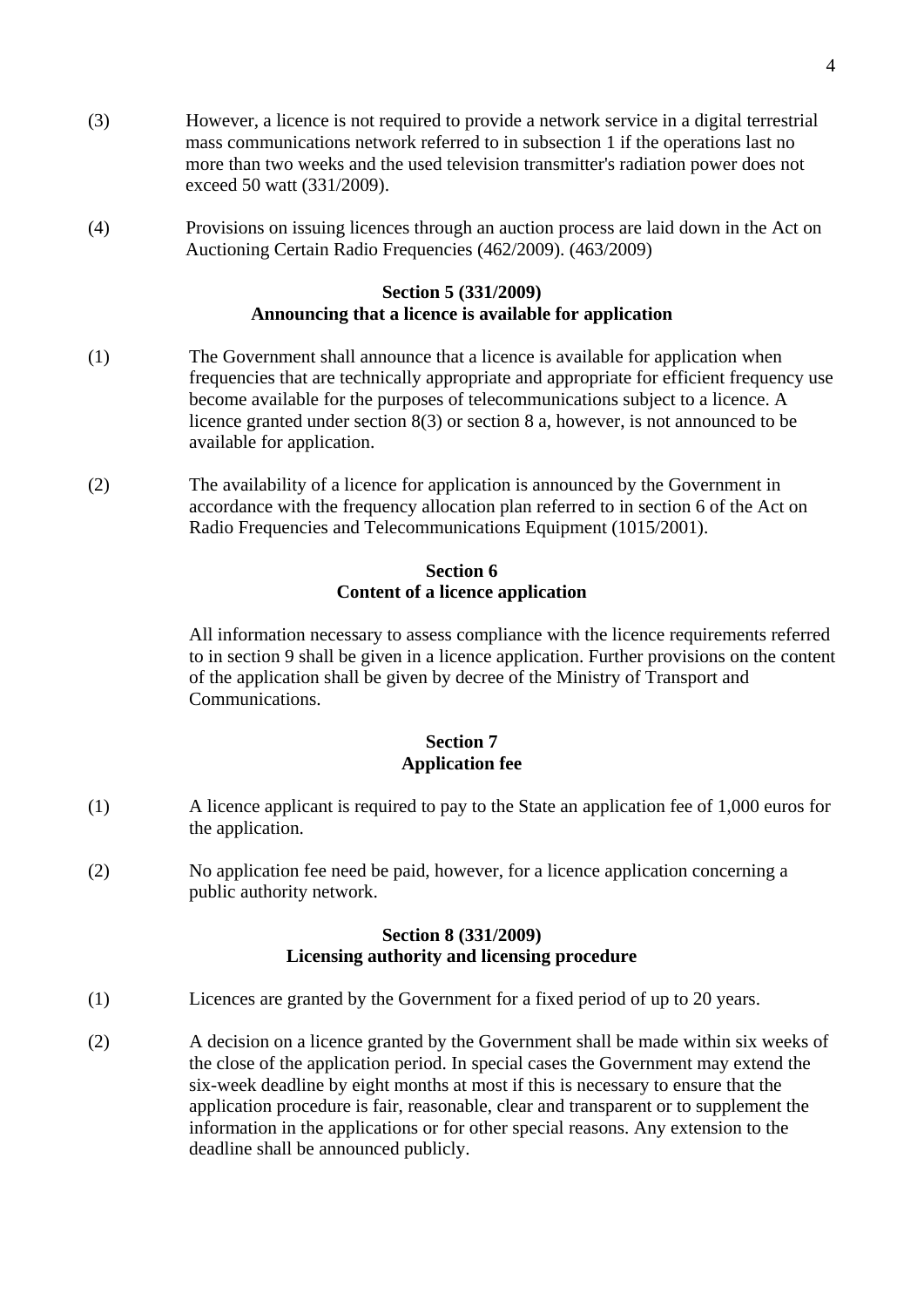(3) However, a licence is not required to provide a network service in a digital terrestrial mass communications network referred to in subsection 1 if the operations last no more than two weeks and the used television transmitter's radiation power does not exceed 50 watt (331/2009).

(4) Provisions on issuing licences through an auction process are laid down in the Act on Auctioning Certain Radio Frequencies (462/2009). (463/2009)

### Section 5 (331/2009)
### Announcing that a licence is available for application

(1) The Government shall announce that a licence is available for application when frequencies that are technically appropriate and appropriate for efficient frequency use become available for the purposes of telecommunications subject to a licence. A licence granted under section 8(3) or section 8 a, however, is not announced to be available for application.

(2) The availability of a licence for application is announced by the Government in accordance with the frequency allocation plan referred to in section 6 of the Act on Radio Frequencies and Telecommunications Equipment (1015/2001).

### Section 6
### Content of a licence application

All information necessary to assess compliance with the licence requirements referred to in section 9 shall be given in a licence application. Further provisions on the content of the application shall be given by decree of the Ministry of Transport and Communications.

### Section 7
### Application fee

(1) A licence applicant is required to pay to the State an application fee of 1,000 euros for the application.

(2) No application fee need be paid, however, for a licence application concerning a public authority network.

### Section 8 (331/2009)
### Licensing authority and licensing procedure

(1) Licences are granted by the Government for a fixed period of up to 20 years.

(2) A decision on a licence granted by the Government shall be made within six weeks of the close of the application period. In special cases the Government may extend the six-week deadline by eight months at most if this is necessary to ensure that the application procedure is fair, reasonable, clear and transparent or to supplement the information in the applications or for other special reasons. Any extension to the deadline shall be announced publicly.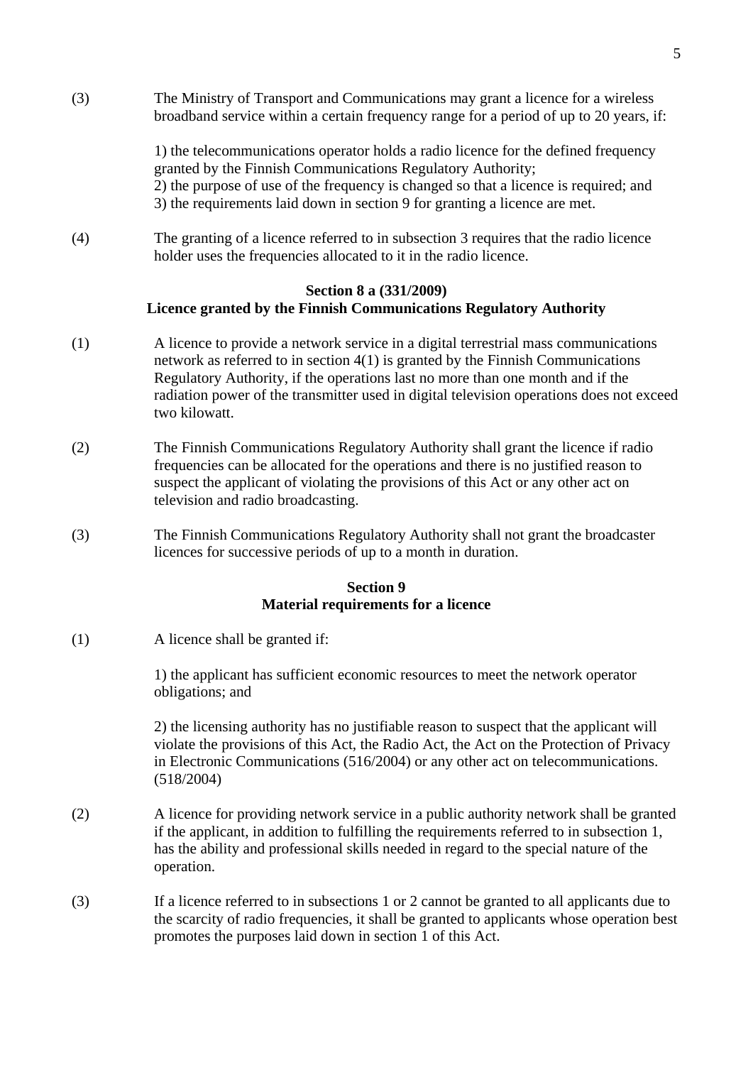(3) The Ministry of Transport and Communications may grant a licence for a wireless broadband service within a certain frequency range for a period of up to 20 years, if:

1) the telecommunications operator holds a radio licence for the defined frequency granted by the Finnish Communications Regulatory Authority;
2) the purpose of use of the frequency is changed so that a licence is required; and
3) the requirements laid down in section 9 for granting a licence are met.

(4) The granting of a licence referred to in subsection 3 requires that the radio licence holder uses the frequencies allocated to it in the radio licence.

**Section 8 a (331/2009)**
**Licence granted by the Finnish Communications Regulatory Authority**

(1) A licence to provide a network service in a digital terrestrial mass communications network as referred to in section 4(1) is granted by the Finnish Communications Regulatory Authority, if the operations last no more than one month and if the radiation power of the transmitter used in digital television operations does not exceed two kilowatt.

(2) The Finnish Communications Regulatory Authority shall grant the licence if radio frequencies can be allocated for the operations and there is no justified reason to suspect the applicant of violating the provisions of this Act or any other act on television and radio broadcasting.

(3) The Finnish Communications Regulatory Authority shall not grant the broadcaster licences for successive periods of up to a month in duration.

**Section 9**
**Material requirements for a licence**

(1) A licence shall be granted if:

1) the applicant has sufficient economic resources to meet the network operator obligations; and

2) the licensing authority has no justifiable reason to suspect that the applicant will violate the provisions of this Act, the Radio Act, the Act on the Protection of Privacy in Electronic Communications (516/2004) or any other act on telecommunications. (518/2004)

(2) A licence for providing network service in a public authority network shall be granted if the applicant, in addition to fulfilling the requirements referred to in subsection 1, has the ability and professional skills needed in regard to the special nature of the operation.

(3) If a licence referred to in subsections 1 or 2 cannot be granted to all applicants due to the scarcity of radio frequencies, it shall be granted to applicants whose operation best promotes the purposes laid down in section 1 of this Act.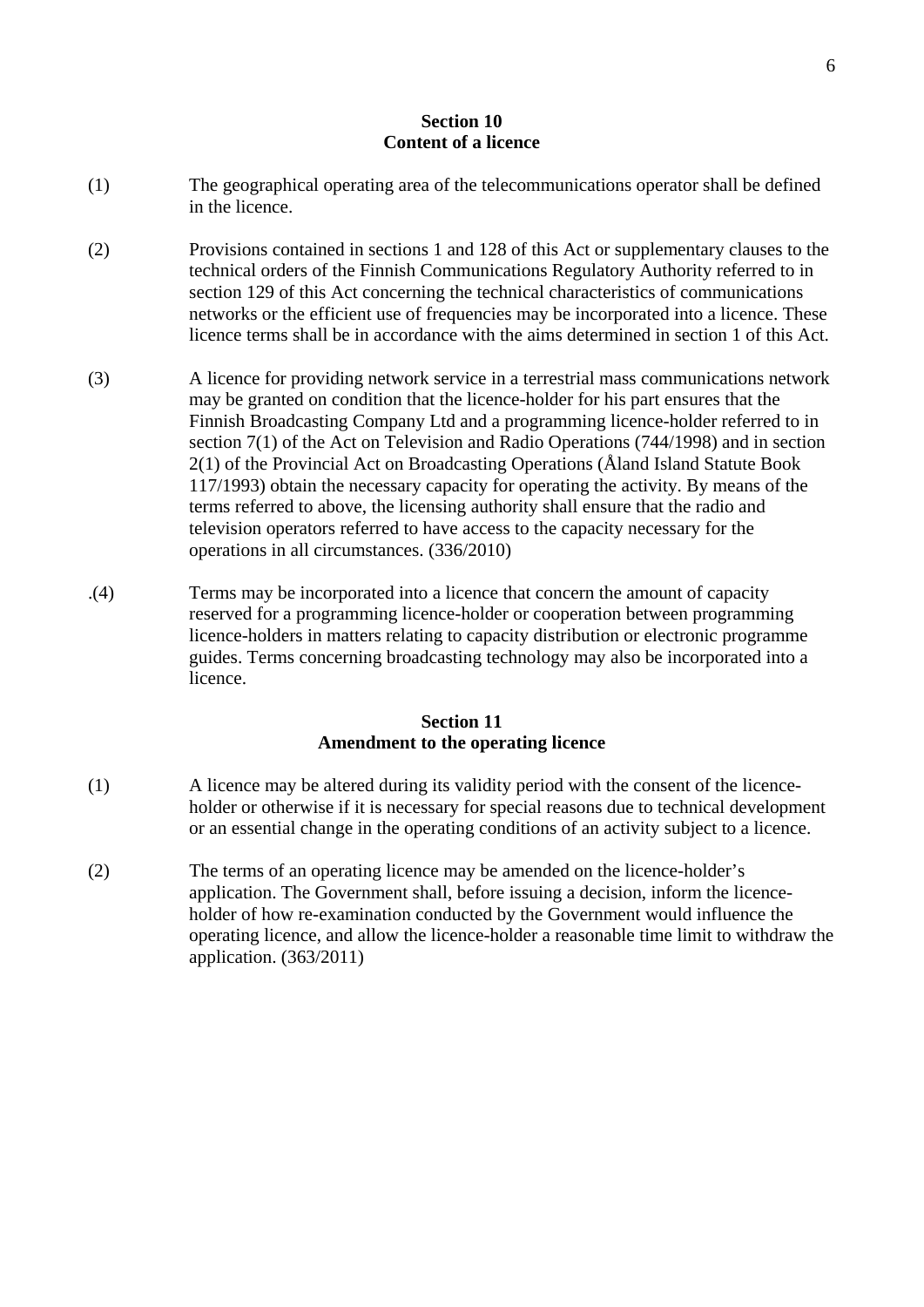### Section 10
### Content of a licence

(1) The geographical operating area of the telecommunications operator shall be defined in the licence.

(2) Provisions contained in sections 1 and 128 of this Act or supplementary clauses to the technical orders of the Finnish Communications Regulatory Authority referred to in section 129 of this Act concerning the technical characteristics of communications networks or the efficient use of frequencies may be incorporated into a licence. These licence terms shall be in accordance with the aims determined in section 1 of this Act.

(3) A licence for providing network service in a terrestrial mass communications network may be granted on condition that the licence-holder for his part ensures that the Finnish Broadcasting Company Ltd and a programming licence-holder referred to in section 7(1) of the Act on Television and Radio Operations (744/1998) and in section 2(1) of the Provincial Act on Broadcasting Operations (Åland Island Statute Book 117/1993) obtain the necessary capacity for operating the activity. By means of the terms referred to above, the licensing authority shall ensure that the radio and television operators referred to have access to the capacity necessary for the operations in all circumstances. (336/2010)

.(4) Terms may be incorporated into a licence that concern the amount of capacity reserved for a programming licence-holder or cooperation between programming licence-holders in matters relating to capacity distribution or electronic programme guides. Terms concerning broadcasting technology may also be incorporated into a licence.

### Section 11
### Amendment to the operating licence

(1) A licence may be altered during its validity period with the consent of the licence-holder or otherwise if it is necessary for special reasons due to technical development or an essential change in the operating conditions of an activity subject to a licence.

(2) The terms of an operating licence may be amended on the licence-holder's application. The Government shall, before issuing a decision, inform the licence-holder of how re-examination conducted by the Government would influence the operating licence, and allow the licence-holder a reasonable time limit to withdraw the application. (363/2011)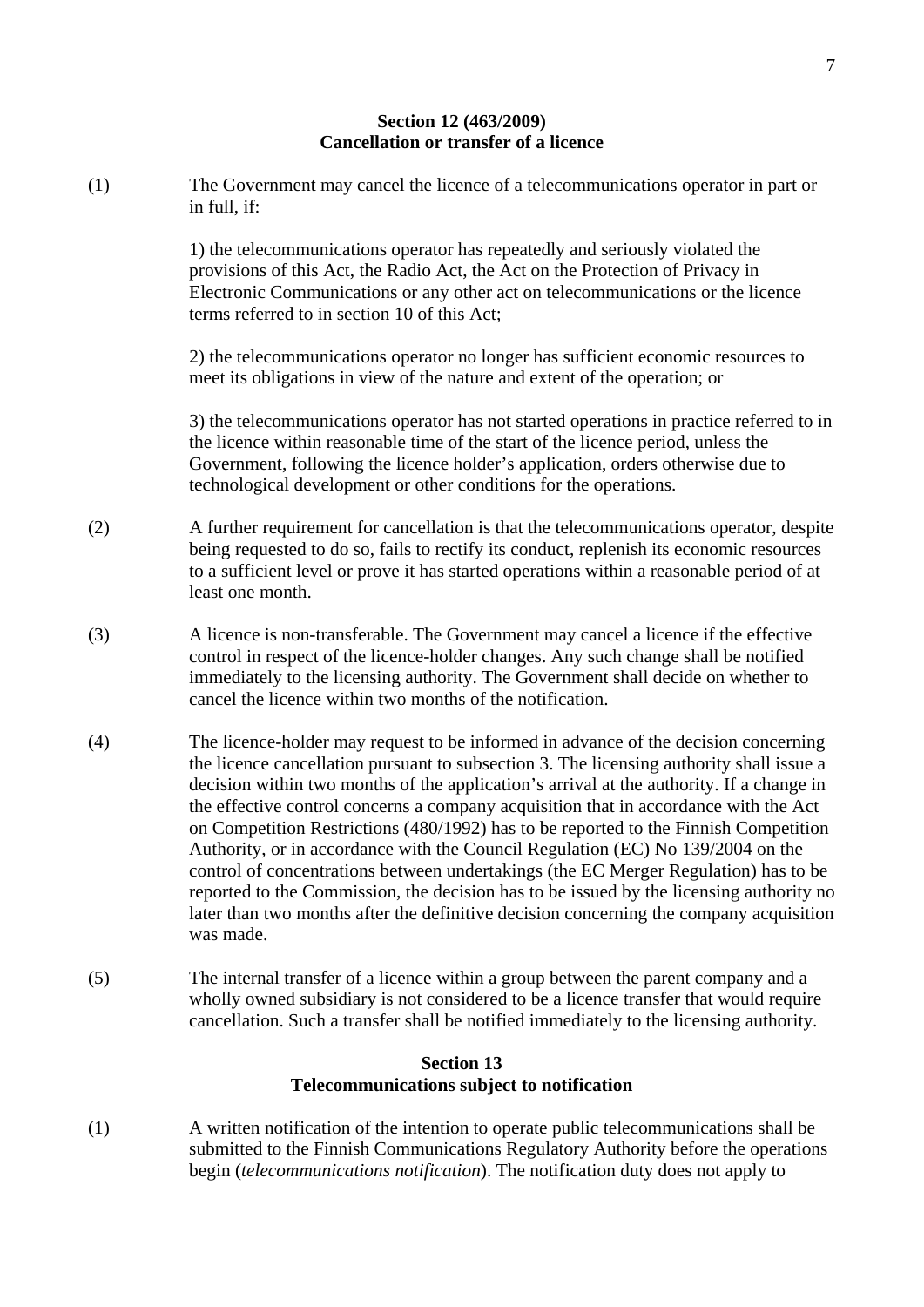### Section 12 (463/2009)
### Cancellation or transfer of a licence

(1) The Government may cancel the licence of a telecommunications operator in part or in full, if:

1) the telecommunications operator has repeatedly and seriously violated the provisions of this Act, the Radio Act, the Act on the Protection of Privacy in Electronic Communications or any other act on telecommunications or the licence terms referred to in section 10 of this Act;

2) the telecommunications operator no longer has sufficient economic resources to meet its obligations in view of the nature and extent of the operation; or

3) the telecommunications operator has not started operations in practice referred to in the licence within reasonable time of the start of the licence period, unless the Government, following the licence holder's application, orders otherwise due to technological development or other conditions for the operations.

(2) A further requirement for cancellation is that the telecommunications operator, despite being requested to do so, fails to rectify its conduct, replenish its economic resources to a sufficient level or prove it has started operations within a reasonable period of at least one month.

(3) A licence is non-transferable. The Government may cancel a licence if the effective control in respect of the licence-holder changes. Any such change shall be notified immediately to the licensing authority. The Government shall decide on whether to cancel the licence within two months of the notification.

(4) The licence-holder may request to be informed in advance of the decision concerning the licence cancellation pursuant to subsection 3. The licensing authority shall issue a decision within two months of the application's arrival at the authority. If a change in the effective control concerns a company acquisition that in accordance with the Act on Competition Restrictions (480/1992) has to be reported to the Finnish Competition Authority, or in accordance with the Council Regulation (EC) No 139/2004 on the control of concentrations between undertakings (the EC Merger Regulation) has to be reported to the Commission, the decision has to be issued by the licensing authority no later than two months after the definitive decision concerning the company acquisition was made.

(5) The internal transfer of a licence within a group between the parent company and a wholly owned subsidiary is not considered to be a licence transfer that would require cancellation. Such a transfer shall be notified immediately to the licensing authority.

### Section 13
### Telecommunications subject to notification

(1) A written notification of the intention to operate public telecommunications shall be submitted to the Finnish Communications Regulatory Authority before the operations begin (*telecommunications notification*). The notification duty does not apply to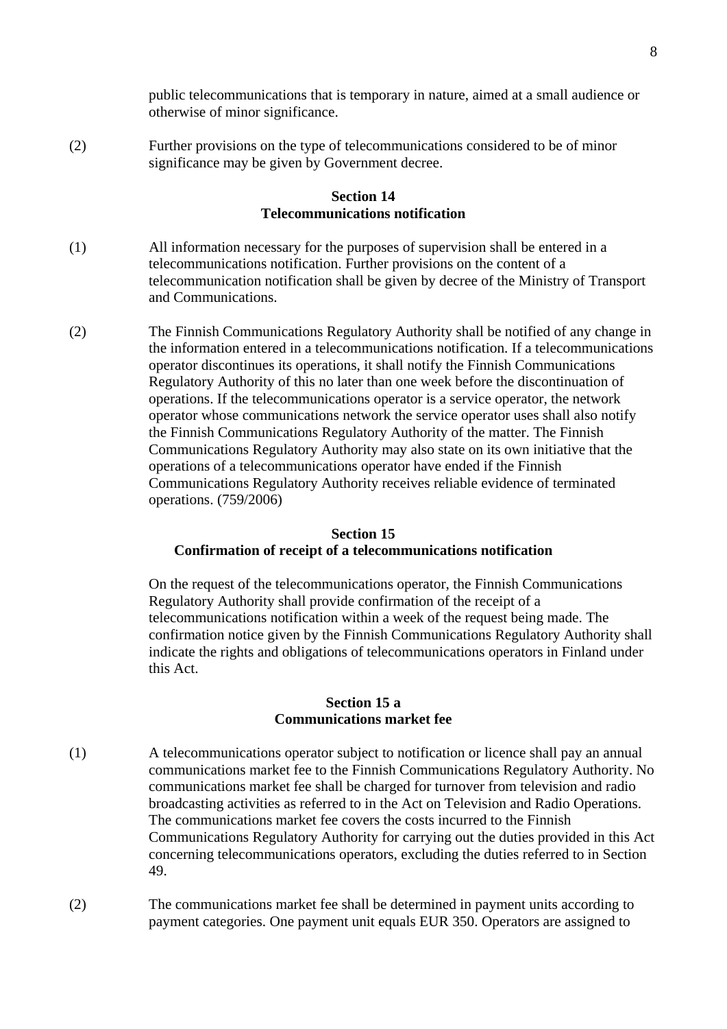public telecommunications that is temporary in nature, aimed at a small audience or otherwise of minor significance.

(2) Further provisions on the type of telecommunications considered to be of minor significance may be given by Government decree.

**Section 14**
**Telecommunications notification**

(1) All information necessary for the purposes of supervision shall be entered in a telecommunications notification. Further provisions on the content of a telecommunication notification shall be given by decree of the Ministry of Transport and Communications.

(2) The Finnish Communications Regulatory Authority shall be notified of any change in the information entered in a telecommunications notification. If a telecommunications operator discontinues its operations, it shall notify the Finnish Communications Regulatory Authority of this no later than one week before the discontinuation of operations. If the telecommunications operator is a service operator, the network operator whose communications network the service operator uses shall also notify the Finnish Communications Regulatory Authority of the matter. The Finnish Communications Regulatory Authority may also state on its own initiative that the operations of a telecommunications operator have ended if the Finnish Communications Regulatory Authority receives reliable evidence of terminated operations. (759/2006)

**Section 15**
**Confirmation of receipt of a telecommunications notification**

On the request of the telecommunications operator, the Finnish Communications Regulatory Authority shall provide confirmation of the receipt of a telecommunications notification within a week of the request being made. The confirmation notice given by the Finnish Communications Regulatory Authority shall indicate the rights and obligations of telecommunications operators in Finland under this Act.

**Section 15 a**
**Communications market fee**

(1) A telecommunications operator subject to notification or licence shall pay an annual communications market fee to the Finnish Communications Regulatory Authority. No communications market fee shall be charged for turnover from television and radio broadcasting activities as referred to in the Act on Television and Radio Operations. The communications market fee covers the costs incurred to the Finnish Communications Regulatory Authority for carrying out the duties provided in this Act concerning telecommunications operators, excluding the duties referred to in Section 49.

(2) The communications market fee shall be determined in payment units according to payment categories. One payment unit equals EUR 350. Operators are assigned to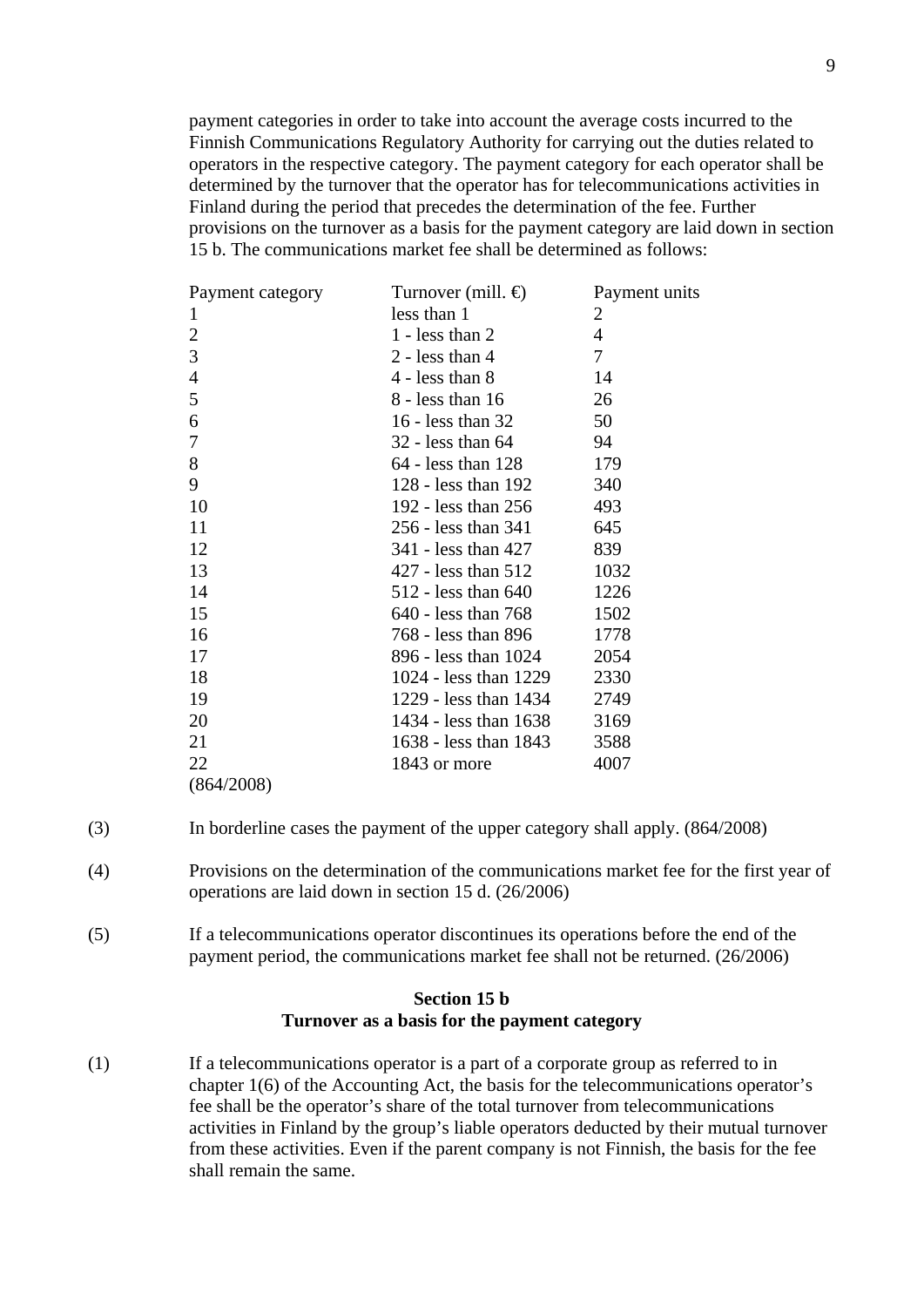payment categories in order to take into account the average costs incurred to the Finnish Communications Regulatory Authority for carrying out the duties related to operators in the respective category. The payment category for each operator shall be determined by the turnover that the operator has for telecommunications activities in Finland during the period that precedes the determination of the fee. Further provisions on the turnover as a basis for the payment category are laid down in section 15 b. The communications market fee shall be determined as follows:

| Payment category | Turnover (mill. €) | Payment units |
|---|---|---|
| 1 | less than 1 | 2 |
| 2 | 1 - less than 2 | 4 |
| 3 | 2 - less than 4 | 7 |
| 4 | 4 - less than 8 | 14 |
| 5 | 8 - less than 16 | 26 |
| 6 | 16 - less than 32 | 50 |
| 7 | 32 - less than 64 | 94 |
| 8 | 64 - less than 128 | 179 |
| 9 | 128 - less than 192 | 340 |
| 10 | 192 - less than 256 | 493 |
| 11 | 256 - less than 341 | 645 |
| 12 | 341 - less than 427 | 839 |
| 13 | 427 - less than 512 | 1032 |
| 14 | 512 - less than 640 | 1226 |
| 15 | 640 - less than 768 | 1502 |
| 16 | 768 - less than 896 | 1778 |
| 17 | 896 - less than 1024 | 2054 |
| 18 | 1024 - less than 1229 | 2330 |
| 19 | 1229 - less than 1434 | 2749 |
| 20 | 1434 - less than 1638 | 3169 |
| 21 | 1638 - less than 1843 | 3588 |
| 22 | 1843 or more | 4007 |

(864/2008)

(3) In borderline cases the payment of the upper category shall apply. (864/2008)

(4) Provisions on the determination of the communications market fee for the first year of operations are laid down in section 15 d. (26/2006)

(5) If a telecommunications operator discontinues its operations before the end of the payment period, the communications market fee shall not be returned. (26/2006)

### Section 15 b
### Turnover as a basis for the payment category

(1) If a telecommunications operator is a part of a corporate group as referred to in chapter 1(6) of the Accounting Act, the basis for the telecommunications operator's fee shall be the operator's share of the total turnover from telecommunications activities in Finland by the group's liable operators deducted by their mutual turnover from these activities. Even if the parent company is not Finnish, the basis for the fee shall remain the same.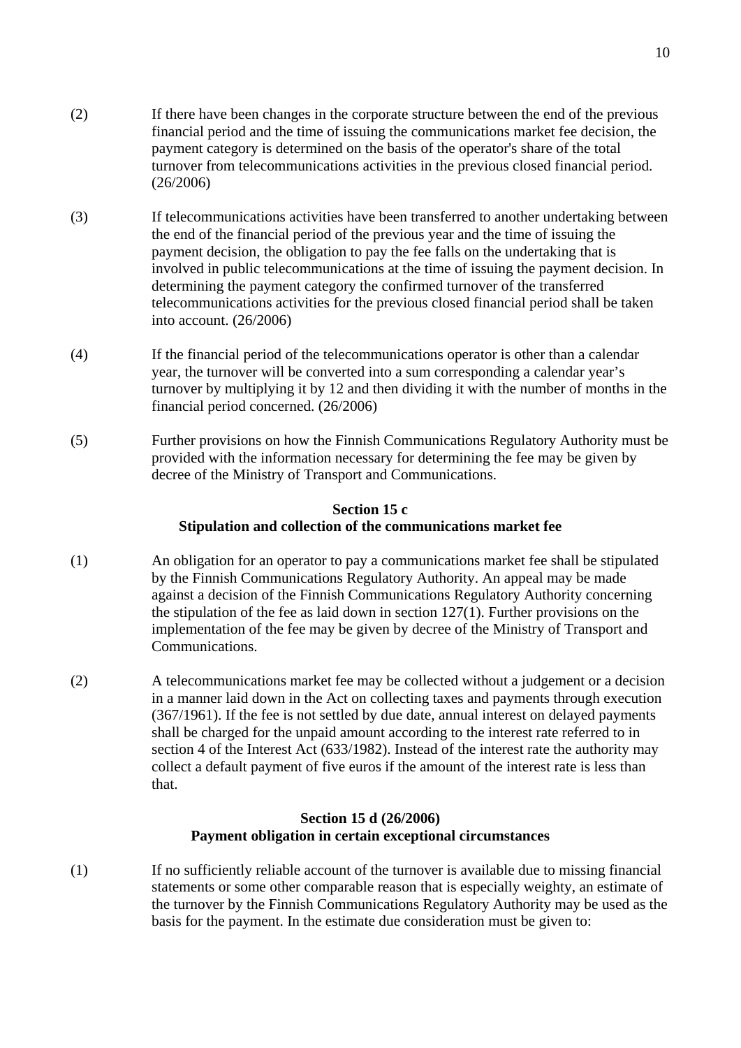(2) If there have been changes in the corporate structure between the end of the previous financial period and the time of issuing the communications market fee decision, the payment category is determined on the basis of the operator's share of the total turnover from telecommunications activities in the previous closed financial period. (26/2006)

(3) If telecommunications activities have been transferred to another undertaking between the end of the financial period of the previous year and the time of issuing the payment decision, the obligation to pay the fee falls on the undertaking that is involved in public telecommunications at the time of issuing the payment decision. In determining the payment category the confirmed turnover of the transferred telecommunications activities for the previous closed financial period shall be taken into account. (26/2006)

(4) If the financial period of the telecommunications operator is other than a calendar year, the turnover will be converted into a sum corresponding a calendar year's turnover by multiplying it by 12 and then dividing it with the number of months in the financial period concerned. (26/2006)

(5) Further provisions on how the Finnish Communications Regulatory Authority must be provided with the information necessary for determining the fee may be given by decree of the Ministry of Transport and Communications.

**Section 15 c**
**Stipulation and collection of the communications market fee**

(1) An obligation for an operator to pay a communications market fee shall be stipulated by the Finnish Communications Regulatory Authority. An appeal may be made against a decision of the Finnish Communications Regulatory Authority concerning the stipulation of the fee as laid down in section 127(1). Further provisions on the implementation of the fee may be given by decree of the Ministry of Transport and Communications.

(2) A telecommunications market fee may be collected without a judgement or a decision in a manner laid down in the Act on collecting taxes and payments through execution (367/1961). If the fee is not settled by due date, annual interest on delayed payments shall be charged for the unpaid amount according to the interest rate referred to in section 4 of the Interest Act (633/1982). Instead of the interest rate the authority may collect a default payment of five euros if the amount of the interest rate is less than that.

**Section 15 d (26/2006)**
**Payment obligation in certain exceptional circumstances**

(1) If no sufficiently reliable account of the turnover is available due to missing financial statements or some other comparable reason that is especially weighty, an estimate of the turnover by the Finnish Communications Regulatory Authority may be used as the basis for the payment. In the estimate due consideration must be given to: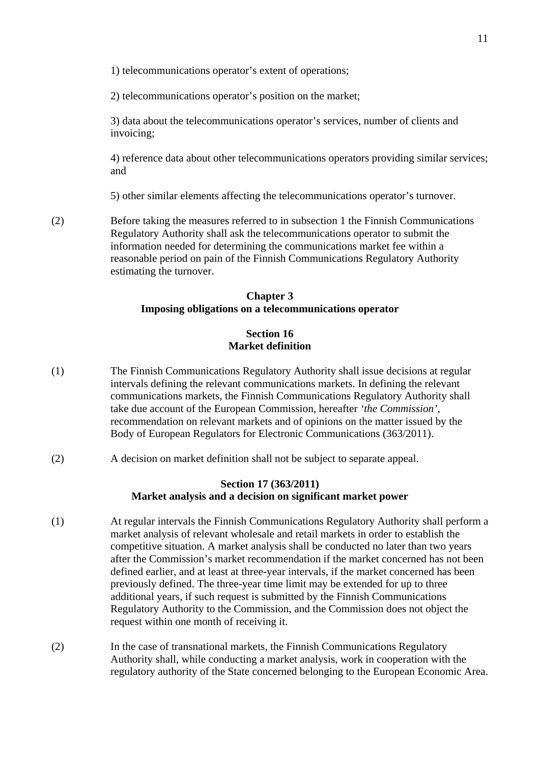1) telecommunications operator's extent of operations;

2) telecommunications operator's position on the market;

3) data about the telecommunications operator's services, number of clients and invoicing;

4) reference data about other telecommunications operators providing similar services; and

5) other similar elements affecting the telecommunications operator's turnover.

(2) Before taking the measures referred to in subsection 1 the Finnish Communications Regulatory Authority shall ask the telecommunications operator to submit the information needed for determining the communications market fee within a reasonable period on pain of the Finnish Communications Regulatory Authority estimating the turnover.

## Chapter 3
## Imposing obligations on a telecommunications operator

### Section 16
### Market definition

(1) The Finnish Communications Regulatory Authority shall issue decisions at regular intervals defining the relevant communications markets. In defining the relevant communications markets, the Finnish Communications Regulatory Authority shall take due account of the European Commission, hereafter *'the Commission'*, recommendation on relevant markets and of opinions on the matter issued by the Body of European Regulators for Electronic Communications (363/2011).

(2) A decision on market definition shall not be subject to separate appeal.

### Section 17 (363/2011)
### Market analysis and a decision on significant market power

(1) At regular intervals the Finnish Communications Regulatory Authority shall perform a market analysis of relevant wholesale and retail markets in order to establish the competitive situation. A market analysis shall be conducted no later than two years after the Commission's market recommendation if the market concerned has not been defined earlier, and at least at three-year intervals, if the market concerned has been previously defined. The three-year time limit may be extended for up to three additional years, if such request is submitted by the Finnish Communications Regulatory Authority to the Commission, and the Commission does not object the request within one month of receiving it.

(2) In the case of transnational markets, the Finnish Communications Regulatory Authority shall, while conducting a market analysis, work in cooperation with the regulatory authority of the State concerned belonging to the European Economic Area.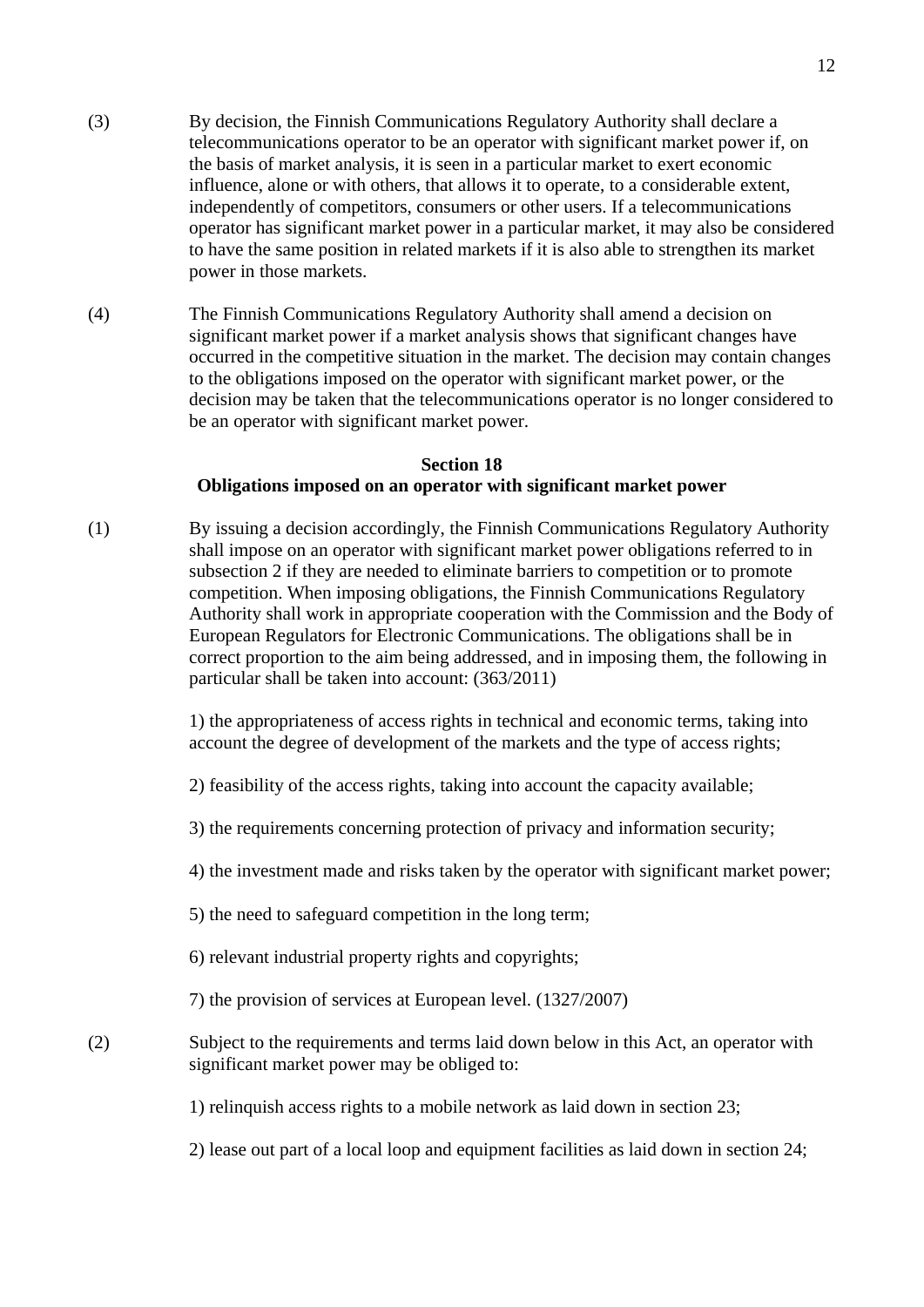(3) By decision, the Finnish Communications Regulatory Authority shall declare a telecommunications operator to be an operator with significant market power if, on the basis of market analysis, it is seen in a particular market to exert economic influence, alone or with others, that allows it to operate, to a considerable extent, independently of competitors, consumers or other users. If a telecommunications operator has significant market power in a particular market, it may also be considered to have the same position in related markets if it is also able to strengthen its market power in those markets.

(4) The Finnish Communications Regulatory Authority shall amend a decision on significant market power if a market analysis shows that significant changes have occurred in the competitive situation in the market. The decision may contain changes to the obligations imposed on the operator with significant market power, or the decision may be taken that the telecommunications operator is no longer considered to be an operator with significant market power.

### Section 18
### Obligations imposed on an operator with significant market power

(1) By issuing a decision accordingly, the Finnish Communications Regulatory Authority shall impose on an operator with significant market power obligations referred to in subsection 2 if they are needed to eliminate barriers to competition or to promote competition. When imposing obligations, the Finnish Communications Regulatory Authority shall work in appropriate cooperation with the Commission and the Body of European Regulators for Electronic Communications. The obligations shall be in correct proportion to the aim being addressed, and in imposing them, the following in particular shall be taken into account: (363/2011)

1) the appropriateness of access rights in technical and economic terms, taking into account the degree of development of the markets and the type of access rights;

2) feasibility of the access rights, taking into account the capacity available;

3) the requirements concerning protection of privacy and information security;

4) the investment made and risks taken by the operator with significant market power;

5) the need to safeguard competition in the long term;

6) relevant industrial property rights and copyrights;

7) the provision of services at European level. (1327/2007)

(2) Subject to the requirements and terms laid down below in this Act, an operator with significant market power may be obliged to:

1) relinquish access rights to a mobile network as laid down in section 23;

2) lease out part of a local loop and equipment facilities as laid down in section 24;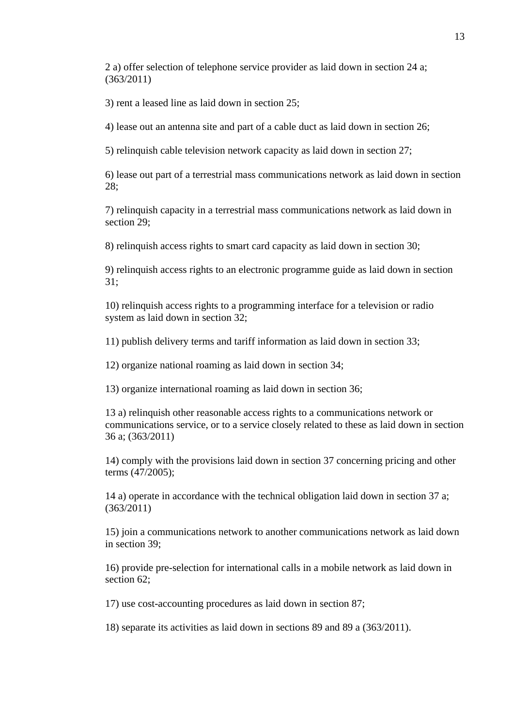2 a) offer selection of telephone service provider as laid down in section 24 a; (363/2011)

3) rent a leased line as laid down in section 25;

4) lease out an antenna site and part of a cable duct as laid down in section 26;

5) relinquish cable television network capacity as laid down in section 27;

6) lease out part of a terrestrial mass communications network as laid down in section 28;

7) relinquish capacity in a terrestrial mass communications network as laid down in section 29;

8) relinquish access rights to smart card capacity as laid down in section 30;

9) relinquish access rights to an electronic programme guide as laid down in section 31;

10) relinquish access rights to a programming interface for a television or radio system as laid down in section 32;

11) publish delivery terms and tariff information as laid down in section 33;

12) organize national roaming as laid down in section 34;

13) organize international roaming as laid down in section 36;

13 a) relinquish other reasonable access rights to a communications network or communications service, or to a service closely related to these as laid down in section 36 a; (363/2011)

14) comply with the provisions laid down in section 37 concerning pricing and other terms (47/2005);

14 a) operate in accordance with the technical obligation laid down in section 37 a; (363/2011)

15) join a communications network to another communications network as laid down in section 39;

16) provide pre-selection for international calls in a mobile network as laid down in section 62;

17) use cost-accounting procedures as laid down in section 87;

18) separate its activities as laid down in sections 89 and 89 a (363/2011).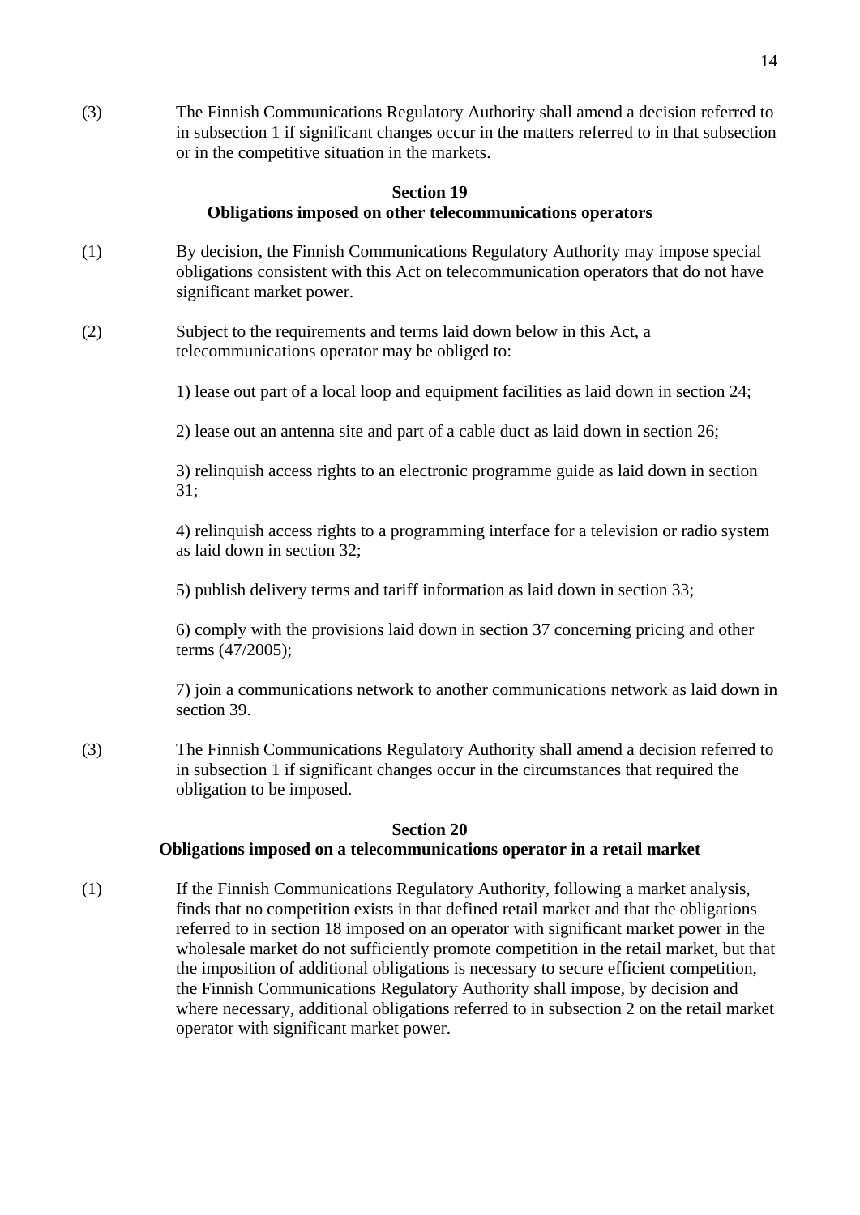(3) The Finnish Communications Regulatory Authority shall amend a decision referred to in subsection 1 if significant changes occur in the matters referred to in that subsection or in the competitive situation in the markets.

**Section 19**
**Obligations imposed on other telecommunications operators**

(1) By decision, the Finnish Communications Regulatory Authority may impose special obligations consistent with this Act on telecommunication operators that do not have significant market power.

(2) Subject to the requirements and terms laid down below in this Act, a telecommunications operator may be obliged to:

1) lease out part of a local loop and equipment facilities as laid down in section 24;

2) lease out an antenna site and part of a cable duct as laid down in section 26;

3) relinquish access rights to an electronic programme guide as laid down in section 31;

4) relinquish access rights to a programming interface for a television or radio system as laid down in section 32;

5) publish delivery terms and tariff information as laid down in section 33;

6) comply with the provisions laid down in section 37 concerning pricing and other terms (47/2005);

7) join a communications network to another communications network as laid down in section 39.

(3) The Finnish Communications Regulatory Authority shall amend a decision referred to in subsection 1 if significant changes occur in the circumstances that required the obligation to be imposed.

**Section 20**
**Obligations imposed on a telecommunications operator in a retail market**

(1) If the Finnish Communications Regulatory Authority, following a market analysis, finds that no competition exists in that defined retail market and that the obligations referred to in section 18 imposed on an operator with significant market power in the wholesale market do not sufficiently promote competition in the retail market, but that the imposition of additional obligations is necessary to secure efficient competition, the Finnish Communications Regulatory Authority shall impose, by decision and where necessary, additional obligations referred to in subsection 2 on the retail market operator with significant market power.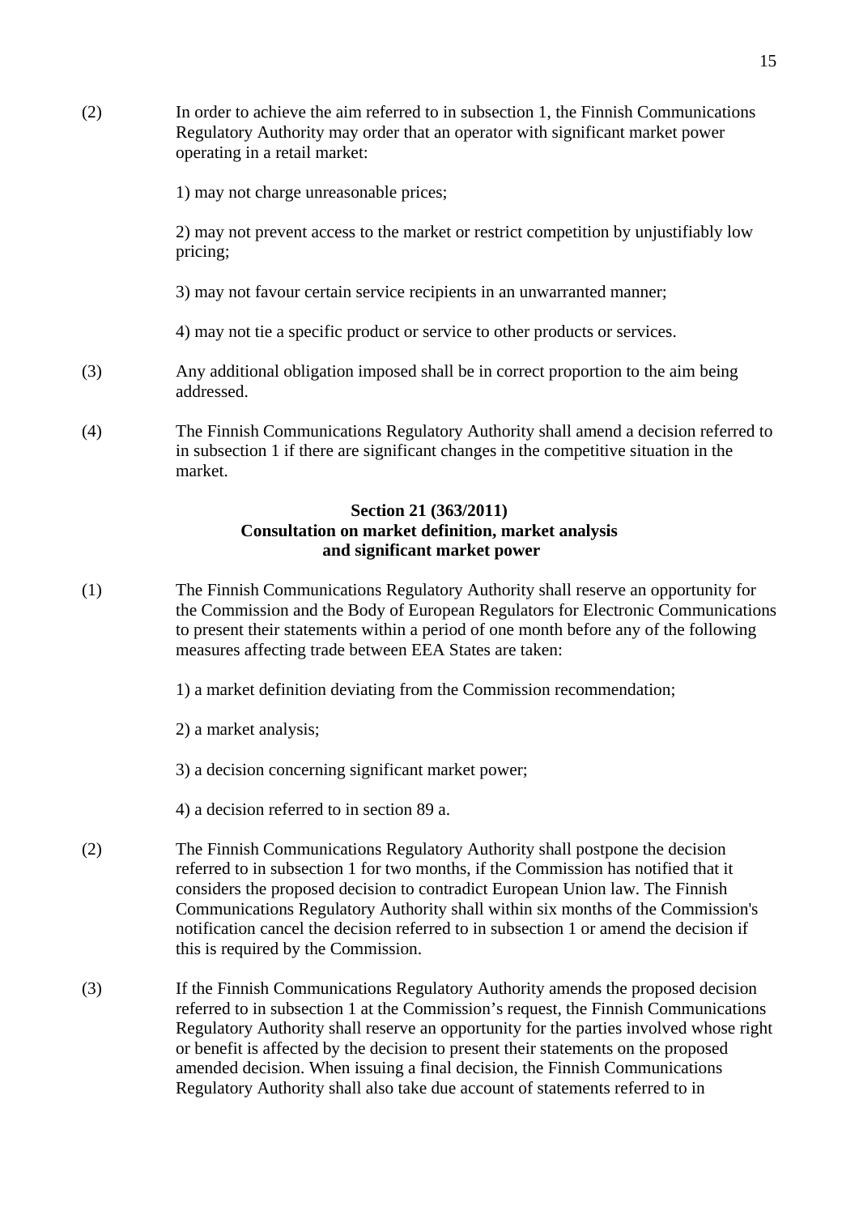(2) In order to achieve the aim referred to in subsection 1, the Finnish Communications Regulatory Authority may order that an operator with significant market power operating in a retail market:

1) may not charge unreasonable prices;

2) may not prevent access to the market or restrict competition by unjustifiably low pricing;

3) may not favour certain service recipients in an unwarranted manner;

4) may not tie a specific product or service to other products or services.

(3) Any additional obligation imposed shall be in correct proportion to the aim being addressed.

(4) The Finnish Communications Regulatory Authority shall amend a decision referred to in subsection 1 if there are significant changes in the competitive situation in the market.

**Section 21 (363/2011)**
**Consultation on market definition, market analysis and significant market power**

(1) The Finnish Communications Regulatory Authority shall reserve an opportunity for the Commission and the Body of European Regulators for Electronic Communications to present their statements within a period of one month before any of the following measures affecting trade between EEA States are taken:

1) a market definition deviating from the Commission recommendation;

2) a market analysis;

3) a decision concerning significant market power;

4) a decision referred to in section 89 a.

(2) The Finnish Communications Regulatory Authority shall postpone the decision referred to in subsection 1 for two months, if the Commission has notified that it considers the proposed decision to contradict European Union law. The Finnish Communications Regulatory Authority shall within six months of the Commission's notification cancel the decision referred to in subsection 1 or amend the decision if this is required by the Commission.

(3) If the Finnish Communications Regulatory Authority amends the proposed decision referred to in subsection 1 at the Commission's request, the Finnish Communications Regulatory Authority shall reserve an opportunity for the parties involved whose right or benefit is affected by the decision to present their statements on the proposed amended decision. When issuing a final decision, the Finnish Communications Regulatory Authority shall also take due account of statements referred to in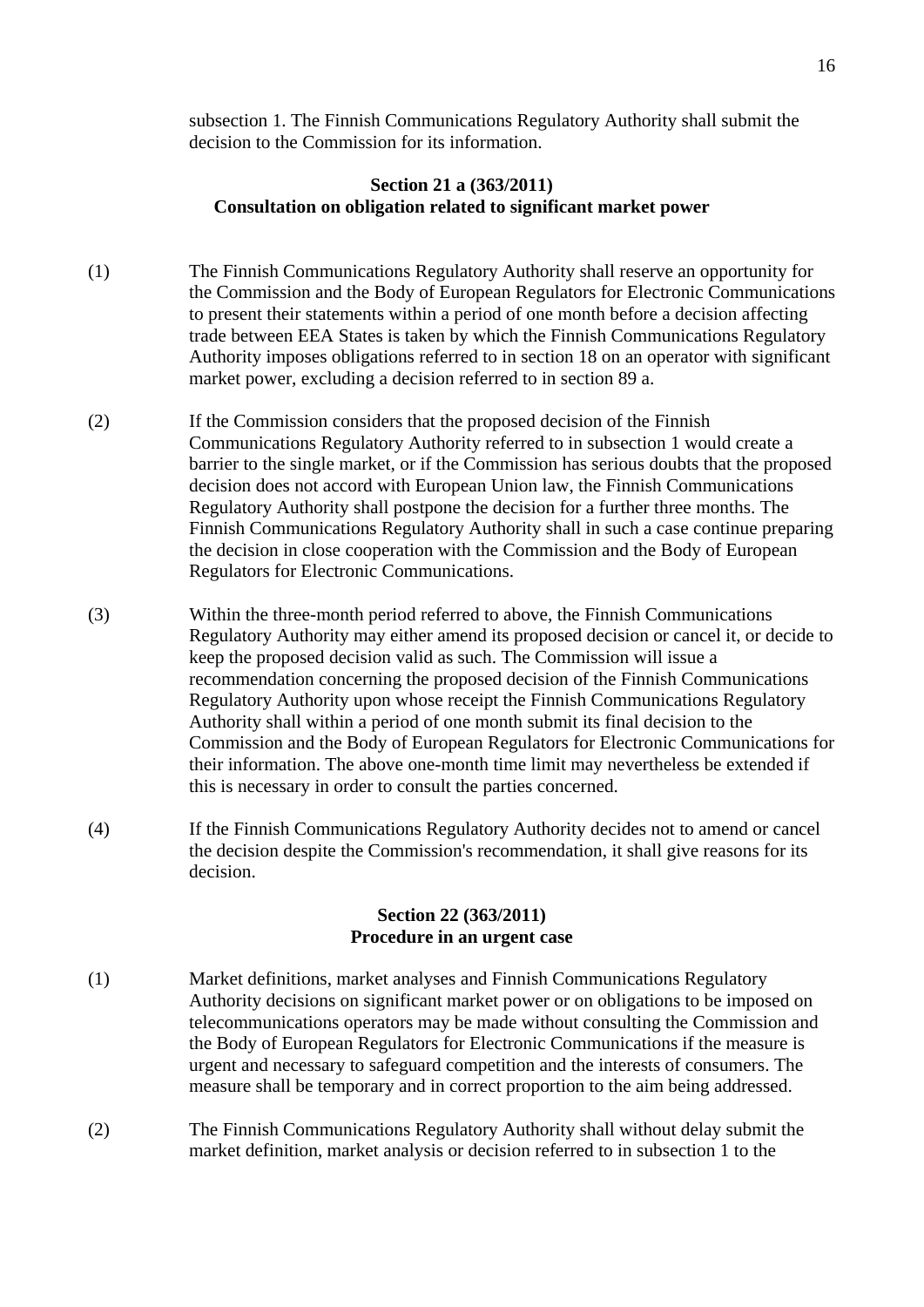subsection 1. The Finnish Communications Regulatory Authority shall submit the decision to the Commission for its information.

### Section 21 a (363/2011)
### Consultation on obligation related to significant market power

(1) The Finnish Communications Regulatory Authority shall reserve an opportunity for the Commission and the Body of European Regulators for Electronic Communications to present their statements within a period of one month before a decision affecting trade between EEA States is taken by which the Finnish Communications Regulatory Authority imposes obligations referred to in section 18 on an operator with significant market power, excluding a decision referred to in section 89 a.

(2) If the Commission considers that the proposed decision of the Finnish Communications Regulatory Authority referred to in subsection 1 would create a barrier to the single market, or if the Commission has serious doubts that the proposed decision does not accord with European Union law, the Finnish Communications Regulatory Authority shall postpone the decision for a further three months. The Finnish Communications Regulatory Authority shall in such a case continue preparing the decision in close cooperation with the Commission and the Body of European Regulators for Electronic Communications.

(3) Within the three-month period referred to above, the Finnish Communications Regulatory Authority may either amend its proposed decision or cancel it, or decide to keep the proposed decision valid as such. The Commission will issue a recommendation concerning the proposed decision of the Finnish Communications Regulatory Authority upon whose receipt the Finnish Communications Regulatory Authority shall within a period of one month submit its final decision to the Commission and the Body of European Regulators for Electronic Communications for their information. The above one-month time limit may nevertheless be extended if this is necessary in order to consult the parties concerned.

(4) If the Finnish Communications Regulatory Authority decides not to amend or cancel the decision despite the Commission's recommendation, it shall give reasons for its decision.

### Section 22 (363/2011)
### Procedure in an urgent case

(1) Market definitions, market analyses and Finnish Communications Regulatory Authority decisions on significant market power or on obligations to be imposed on telecommunications operators may be made without consulting the Commission and the Body of European Regulators for Electronic Communications if the measure is urgent and necessary to safeguard competition and the interests of consumers. The measure shall be temporary and in correct proportion to the aim being addressed.

(2) The Finnish Communications Regulatory Authority shall without delay submit the market definition, market analysis or decision referred to in subsection 1 to the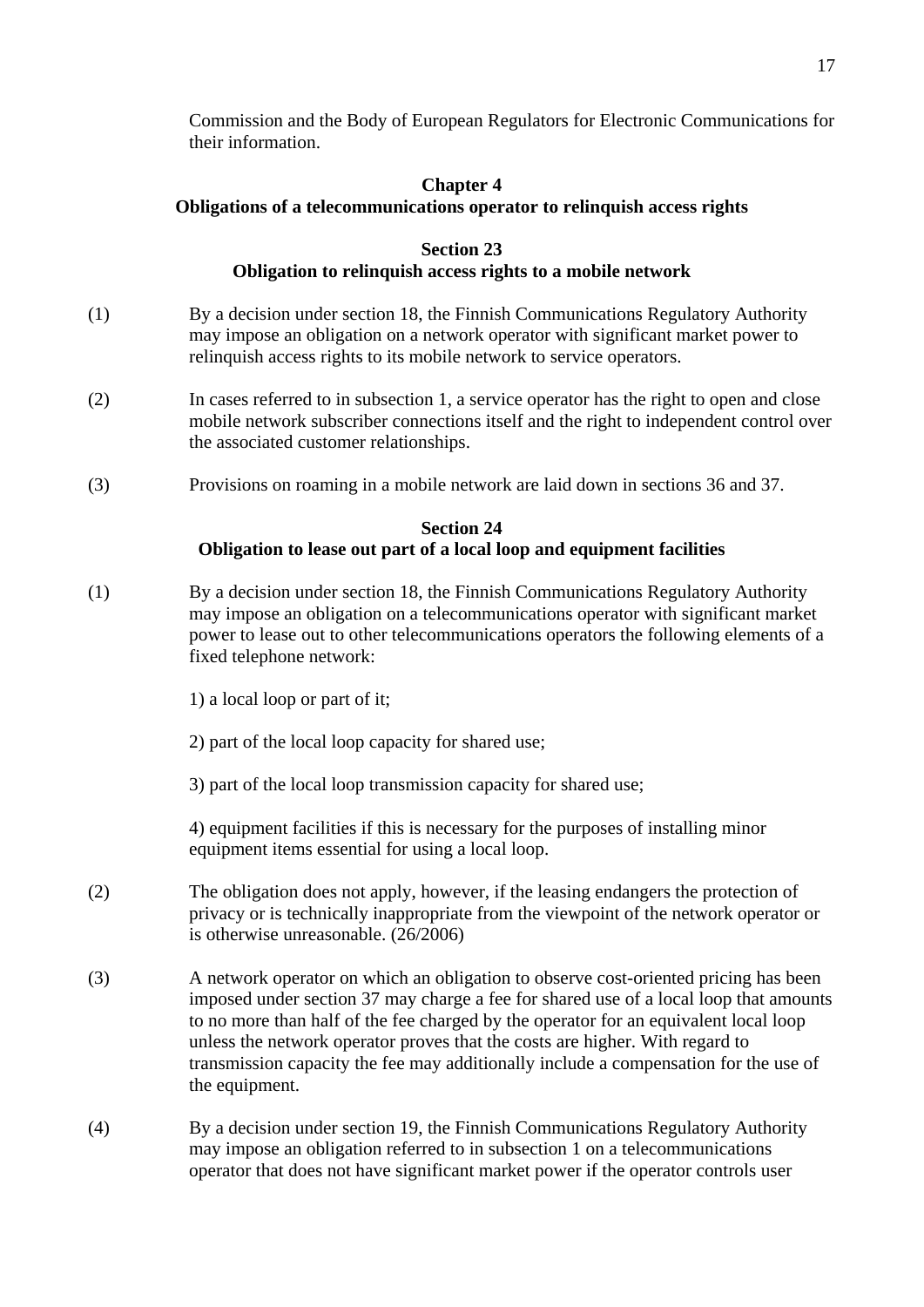Commission and the Body of European Regulators for Electronic Communications for their information.

## Chapter 4
## Obligations of a telecommunications operator to relinquish access rights

### Section 23
### Obligation to relinquish access rights to a mobile network

(1) By a decision under section 18, the Finnish Communications Regulatory Authority may impose an obligation on a network operator with significant market power to relinquish access rights to its mobile network to service operators.

(2) In cases referred to in subsection 1, a service operator has the right to open and close mobile network subscriber connections itself and the right to independent control over the associated customer relationships.

(3) Provisions on roaming in a mobile network are laid down in sections 36 and 37.

### Section 24
### Obligation to lease out part of a local loop and equipment facilities

(1) By a decision under section 18, the Finnish Communications Regulatory Authority may impose an obligation on a telecommunications operator with significant market power to lease out to other telecommunications operators the following elements of a fixed telephone network:

1) a local loop or part of it;

2) part of the local loop capacity for shared use;

3) part of the local loop transmission capacity for shared use;

4) equipment facilities if this is necessary for the purposes of installing minor equipment items essential for using a local loop.

(2) The obligation does not apply, however, if the leasing endangers the protection of privacy or is technically inappropriate from the viewpoint of the network operator or is otherwise unreasonable. (26/2006)

(3) A network operator on which an obligation to observe cost-oriented pricing has been imposed under section 37 may charge a fee for shared use of a local loop that amounts to no more than half of the fee charged by the operator for an equivalent local loop unless the network operator proves that the costs are higher. With regard to transmission capacity the fee may additionally include a compensation for the use of the equipment.

(4) By a decision under section 19, the Finnish Communications Regulatory Authority may impose an obligation referred to in subsection 1 on a telecommunications operator that does not have significant market power if the operator controls user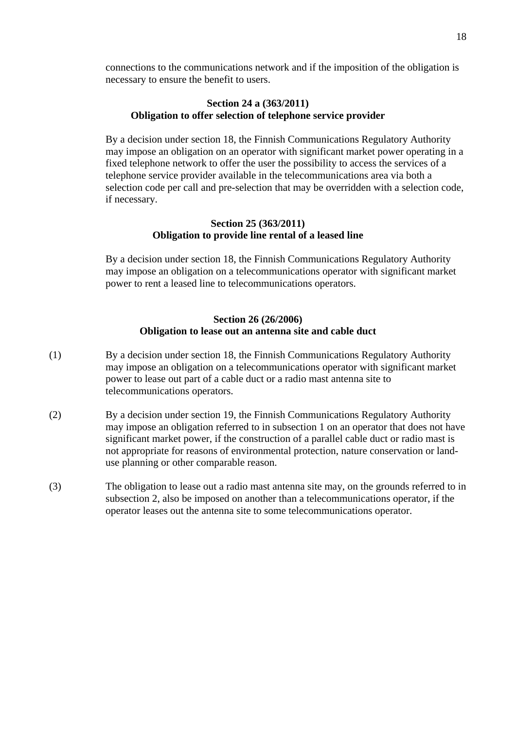connections to the communications network and if the imposition of the obligation is necessary to ensure the benefit to users.

**Section 24 a (363/2011)**
**Obligation to offer selection of telephone service provider**

By a decision under section 18, the Finnish Communications Regulatory Authority may impose an obligation on an operator with significant market power operating in a fixed telephone network to offer the user the possibility to access the services of a telephone service provider available in the telecommunications area via both a selection code per call and pre-selection that may be overridden with a selection code, if necessary.

**Section 25 (363/2011)**
**Obligation to provide line rental of a leased line**

By a decision under section 18, the Finnish Communications Regulatory Authority may impose an obligation on a telecommunications operator with significant market power to rent a leased line to telecommunications operators.

**Section 26 (26/2006)**
**Obligation to lease out an antenna site and cable duct**

(1) By a decision under section 18, the Finnish Communications Regulatory Authority may impose an obligation on a telecommunications operator with significant market power to lease out part of a cable duct or a radio mast antenna site to telecommunications operators.

(2) By a decision under section 19, the Finnish Communications Regulatory Authority may impose an obligation referred to in subsection 1 on an operator that does not have significant market power, if the construction of a parallel cable duct or radio mast is not appropriate for reasons of environmental protection, nature conservation or land-use planning or other comparable reason.

(3) The obligation to lease out a radio mast antenna site may, on the grounds referred to in subsection 2, also be imposed on another than a telecommunications operator, if the operator leases out the antenna site to some telecommunications operator.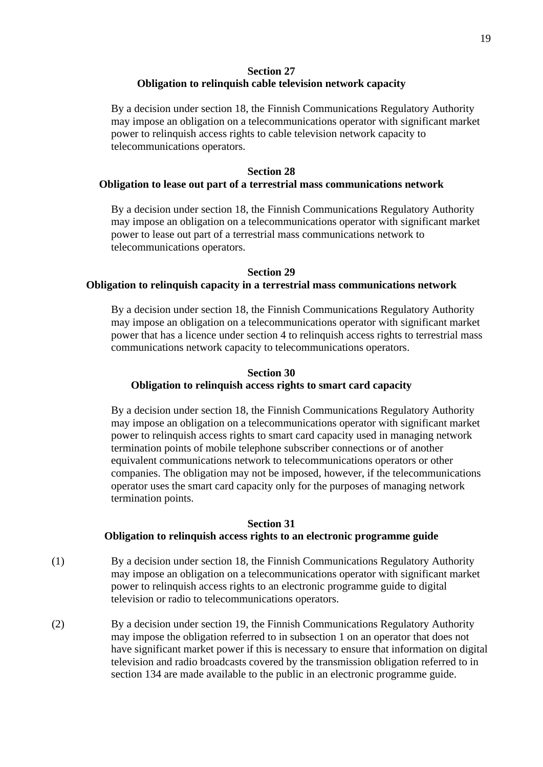### Section 27
### Obligation to relinquish cable television network capacity

By a decision under section 18, the Finnish Communications Regulatory Authority may impose an obligation on a telecommunications operator with significant market power to relinquish access rights to cable television network capacity to telecommunications operators.

### Section 28
### Obligation to lease out part of a terrestrial mass communications network

By a decision under section 18, the Finnish Communications Regulatory Authority may impose an obligation on a telecommunications operator with significant market power to lease out part of a terrestrial mass communications network to telecommunications operators.

### Section 29
### Obligation to relinquish capacity in a terrestrial mass communications network

By a decision under section 18, the Finnish Communications Regulatory Authority may impose an obligation on a telecommunications operator with significant market power that has a licence under section 4 to relinquish access rights to terrestrial mass communications network capacity to telecommunications operators.

### Section 30
### Obligation to relinquish access rights to smart card capacity

By a decision under section 18, the Finnish Communications Regulatory Authority may impose an obligation on a telecommunications operator with significant market power to relinquish access rights to smart card capacity used in managing network termination points of mobile telephone subscriber connections or of another equivalent communications network to telecommunications operators or other companies. The obligation may not be imposed, however, if the telecommunications operator uses the smart card capacity only for the purposes of managing network termination points.

### Section 31
### Obligation to relinquish access rights to an electronic programme guide

(1) By a decision under section 18, the Finnish Communications Regulatory Authority may impose an obligation on a telecommunications operator with significant market power to relinquish access rights to an electronic programme guide to digital television or radio to telecommunications operators.

(2) By a decision under section 19, the Finnish Communications Regulatory Authority may impose the obligation referred to in subsection 1 on an operator that does not have significant market power if this is necessary to ensure that information on digital television and radio broadcasts covered by the transmission obligation referred to in section 134 are made available to the public in an electronic programme guide.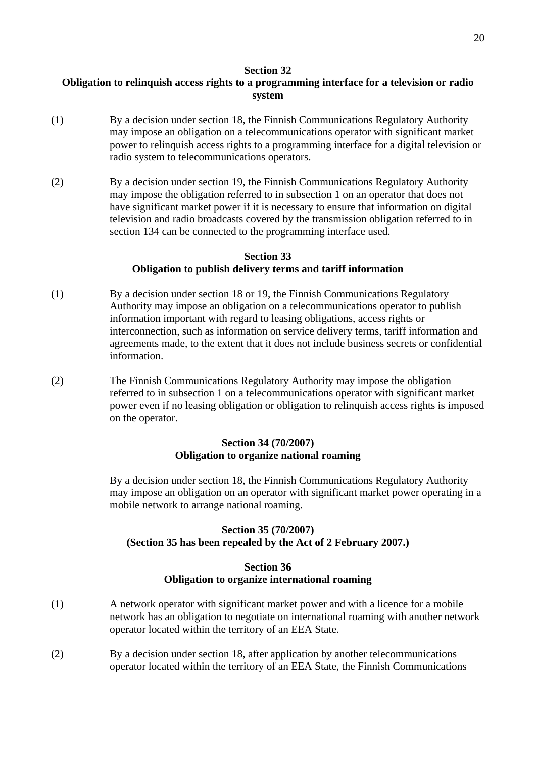### Section 32
### Obligation to relinquish access rights to a programming interface for a television or radio system

(1) By a decision under section 18, the Finnish Communications Regulatory Authority may impose an obligation on a telecommunications operator with significant market power to relinquish access rights to a programming interface for a digital television or radio system to telecommunications operators.

(2) By a decision under section 19, the Finnish Communications Regulatory Authority may impose the obligation referred to in subsection 1 on an operator that does not have significant market power if it is necessary to ensure that information on digital television and radio broadcasts covered by the transmission obligation referred to in section 134 can be connected to the programming interface used.

### Section 33
### Obligation to publish delivery terms and tariff information

(1) By a decision under section 18 or 19, the Finnish Communications Regulatory Authority may impose an obligation on a telecommunications operator to publish information important with regard to leasing obligations, access rights or interconnection, such as information on service delivery terms, tariff information and agreements made, to the extent that it does not include business secrets or confidential information.

(2) The Finnish Communications Regulatory Authority may impose the obligation referred to in subsection 1 on a telecommunications operator with significant market power even if no leasing obligation or obligation to relinquish access rights is imposed on the operator.

### Section 34 (70/2007)
### Obligation to organize national roaming

By a decision under section 18, the Finnish Communications Regulatory Authority may impose an obligation on an operator with significant market power operating in a mobile network to arrange national roaming.

### Section 35 (70/2007)
### (Section 35 has been repealed by the Act of 2 February 2007.)

### Section 36
### Obligation to organize international roaming

(1) A network operator with significant market power and with a licence for a mobile network has an obligation to negotiate on international roaming with another network operator located within the territory of an EEA State.

(2) By a decision under section 18, after application by another telecommunications operator located within the territory of an EEA State, the Finnish Communications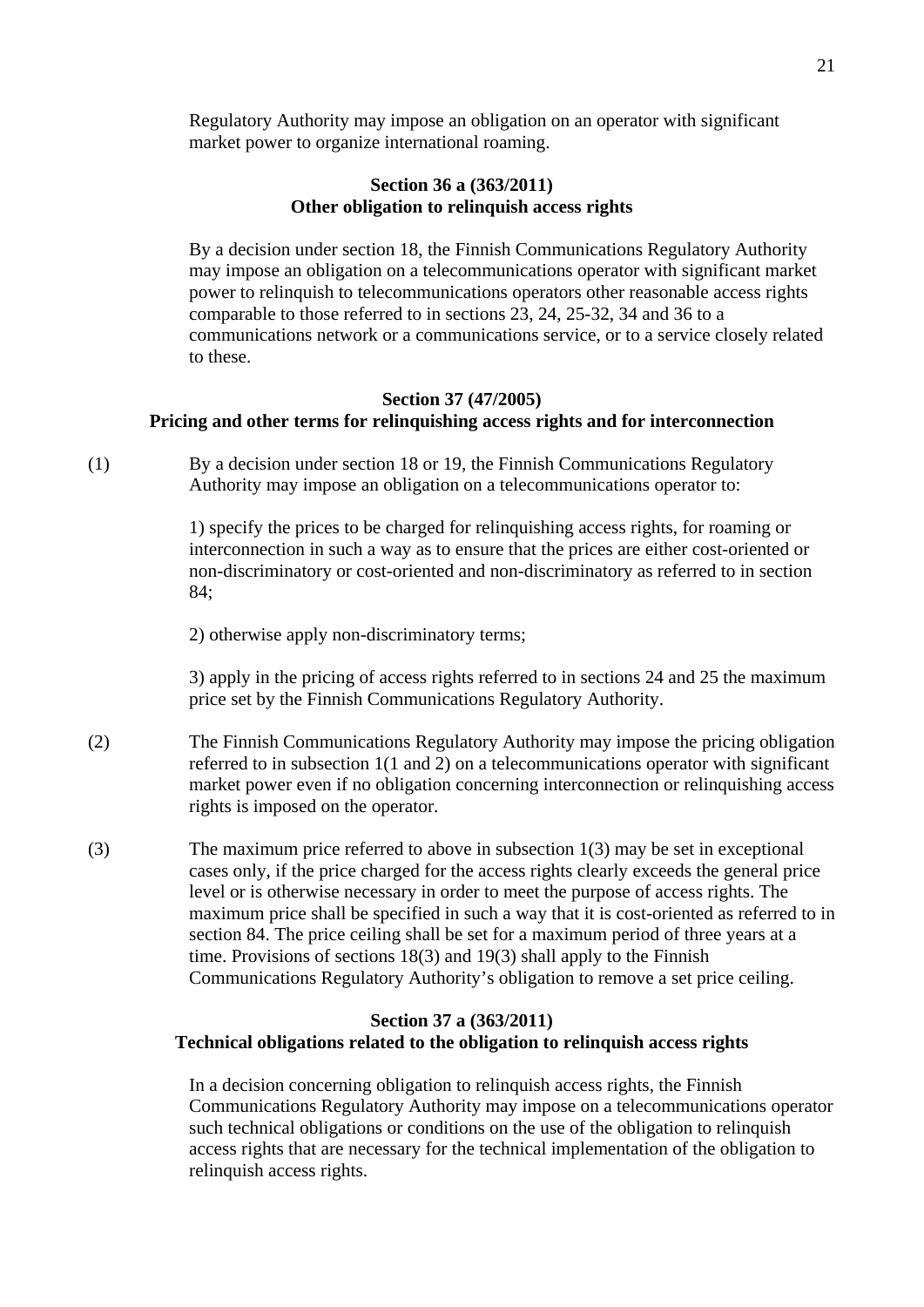Regulatory Authority may impose an obligation on an operator with significant market power to organize international roaming.

### Section 36 a (363/2011)
### Other obligation to relinquish access rights

By a decision under section 18, the Finnish Communications Regulatory Authority may impose an obligation on a telecommunications operator with significant market power to relinquish to telecommunications operators other reasonable access rights comparable to those referred to in sections 23, 24, 25-32, 34 and 36 to a communications network or a communications service, or to a service closely related to these.

### Section 37 (47/2005)
### Pricing and other terms for relinquishing access rights and for interconnection

(1) By a decision under section 18 or 19, the Finnish Communications Regulatory Authority may impose an obligation on a telecommunications operator to:

1) specify the prices to be charged for relinquishing access rights, for roaming or interconnection in such a way as to ensure that the prices are either cost-oriented or non-discriminatory or cost-oriented and non-discriminatory as referred to in section 84;

2) otherwise apply non-discriminatory terms;

3) apply in the pricing of access rights referred to in sections 24 and 25 the maximum price set by the Finnish Communications Regulatory Authority.

(2) The Finnish Communications Regulatory Authority may impose the pricing obligation referred to in subsection 1(1 and 2) on a telecommunications operator with significant market power even if no obligation concerning interconnection or relinquishing access rights is imposed on the operator.

(3) The maximum price referred to above in subsection 1(3) may be set in exceptional cases only, if the price charged for the access rights clearly exceeds the general price level or is otherwise necessary in order to meet the purpose of access rights. The maximum price shall be specified in such a way that it is cost-oriented as referred to in section 84. The price ceiling shall be set for a maximum period of three years at a time. Provisions of sections 18(3) and 19(3) shall apply to the Finnish Communications Regulatory Authority's obligation to remove a set price ceiling.

### Section 37 a (363/2011)
### Technical obligations related to the obligation to relinquish access rights

In a decision concerning obligation to relinquish access rights, the Finnish Communications Regulatory Authority may impose on a telecommunications operator such technical obligations or conditions on the use of the obligation to relinquish access rights that are necessary for the technical implementation of the obligation to relinquish access rights.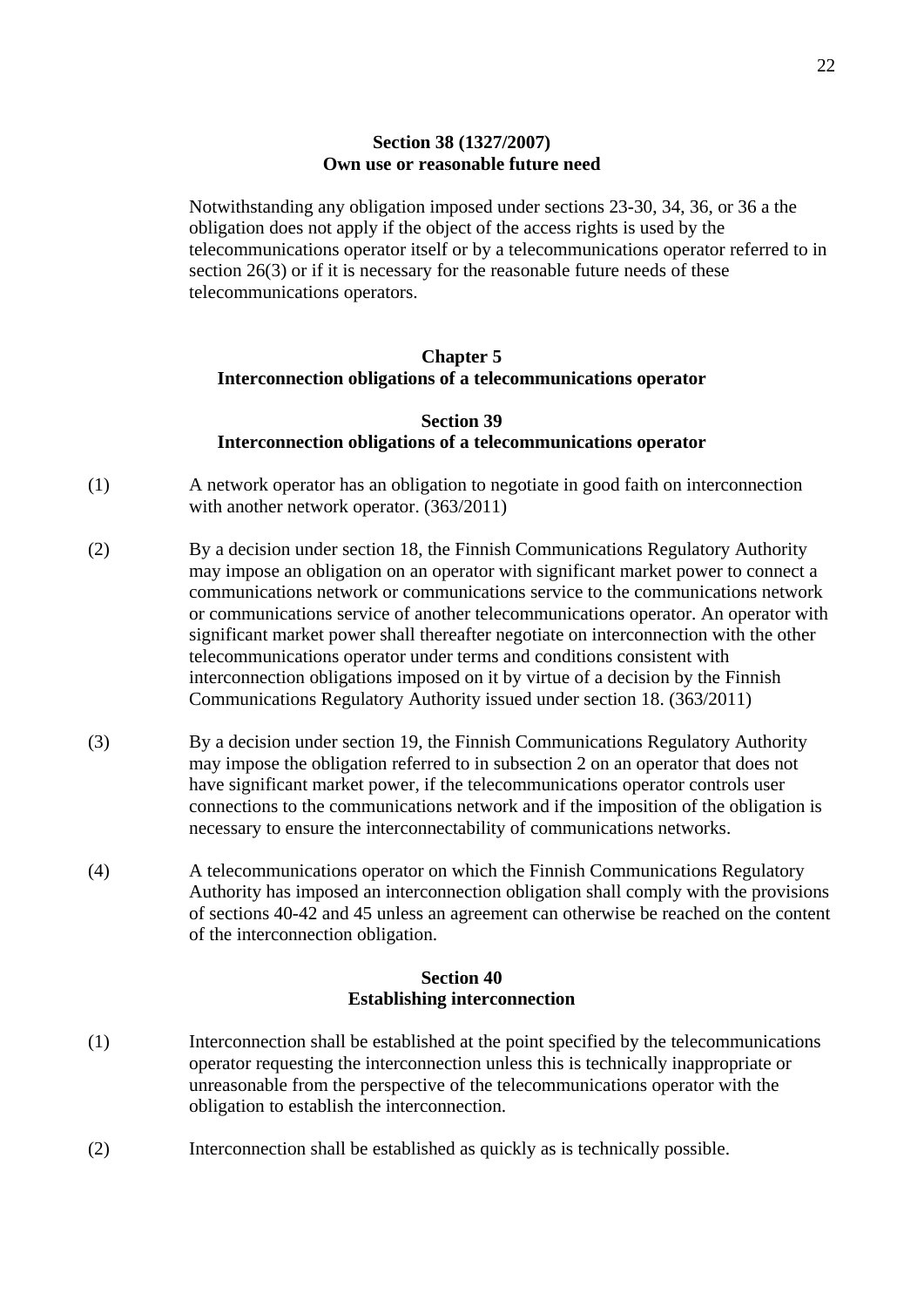**Section 38 (1327/2007)**
**Own use or reasonable future need**

Notwithstanding any obligation imposed under sections 23-30, 34, 36, or 36 a the obligation does not apply if the object of the access rights is used by the telecommunications operator itself or by a telecommunications operator referred to in section 26(3) or if it is necessary for the reasonable future needs of these telecommunications operators.

## Chapter 5
## Interconnection obligations of a telecommunications operator

### Section 39
### Interconnection obligations of a telecommunications operator

(1) A network operator has an obligation to negotiate in good faith on interconnection with another network operator. (363/2011)

(2) By a decision under section 18, the Finnish Communications Regulatory Authority may impose an obligation on an operator with significant market power to connect a communications network or communications service to the communications network or communications service of another telecommunications operator. An operator with significant market power shall thereafter negotiate on interconnection with the other telecommunications operator under terms and conditions consistent with interconnection obligations imposed on it by virtue of a decision by the Finnish Communications Regulatory Authority issued under section 18. (363/2011)

(3) By a decision under section 19, the Finnish Communications Regulatory Authority may impose the obligation referred to in subsection 2 on an operator that does not have significant market power, if the telecommunications operator controls user connections to the communications network and if the imposition of the obligation is necessary to ensure the interconnectability of communications networks.

(4) A telecommunications operator on which the Finnish Communications Regulatory Authority has imposed an interconnection obligation shall comply with the provisions of sections 40-42 and 45 unless an agreement can otherwise be reached on the content of the interconnection obligation.

### Section 40
### Establishing interconnection

(1) Interconnection shall be established at the point specified by the telecommunications operator requesting the interconnection unless this is technically inappropriate or unreasonable from the perspective of the telecommunications operator with the obligation to establish the interconnection.

(2) Interconnection shall be established as quickly as is technically possible.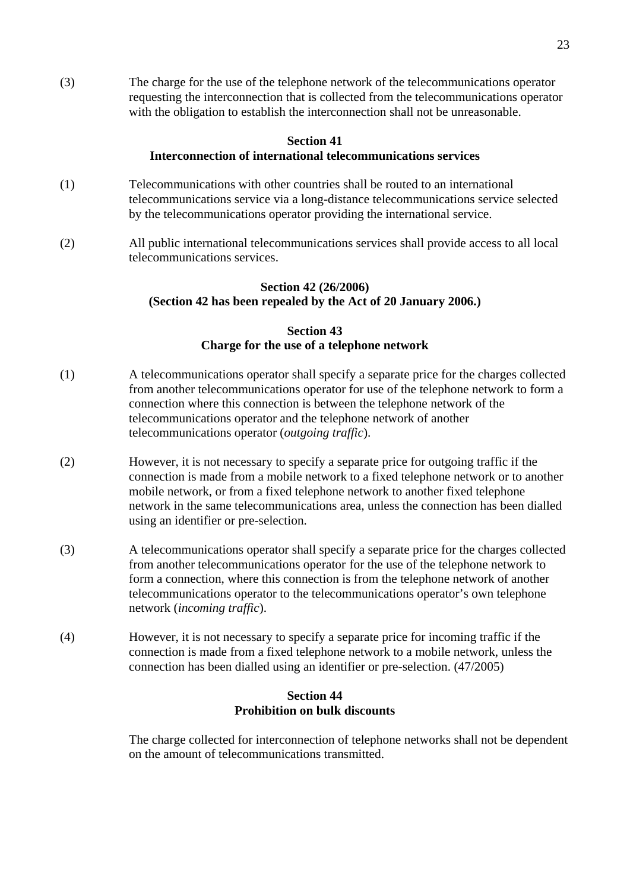(3) The charge for the use of the telephone network of the telecommunications operator requesting the interconnection that is collected from the telecommunications operator with the obligation to establish the interconnection shall not be unreasonable.

**Section 41**
**Interconnection of international telecommunications services**

(1) Telecommunications with other countries shall be routed to an international telecommunications service via a long-distance telecommunications service selected by the telecommunications operator providing the international service.

(2) All public international telecommunications services shall provide access to all local telecommunications services.

**Section 42 (26/2006)**
**(Section 42 has been repealed by the Act of 20 January 2006.)**

**Section 43**
**Charge for the use of a telephone network**

(1) A telecommunications operator shall specify a separate price for the charges collected from another telecommunications operator for use of the telephone network to form a connection where this connection is between the telephone network of the telecommunications operator and the telephone network of another telecommunications operator (*outgoing traffic*).

(2) However, it is not necessary to specify a separate price for outgoing traffic if the connection is made from a mobile network to a fixed telephone network or to another mobile network, or from a fixed telephone network to another fixed telephone network in the same telecommunications area, unless the connection has been dialled using an identifier or pre-selection.

(3) A telecommunications operator shall specify a separate price for the charges collected from another telecommunications operator for the use of the telephone network to form a connection, where this connection is from the telephone network of another telecommunications operator to the telecommunications operator's own telephone network (*incoming traffic*).

(4) However, it is not necessary to specify a separate price for incoming traffic if the connection is made from a fixed telephone network to a mobile network, unless the connection has been dialled using an identifier or pre-selection. (47/2005)

**Section 44**
**Prohibition on bulk discounts**

The charge collected for interconnection of telephone networks shall not be dependent on the amount of telecommunications transmitted.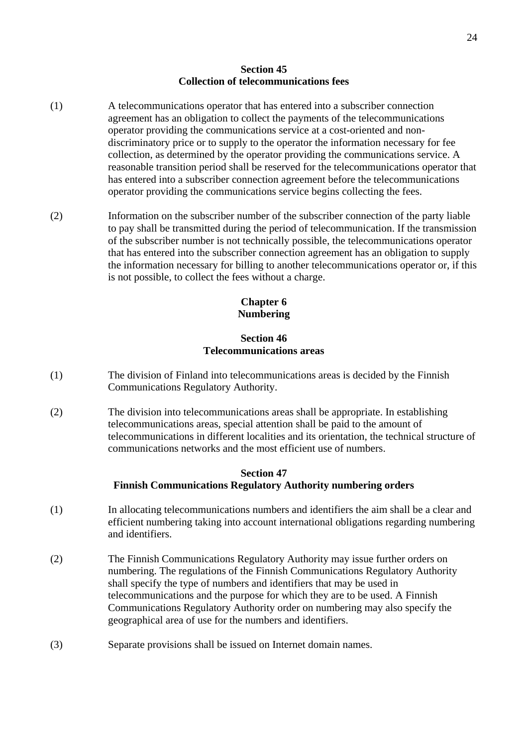### Section 45
### Collection of telecommunications fees

(1) A telecommunications operator that has entered into a subscriber connection agreement has an obligation to collect the payments of the telecommunications operator providing the communications service at a cost-oriented and non-discriminatory price or to supply to the operator the information necessary for fee collection, as determined by the operator providing the communications service. A reasonable transition period shall be reserved for the telecommunications operator that has entered into a subscriber connection agreement before the telecommunications operator providing the communications service begins collecting the fees.

(2) Information on the subscriber number of the subscriber connection of the party liable to pay shall be transmitted during the period of telecommunication. If the transmission of the subscriber number is not technically possible, the telecommunications operator that has entered into the subscriber connection agreement has an obligation to supply the information necessary for billing to another telecommunications operator or, if this is not possible, to collect the fees without a charge.

## Chapter 6
## Numbering

### Section 46
### Telecommunications areas

(1) The division of Finland into telecommunications areas is decided by the Finnish Communications Regulatory Authority.

(2) The division into telecommunications areas shall be appropriate. In establishing telecommunications areas, special attention shall be paid to the amount of telecommunications in different localities and its orientation, the technical structure of communications networks and the most efficient use of numbers.

### Section 47
### Finnish Communications Regulatory Authority numbering orders

(1) In allocating telecommunications numbers and identifiers the aim shall be a clear and efficient numbering taking into account international obligations regarding numbering and identifiers.

(2) The Finnish Communications Regulatory Authority may issue further orders on numbering. The regulations of the Finnish Communications Regulatory Authority shall specify the type of numbers and identifiers that may be used in telecommunications and the purpose for which they are to be used. A Finnish Communications Regulatory Authority order on numbering may also specify the geographical area of use for the numbers and identifiers.

(3) Separate provisions shall be issued on Internet domain names.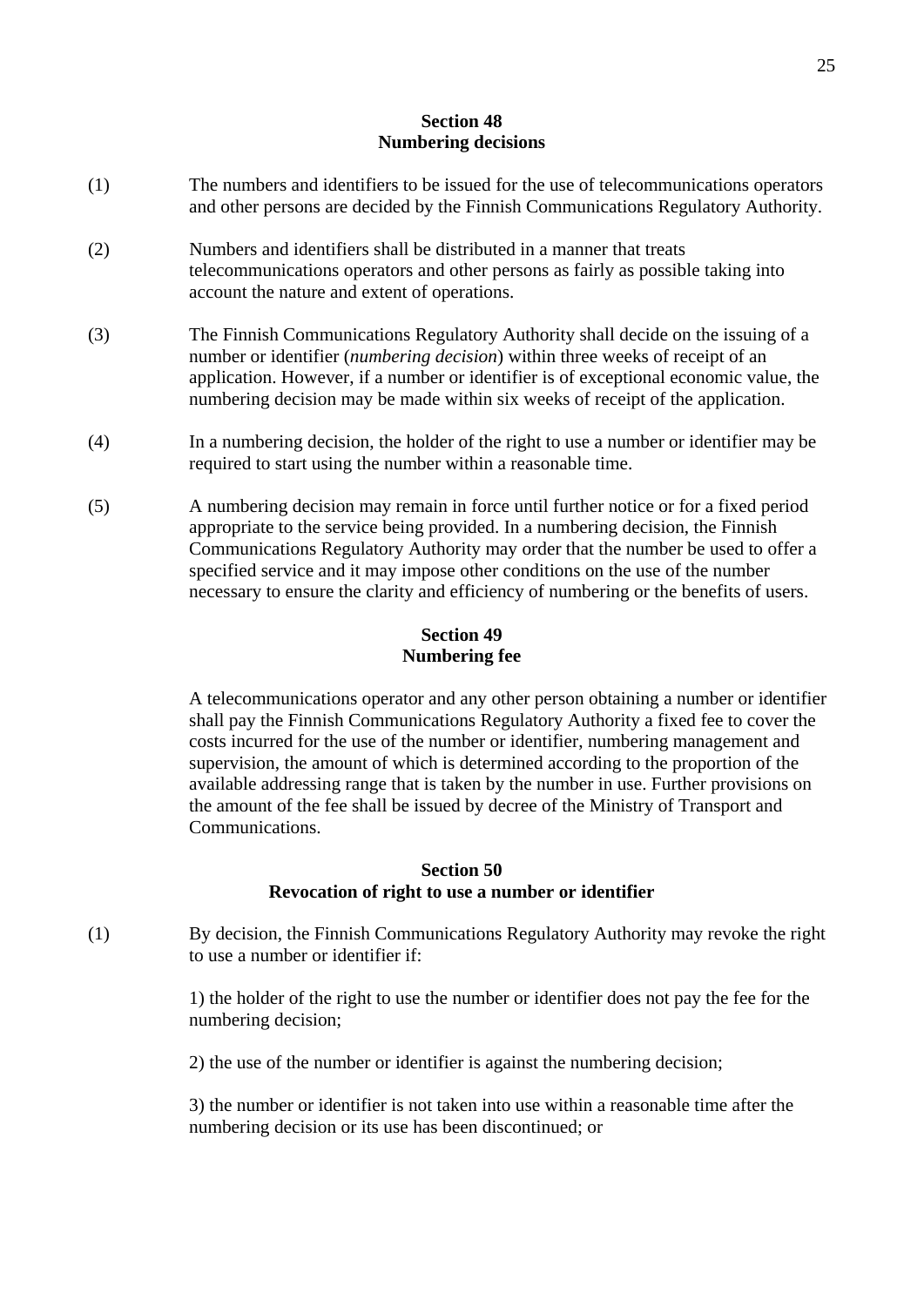### Section 48
### Numbering decisions

(1) The numbers and identifiers to be issued for the use of telecommunications operators and other persons are decided by the Finnish Communications Regulatory Authority.

(2) Numbers and identifiers shall be distributed in a manner that treats telecommunications operators and other persons as fairly as possible taking into account the nature and extent of operations.

(3) The Finnish Communications Regulatory Authority shall decide on the issuing of a number or identifier (*numbering decision*) within three weeks of receipt of an application. However, if a number or identifier is of exceptional economic value, the numbering decision may be made within six weeks of receipt of the application.

(4) In a numbering decision, the holder of the right to use a number or identifier may be required to start using the number within a reasonable time.

(5) A numbering decision may remain in force until further notice or for a fixed period appropriate to the service being provided. In a numbering decision, the Finnish Communications Regulatory Authority may order that the number be used to offer a specified service and it may impose other conditions on the use of the number necessary to ensure the clarity and efficiency of numbering or the benefits of users.

### Section 49
### Numbering fee

A telecommunications operator and any other person obtaining a number or identifier shall pay the Finnish Communications Regulatory Authority a fixed fee to cover the costs incurred for the use of the number or identifier, numbering management and supervision, the amount of which is determined according to the proportion of the available addressing range that is taken by the number in use. Further provisions on the amount of the fee shall be issued by decree of the Ministry of Transport and Communications.

### Section 50
### Revocation of right to use a number or identifier

(1) By decision, the Finnish Communications Regulatory Authority may revoke the right to use a number or identifier if:

1) the holder of the right to use the number or identifier does not pay the fee for the numbering decision;

2) the use of the number or identifier is against the numbering decision;

3) the number or identifier is not taken into use within a reasonable time after the numbering decision or its use has been discontinued; or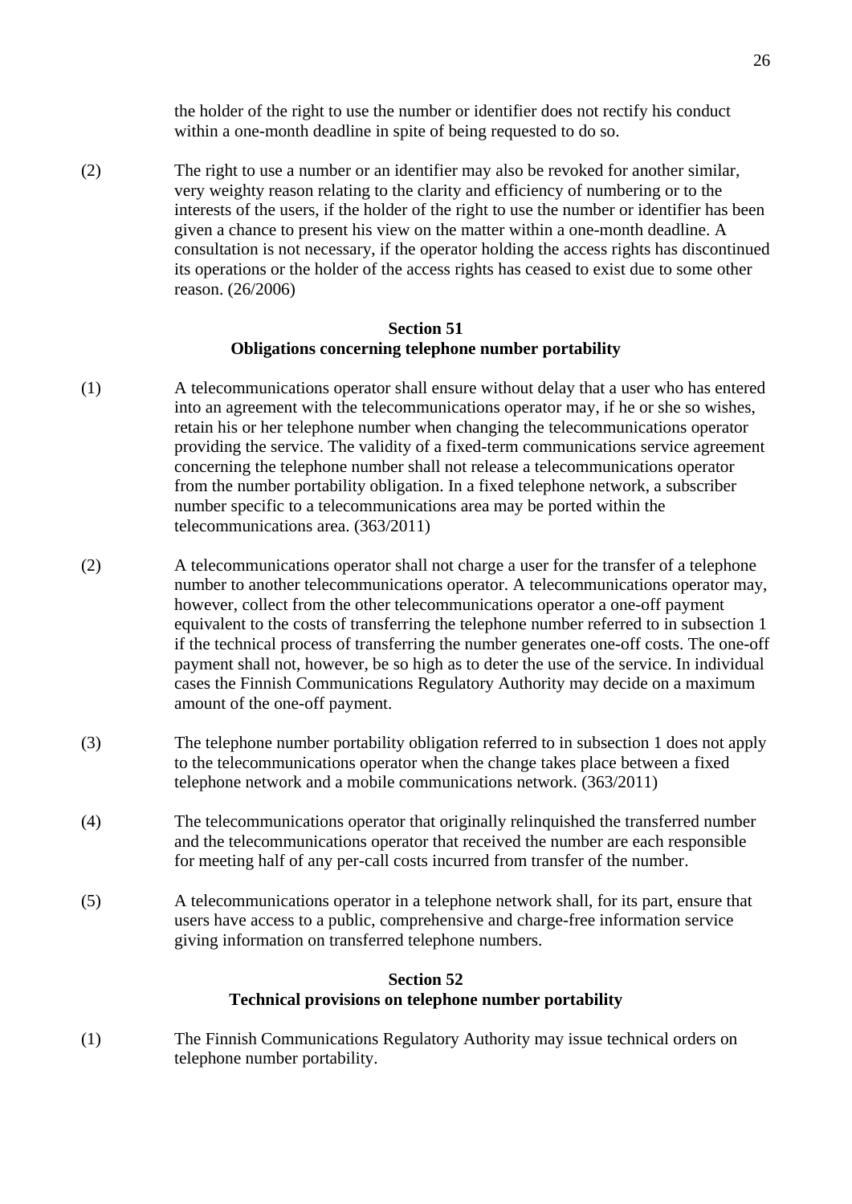the holder of the right to use the number or identifier does not rectify his conduct within a one-month deadline in spite of being requested to do so.

(2) The right to use a number or an identifier may also be revoked for another similar, very weighty reason relating to the clarity and efficiency of numbering or to the interests of the users, if the holder of the right to use the number or identifier has been given a chance to present his view on the matter within a one-month deadline. A consultation is not necessary, if the operator holding the access rights has discontinued its operations or the holder of the access rights has ceased to exist due to some other reason. (26/2006)

### Section 51
### Obligations concerning telephone number portability

(1) A telecommunications operator shall ensure without delay that a user who has entered into an agreement with the telecommunications operator may, if he or she so wishes, retain his or her telephone number when changing the telecommunications operator providing the service. The validity of a fixed-term communications service agreement concerning the telephone number shall not release a telecommunications operator from the number portability obligation. In a fixed telephone network, a subscriber number specific to a telecommunications area may be ported within the telecommunications area. (363/2011)

(2) A telecommunications operator shall not charge a user for the transfer of a telephone number to another telecommunications operator. A telecommunications operator may, however, collect from the other telecommunications operator a one-off payment equivalent to the costs of transferring the telephone number referred to in subsection 1 if the technical process of transferring the number generates one-off costs. The one-off payment shall not, however, be so high as to deter the use of the service. In individual cases the Finnish Communications Regulatory Authority may decide on a maximum amount of the one-off payment.

(3) The telephone number portability obligation referred to in subsection 1 does not apply to the telecommunications operator when the change takes place between a fixed telephone network and a mobile communications network. (363/2011)

(4) The telecommunications operator that originally relinquished the transferred number and the telecommunications operator that received the number are each responsible for meeting half of any per-call costs incurred from transfer of the number.

(5) A telecommunications operator in a telephone network shall, for its part, ensure that users have access to a public, comprehensive and charge-free information service giving information on transferred telephone numbers.

### Section 52
### Technical provisions on telephone number portability

(1) The Finnish Communications Regulatory Authority may issue technical orders on telephone number portability.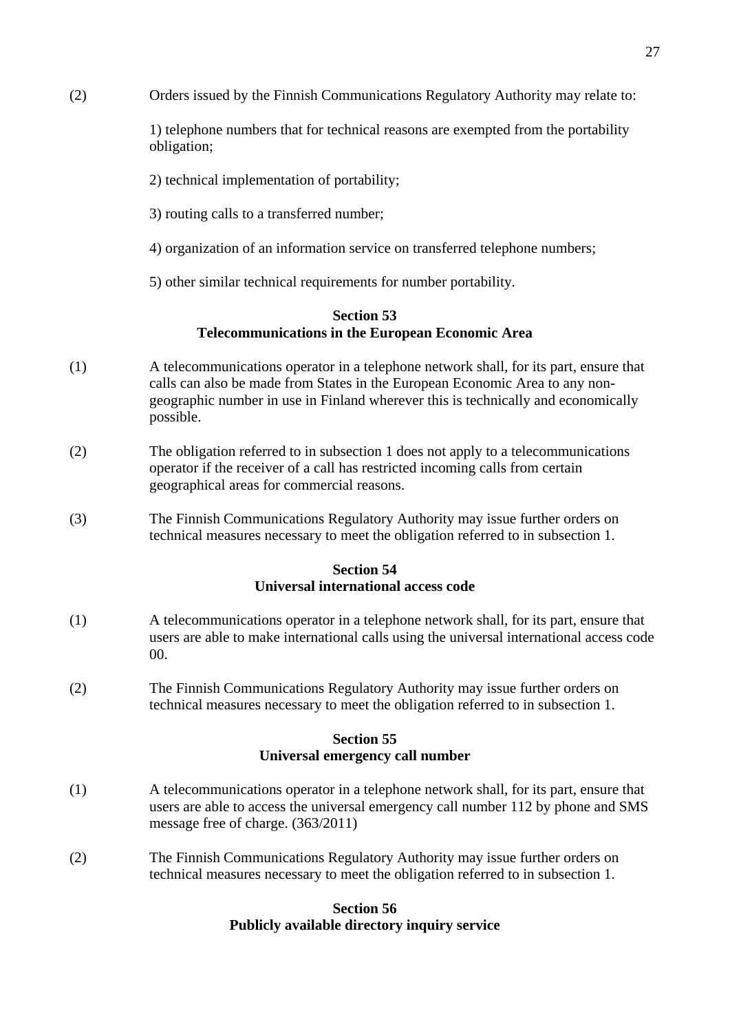(2) Orders issued by the Finnish Communications Regulatory Authority may relate to:

1) telephone numbers that for technical reasons are exempted from the portability obligation;

2) technical implementation of portability;

3) routing calls to a transferred number;

4) organization of an information service on transferred telephone numbers;

5) other similar technical requirements for number portability.

### Section 53
### Telecommunications in the European Economic Area

(1) A telecommunications operator in a telephone network shall, for its part, ensure that calls can also be made from States in the European Economic Area to any non-geographic number in use in Finland wherever this is technically and economically possible.

(2) The obligation referred to in subsection 1 does not apply to a telecommunications operator if the receiver of a call has restricted incoming calls from certain geographical areas for commercial reasons.

(3) The Finnish Communications Regulatory Authority may issue further orders on technical measures necessary to meet the obligation referred to in subsection 1.

### Section 54
### Universal international access code

(1) A telecommunications operator in a telephone network shall, for its part, ensure that users are able to make international calls using the universal international access code 00.

(2) The Finnish Communications Regulatory Authority may issue further orders on technical measures necessary to meet the obligation referred to in subsection 1.

### Section 55
### Universal emergency call number

(1) A telecommunications operator in a telephone network shall, for its part, ensure that users are able to access the universal emergency call number 112 by phone and SMS message free of charge. (363/2011)

(2) The Finnish Communications Regulatory Authority may issue further orders on technical measures necessary to meet the obligation referred to in subsection 1.

### Section 56
### Publicly available directory inquiry service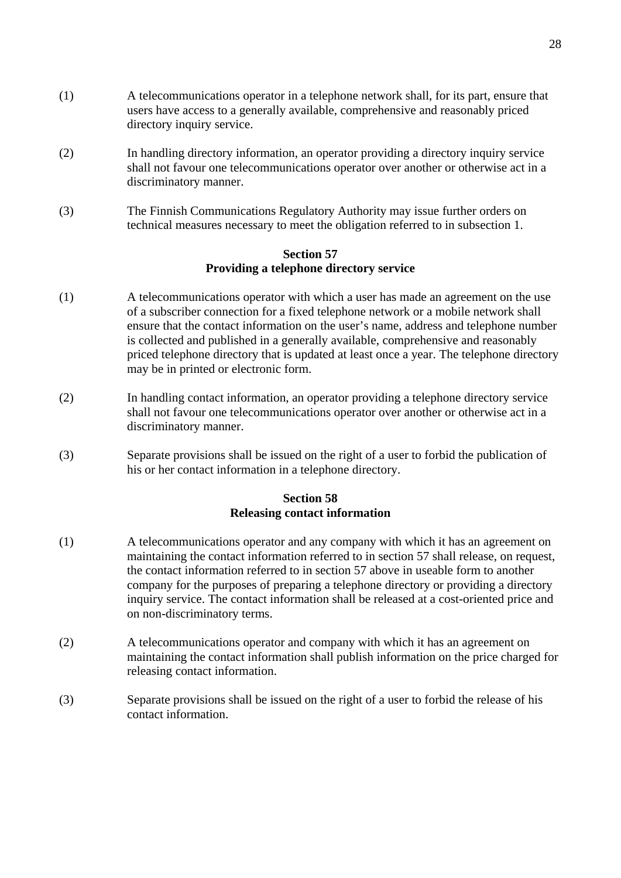(1) A telecommunications operator in a telephone network shall, for its part, ensure that users have access to a generally available, comprehensive and reasonably priced directory inquiry service.

(2) In handling directory information, an operator providing a directory inquiry service shall not favour one telecommunications operator over another or otherwise act in a discriminatory manner.

(3) The Finnish Communications Regulatory Authority may issue further orders on technical measures necessary to meet the obligation referred to in subsection 1.

**Section 57**
**Providing a telephone directory service**

(1) A telecommunications operator with which a user has made an agreement on the use of a subscriber connection for a fixed telephone network or a mobile network shall ensure that the contact information on the user's name, address and telephone number is collected and published in a generally available, comprehensive and reasonably priced telephone directory that is updated at least once a year. The telephone directory may be in printed or electronic form.

(2) In handling contact information, an operator providing a telephone directory service shall not favour one telecommunications operator over another or otherwise act in a discriminatory manner.

(3) Separate provisions shall be issued on the right of a user to forbid the publication of his or her contact information in a telephone directory.

**Section 58**
**Releasing contact information**

(1) A telecommunications operator and any company with which it has an agreement on maintaining the contact information referred to in section 57 shall release, on request, the contact information referred to in section 57 above in useable form to another company for the purposes of preparing a telephone directory or providing a directory inquiry service. The contact information shall be released at a cost-oriented price and on non-discriminatory terms.

(2) A telecommunications operator and company with which it has an agreement on maintaining the contact information shall publish information on the price charged for releasing contact information.

(3) Separate provisions shall be issued on the right of a user to forbid the release of his contact information.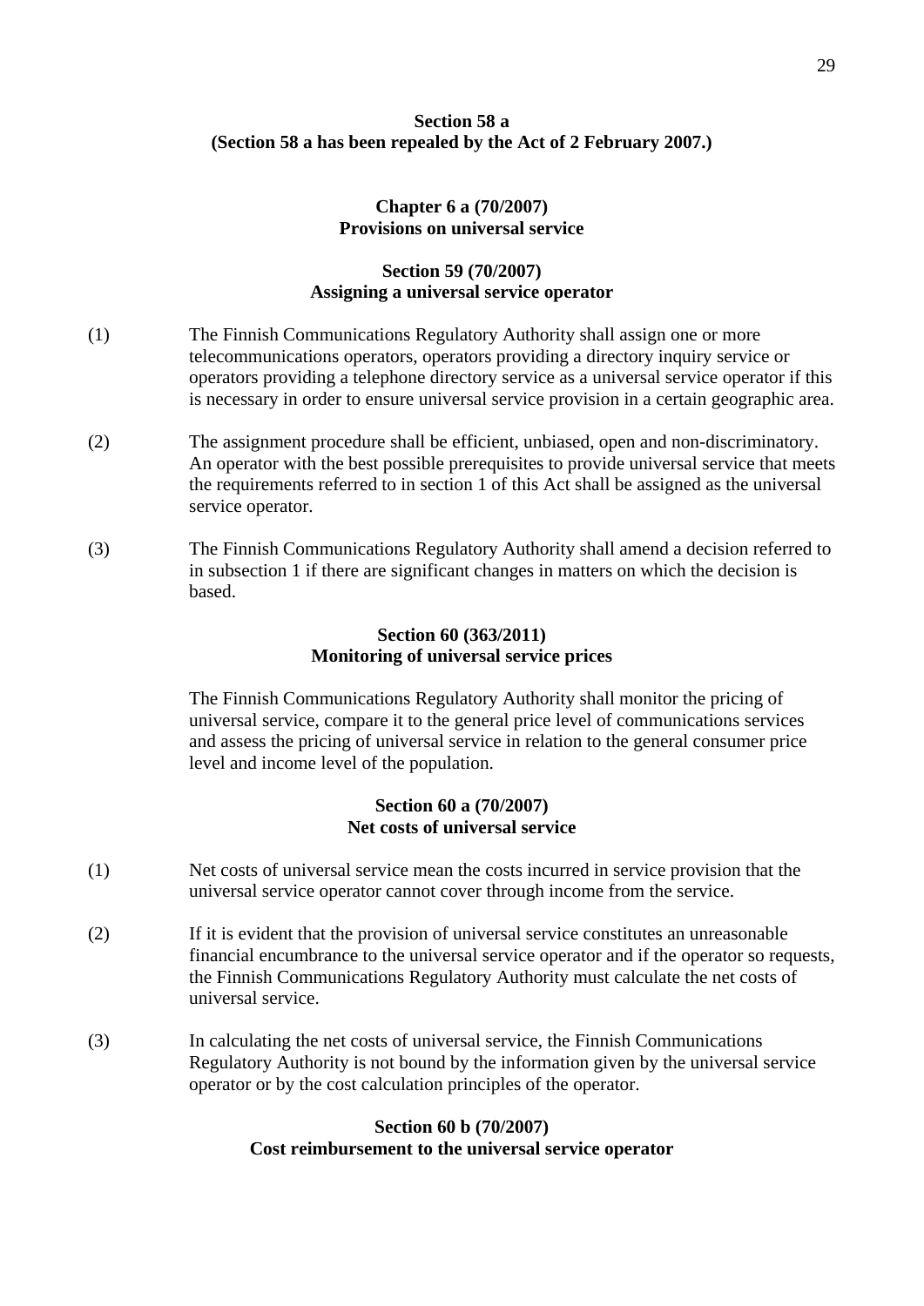**Section 58 a**
**(Section 58 a has been repealed by the Act of 2 February 2007.)**

## Chapter 6 a (70/2007)
## Provisions on universal service

### Section 59 (70/2007)
### Assigning a universal service operator

(1) The Finnish Communications Regulatory Authority shall assign one or more telecommunications operators, operators providing a directory inquiry service or operators providing a telephone directory service as a universal service operator if this is necessary in order to ensure universal service provision in a certain geographic area.

(2) The assignment procedure shall be efficient, unbiased, open and non-discriminatory. An operator with the best possible prerequisites to provide universal service that meets the requirements referred to in section 1 of this Act shall be assigned as the universal service operator.

(3) The Finnish Communications Regulatory Authority shall amend a decision referred to in subsection 1 if there are significant changes in matters on which the decision is based.

### Section 60 (363/2011)
### Monitoring of universal service prices

The Finnish Communications Regulatory Authority shall monitor the pricing of universal service, compare it to the general price level of communications services and assess the pricing of universal service in relation to the general consumer price level and income level of the population.

### Section 60 a (70/2007)
### Net costs of universal service

(1) Net costs of universal service mean the costs incurred in service provision that the universal service operator cannot cover through income from the service.

(2) If it is evident that the provision of universal service constitutes an unreasonable financial encumbrance to the universal service operator and if the operator so requests, the Finnish Communications Regulatory Authority must calculate the net costs of universal service.

(3) In calculating the net costs of universal service, the Finnish Communications Regulatory Authority is not bound by the information given by the universal service operator or by the cost calculation principles of the operator.

### Section 60 b (70/2007)
### Cost reimbursement to the universal service operator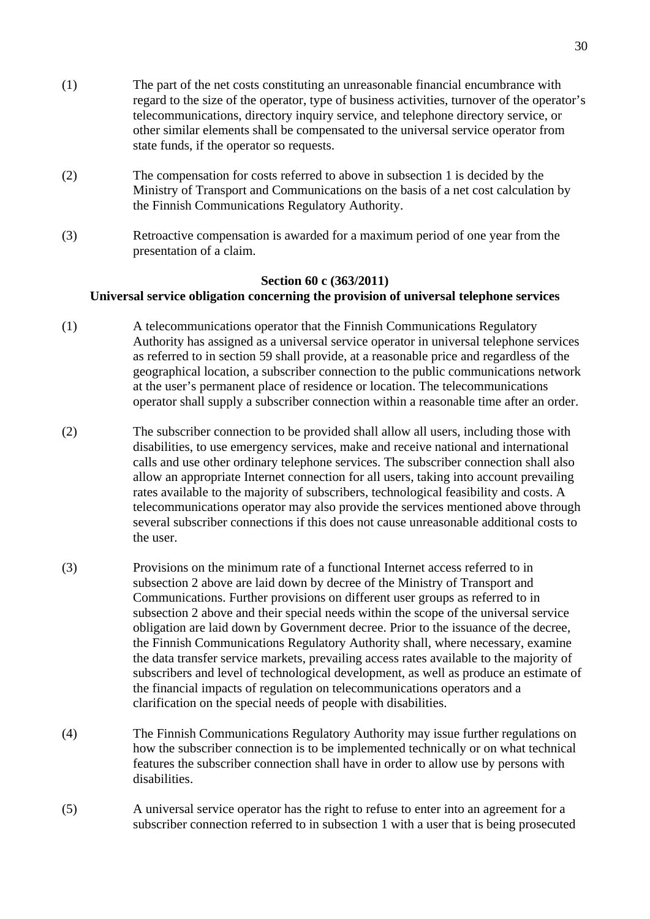(1) The part of the net costs constituting an unreasonable financial encumbrance with regard to the size of the operator, type of business activities, turnover of the operator's telecommunications, directory inquiry service, and telephone directory service, or other similar elements shall be compensated to the universal service operator from state funds, if the operator so requests.

(2) The compensation for costs referred to above in subsection 1 is decided by the Ministry of Transport and Communications on the basis of a net cost calculation by the Finnish Communications Regulatory Authority.

(3) Retroactive compensation is awarded for a maximum period of one year from the presentation of a claim.

**Section 60 c (363/2011)**
**Universal service obligation concerning the provision of universal telephone services**

(1) A telecommunications operator that the Finnish Communications Regulatory Authority has assigned as a universal service operator in universal telephone services as referred to in section 59 shall provide, at a reasonable price and regardless of the geographical location, a subscriber connection to the public communications network at the user's permanent place of residence or location. The telecommunications operator shall supply a subscriber connection within a reasonable time after an order.

(2) The subscriber connection to be provided shall allow all users, including those with disabilities, to use emergency services, make and receive national and international calls and use other ordinary telephone services. The subscriber connection shall also allow an appropriate Internet connection for all users, taking into account prevailing rates available to the majority of subscribers, technological feasibility and costs. A telecommunications operator may also provide the services mentioned above through several subscriber connections if this does not cause unreasonable additional costs to the user.

(3) Provisions on the minimum rate of a functional Internet access referred to in subsection 2 above are laid down by decree of the Ministry of Transport and Communications. Further provisions on different user groups as referred to in subsection 2 above and their special needs within the scope of the universal service obligation are laid down by Government decree. Prior to the issuance of the decree, the Finnish Communications Regulatory Authority shall, where necessary, examine the data transfer service markets, prevailing access rates available to the majority of subscribers and level of technological development, as well as produce an estimate of the financial impacts of regulation on telecommunications operators and a clarification on the special needs of people with disabilities.

(4) The Finnish Communications Regulatory Authority may issue further regulations on how the subscriber connection is to be implemented technically or on what technical features the subscriber connection shall have in order to allow use by persons with disabilities.

(5) A universal service operator has the right to refuse to enter into an agreement for a subscriber connection referred to in subsection 1 with a user that is being prosecuted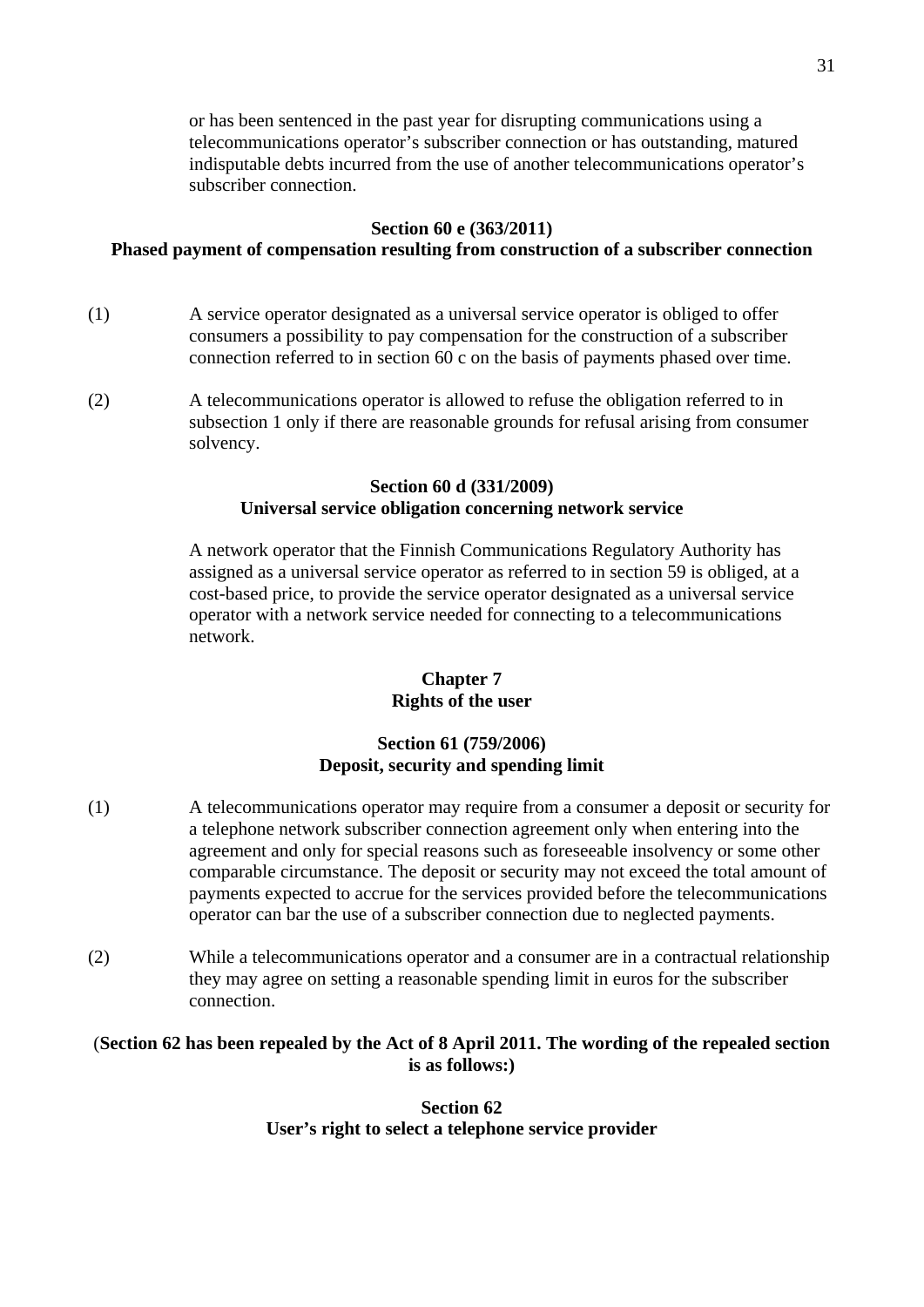or has been sentenced in the past year for disrupting communications using a telecommunications operator's subscriber connection or has outstanding, matured indisputable debts incurred from the use of another telecommunications operator's subscriber connection.

**Section 60 e (363/2011)**
**Phased payment of compensation resulting from construction of a subscriber connection**

(1) A service operator designated as a universal service operator is obliged to offer consumers a possibility to pay compensation for the construction of a subscriber connection referred to in section 60 c on the basis of payments phased over time.

(2) A telecommunications operator is allowed to refuse the obligation referred to in subsection 1 only if there are reasonable grounds for refusal arising from consumer solvency.

**Section 60 d (331/2009)**
**Universal service obligation concerning network service**

A network operator that the Finnish Communications Regulatory Authority has assigned as a universal service operator as referred to in section 59 is obliged, at a cost-based price, to provide the service operator designated as a universal service operator with a network service needed for connecting to a telecommunications network.

## Chapter 7
## Rights of the user

**Section 61 (759/2006)**
**Deposit, security and spending limit**

(1) A telecommunications operator may require from a consumer a deposit or security for a telephone network subscriber connection agreement only when entering into the agreement and only for special reasons such as foreseeable insolvency or some other comparable circumstance. The deposit or security may not exceed the total amount of payments expected to accrue for the services provided before the telecommunications operator can bar the use of a subscriber connection due to neglected payments.

(2) While a telecommunications operator and a consumer are in a contractual relationship they may agree on setting a reasonable spending limit in euros for the subscriber connection.

(**Section 62 has been repealed by the Act of 8 April 2011. The wording of the repealed section is as follows:)**

**Section 62**
**User's right to select a telephone service provider**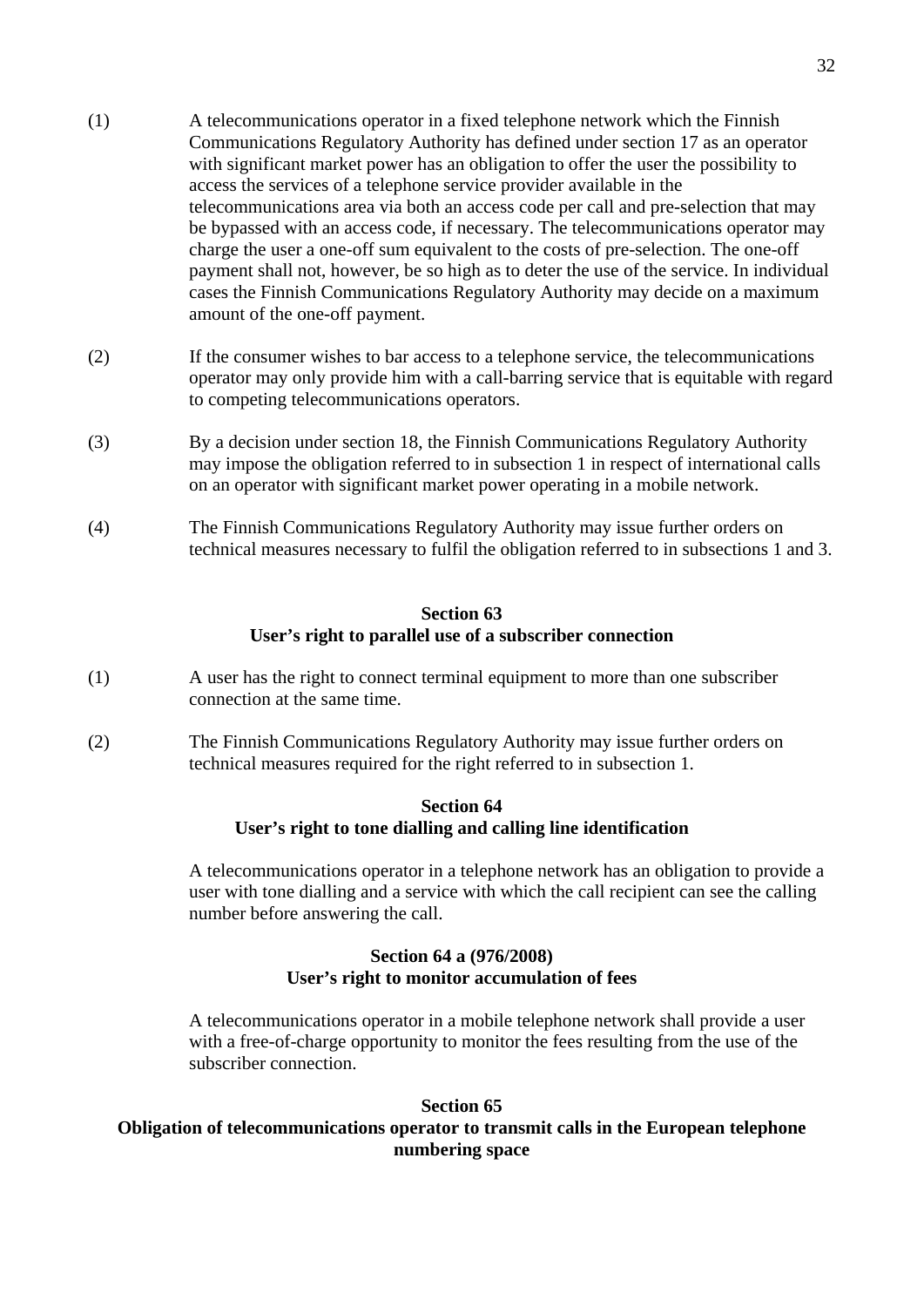(1) A telecommunications operator in a fixed telephone network which the Finnish Communications Regulatory Authority has defined under section 17 as an operator with significant market power has an obligation to offer the user the possibility to access the services of a telephone service provider available in the telecommunications area via both an access code per call and pre-selection that may be bypassed with an access code, if necessary. The telecommunications operator may charge the user a one-off sum equivalent to the costs of pre-selection. The one-off payment shall not, however, be so high as to deter the use of the service. In individual cases the Finnish Communications Regulatory Authority may decide on a maximum amount of the one-off payment.

(2) If the consumer wishes to bar access to a telephone service, the telecommunications operator may only provide him with a call-barring service that is equitable with regard to competing telecommunications operators.

(3) By a decision under section 18, the Finnish Communications Regulatory Authority may impose the obligation referred to in subsection 1 in respect of international calls on an operator with significant market power operating in a mobile network.

(4) The Finnish Communications Regulatory Authority may issue further orders on technical measures necessary to fulfil the obligation referred to in subsections 1 and 3.

### Section 63
### User's right to parallel use of a subscriber connection

(1) A user has the right to connect terminal equipment to more than one subscriber connection at the same time.

(2) The Finnish Communications Regulatory Authority may issue further orders on technical measures required for the right referred to in subsection 1.

### Section 64
### User's right to tone dialling and calling line identification

A telecommunications operator in a telephone network has an obligation to provide a user with tone dialling and a service with which the call recipient can see the calling number before answering the call.

### Section 64 a (976/2008)
### User's right to monitor accumulation of fees

A telecommunications operator in a mobile telephone network shall provide a user with a free-of-charge opportunity to monitor the fees resulting from the use of the subscriber connection.

### Section 65
### Obligation of telecommunications operator to transmit calls in the European telephone numbering space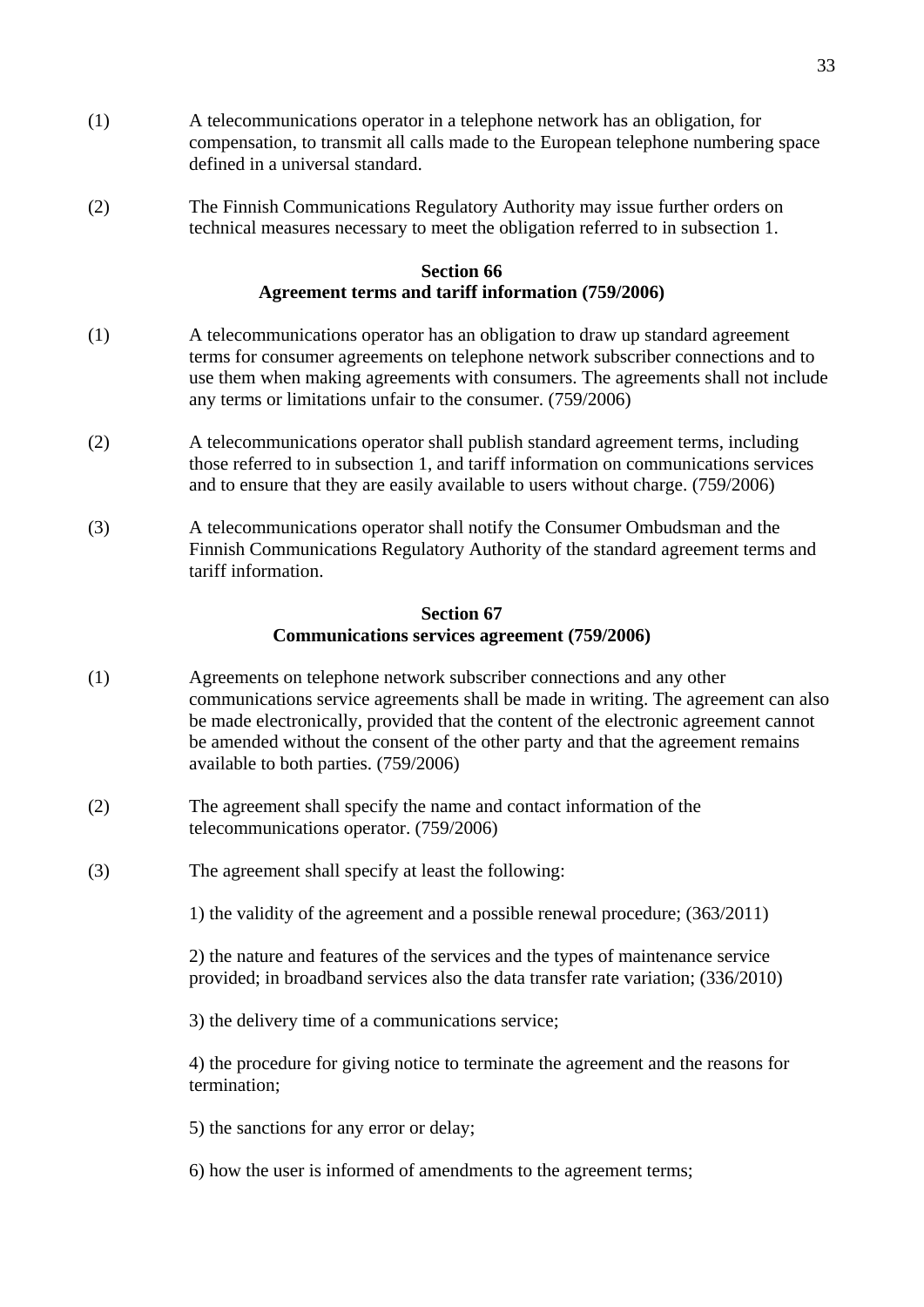(1) A telecommunications operator in a telephone network has an obligation, for compensation, to transmit all calls made to the European telephone numbering space defined in a universal standard.

(2) The Finnish Communications Regulatory Authority may issue further orders on technical measures necessary to meet the obligation referred to in subsection 1.

### Section 66
### Agreement terms and tariff information (759/2006)

(1) A telecommunications operator has an obligation to draw up standard agreement terms for consumer agreements on telephone network subscriber connections and to use them when making agreements with consumers. The agreements shall not include any terms or limitations unfair to the consumer. (759/2006)

(2) A telecommunications operator shall publish standard agreement terms, including those referred to in subsection 1, and tariff information on communications services and to ensure that they are easily available to users without charge. (759/2006)

(3) A telecommunications operator shall notify the Consumer Ombudsman and the Finnish Communications Regulatory Authority of the standard agreement terms and tariff information.

### Section 67
### Communications services agreement (759/2006)

(1) Agreements on telephone network subscriber connections and any other communications service agreements shall be made in writing. The agreement can also be made electronically, provided that the content of the electronic agreement cannot be amended without the consent of the other party and that the agreement remains available to both parties. (759/2006)

(2) The agreement shall specify the name and contact information of the telecommunications operator. (759/2006)

(3) The agreement shall specify at least the following:

1) the validity of the agreement and a possible renewal procedure; (363/2011)

2) the nature and features of the services and the types of maintenance service provided; in broadband services also the data transfer rate variation; (336/2010)

3) the delivery time of a communications service;

4) the procedure for giving notice to terminate the agreement and the reasons for termination;

5) the sanctions for any error or delay;

6) how the user is informed of amendments to the agreement terms;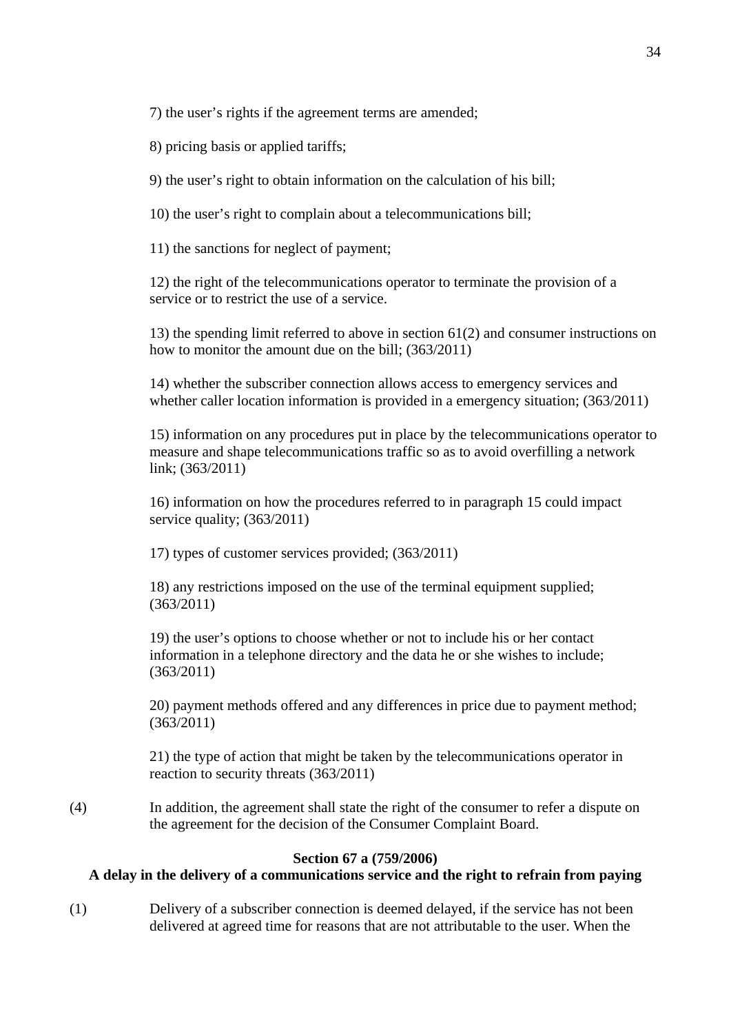7) the user's rights if the agreement terms are amended;

8) pricing basis or applied tariffs;

9) the user's right to obtain information on the calculation of his bill;

10) the user's right to complain about a telecommunications bill;

11) the sanctions for neglect of payment;

12) the right of the telecommunications operator to terminate the provision of a service or to restrict the use of a service.

13) the spending limit referred to above in section 61(2) and consumer instructions on how to monitor the amount due on the bill; (363/2011)

14) whether the subscriber connection allows access to emergency services and whether caller location information is provided in a emergency situation; (363/2011)

15) information on any procedures put in place by the telecommunications operator to measure and shape telecommunications traffic so as to avoid overfilling a network link; (363/2011)

16) information on how the procedures referred to in paragraph 15 could impact service quality; (363/2011)

17) types of customer services provided; (363/2011)

18) any restrictions imposed on the use of the terminal equipment supplied; (363/2011)

19) the user's options to choose whether or not to include his or her contact information in a telephone directory and the data he or she wishes to include; (363/2011)

20) payment methods offered and any differences in price due to payment method; (363/2011)

21) the type of action that might be taken by the telecommunications operator in reaction to security threats (363/2011)

(4) In addition, the agreement shall state the right of the consumer to refer a dispute on the agreement for the decision of the Consumer Complaint Board.

**Section 67 a (759/2006)**
**A delay in the delivery of a communications service and the right to refrain from paying**

(1) Delivery of a subscriber connection is deemed delayed, if the service has not been delivered at agreed time for reasons that are not attributable to the user. When the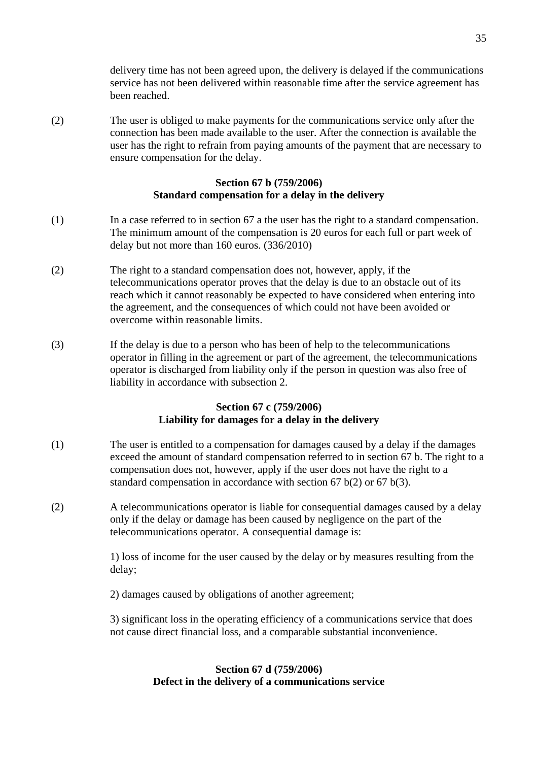delivery time has not been agreed upon, the delivery is delayed if the communications service has not been delivered within reasonable time after the service agreement has been reached.

(2) The user is obliged to make payments for the communications service only after the connection has been made available to the user. After the connection is available the user has the right to refrain from paying amounts of the payment that are necessary to ensure compensation for the delay.

### Section 67 b (759/2006)
### Standard compensation for a delay in the delivery

(1) In a case referred to in section 67 a the user has the right to a standard compensation. The minimum amount of the compensation is 20 euros for each full or part week of delay but not more than 160 euros. (336/2010)

(2) The right to a standard compensation does not, however, apply, if the telecommunications operator proves that the delay is due to an obstacle out of its reach which it cannot reasonably be expected to have considered when entering into the agreement, and the consequences of which could not have been avoided or overcome within reasonable limits.

(3) If the delay is due to a person who has been of help to the telecommunications operator in filling in the agreement or part of the agreement, the telecommunications operator is discharged from liability only if the person in question was also free of liability in accordance with subsection 2.

### Section 67 c (759/2006)
### Liability for damages for a delay in the delivery

(1) The user is entitled to a compensation for damages caused by a delay if the damages exceed the amount of standard compensation referred to in section 67 b. The right to a compensation does not, however, apply if the user does not have the right to a standard compensation in accordance with section 67 b(2) or 67 b(3).

(2) A telecommunications operator is liable for consequential damages caused by a delay only if the delay or damage has been caused by negligence on the part of the telecommunications operator. A consequential damage is:

1) loss of income for the user caused by the delay or by measures resulting from the delay;

2) damages caused by obligations of another agreement;

3) significant loss in the operating efficiency of a communications service that does not cause direct financial loss, and a comparable substantial inconvenience.

### Section 67 d (759/2006)
### Defect in the delivery of a communications service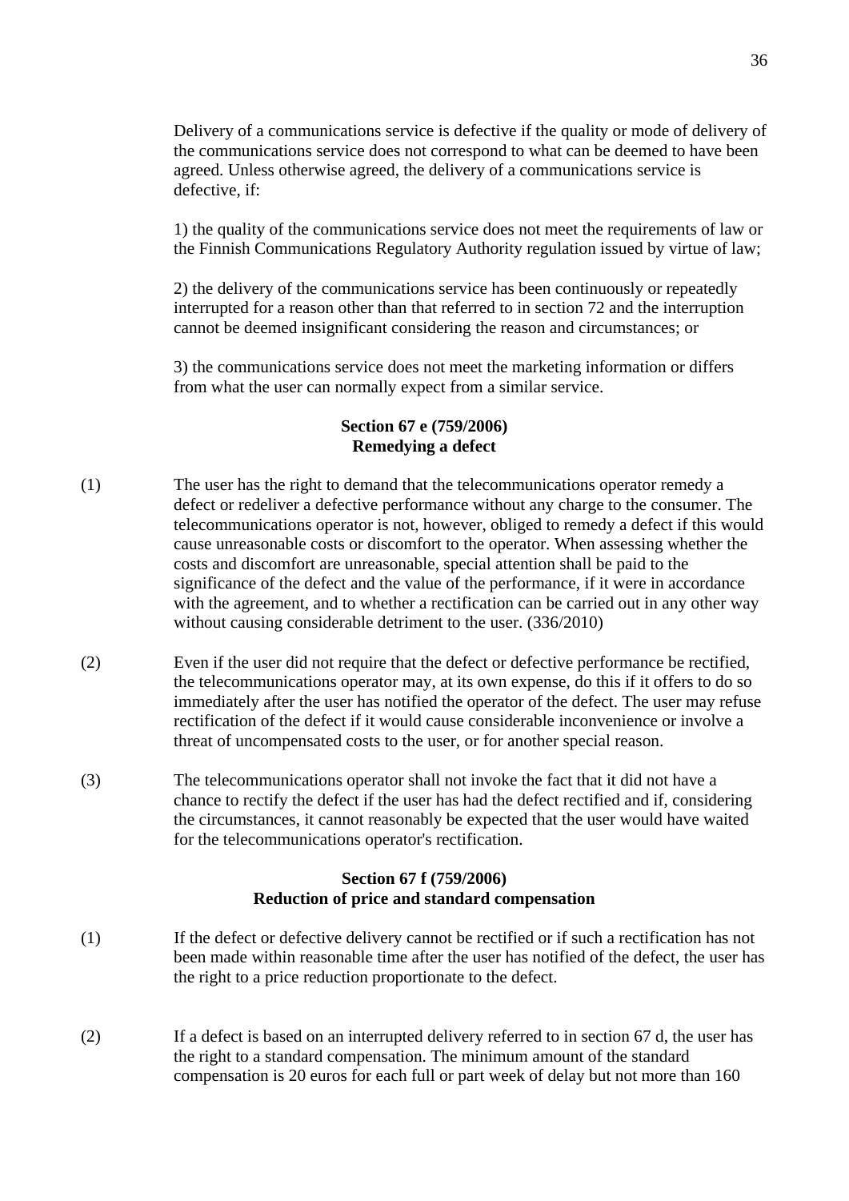Delivery of a communications service is defective if the quality or mode of delivery of the communications service does not correspond to what can be deemed to have been agreed. Unless otherwise agreed, the delivery of a communications service is defective, if:

1) the quality of the communications service does not meet the requirements of law or the Finnish Communications Regulatory Authority regulation issued by virtue of law;

2) the delivery of the communications service has been continuously or repeatedly interrupted for a reason other than that referred to in section 72 and the interruption cannot be deemed insignificant considering the reason and circumstances; or

3) the communications service does not meet the marketing information or differs from what the user can normally expect from a similar service.

### Section 67 e (759/2006)
### Remedying a defect

(1) The user has the right to demand that the telecommunications operator remedy a defect or redeliver a defective performance without any charge to the consumer. The telecommunications operator is not, however, obliged to remedy a defect if this would cause unreasonable costs or discomfort to the operator. When assessing whether the costs and discomfort are unreasonable, special attention shall be paid to the significance of the defect and the value of the performance, if it were in accordance with the agreement, and to whether a rectification can be carried out in any other way without causing considerable detriment to the user. (336/2010)

(2) Even if the user did not require that the defect or defective performance be rectified, the telecommunications operator may, at its own expense, do this if it offers to do so immediately after the user has notified the operator of the defect. The user may refuse rectification of the defect if it would cause considerable inconvenience or involve a threat of uncompensated costs to the user, or for another special reason.

(3) The telecommunications operator shall not invoke the fact that it did not have a chance to rectify the defect if the user has had the defect rectified and if, considering the circumstances, it cannot reasonably be expected that the user would have waited for the telecommunications operator's rectification.

### Section 67 f (759/2006)
### Reduction of price and standard compensation

(1) If the defect or defective delivery cannot be rectified or if such a rectification has not been made within reasonable time after the user has notified of the defect, the user has the right to a price reduction proportionate to the defect.

(2) If a defect is based on an interrupted delivery referred to in section 67 d, the user has the right to a standard compensation. The minimum amount of the standard compensation is 20 euros for each full or part week of delay but not more than 160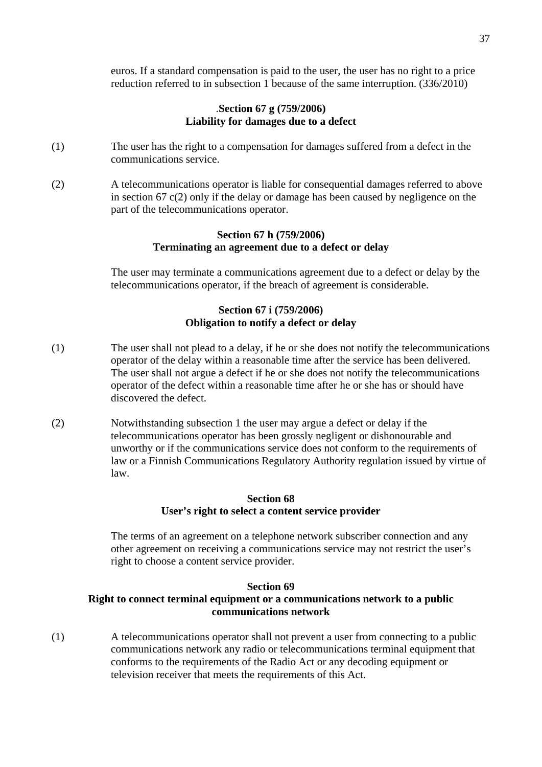euros. If a standard compensation is paid to the user, the user has no right to a price reduction referred to in subsection 1 because of the same interruption. (336/2010)

### .Section 67 g (759/2006)
### Liability for damages due to a defect

(1) The user has the right to a compensation for damages suffered from a defect in the communications service.

(2) A telecommunications operator is liable for consequential damages referred to above in section 67 c(2) only if the delay or damage has been caused by negligence on the part of the telecommunications operator.

### Section 67 h (759/2006)
### Terminating an agreement due to a defect or delay

The user may terminate a communications agreement due to a defect or delay by the telecommunications operator, if the breach of agreement is considerable.

### Section 67 i (759/2006)
### Obligation to notify a defect or delay

(1) The user shall not plead to a delay, if he or she does not notify the telecommunications operator of the delay within a reasonable time after the service has been delivered. The user shall not argue a defect if he or she does not notify the telecommunications operator of the defect within a reasonable time after he or she has or should have discovered the defect.

(2) Notwithstanding subsection 1 the user may argue a defect or delay if the telecommunications operator has been grossly negligent or dishonourable and unworthy or if the communications service does not conform to the requirements of law or a Finnish Communications Regulatory Authority regulation issued by virtue of law.

### Section 68
### User's right to select a content service provider

The terms of an agreement on a telephone network subscriber connection and any other agreement on receiving a communications service may not restrict the user's right to choose a content service provider.

### Section 69
### Right to connect terminal equipment or a communications network to a public communications network

(1) A telecommunications operator shall not prevent a user from connecting to a public communications network any radio or telecommunications terminal equipment that conforms to the requirements of the Radio Act or any decoding equipment or television receiver that meets the requirements of this Act.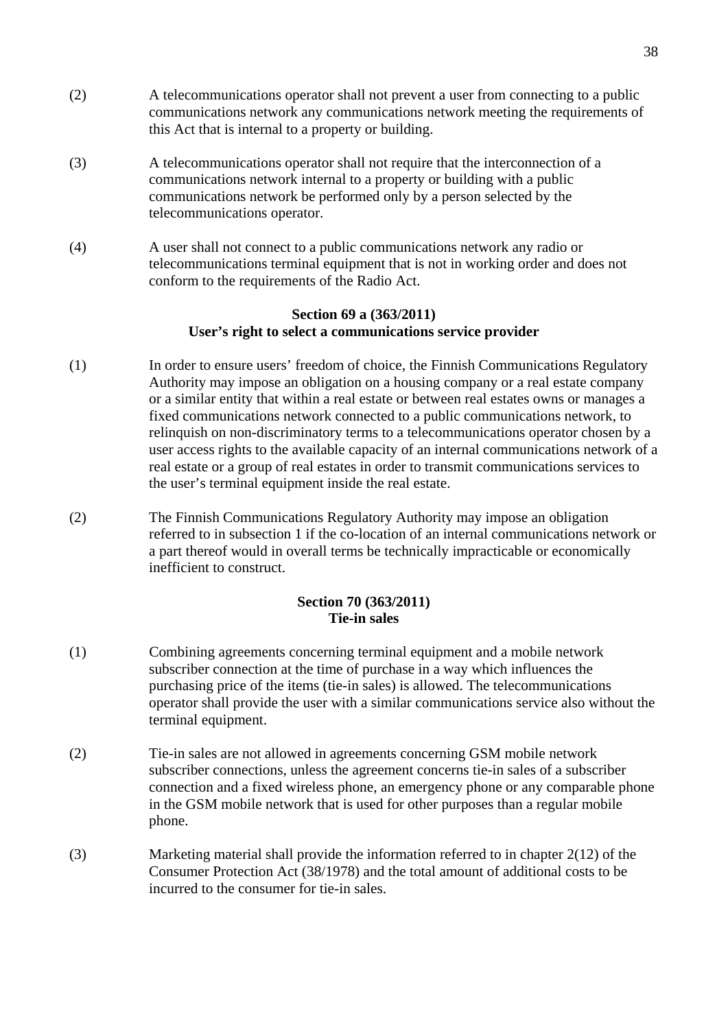(2) A telecommunications operator shall not prevent a user from connecting to a public communications network any communications network meeting the requirements of this Act that is internal to a property or building.

(3) A telecommunications operator shall not require that the interconnection of a communications network internal to a property or building with a public communications network be performed only by a person selected by the telecommunications operator.

(4) A user shall not connect to a public communications network any radio or telecommunications terminal equipment that is not in working order and does not conform to the requirements of the Radio Act.

### Section 69 a (363/2011)
### User's right to select a communications service provider

(1) In order to ensure users' freedom of choice, the Finnish Communications Regulatory Authority may impose an obligation on a housing company or a real estate company or a similar entity that within a real estate or between real estates owns or manages a fixed communications network connected to a public communications network, to relinquish on non-discriminatory terms to a telecommunications operator chosen by a user access rights to the available capacity of an internal communications network of a real estate or a group of real estates in order to transmit communications services to the user's terminal equipment inside the real estate.

(2) The Finnish Communications Regulatory Authority may impose an obligation referred to in subsection 1 if the co-location of an internal communications network or a part thereof would in overall terms be technically impracticable or economically inefficient to construct.

### Section 70 (363/2011)
### Tie-in sales

(1) Combining agreements concerning terminal equipment and a mobile network subscriber connection at the time of purchase in a way which influences the purchasing price of the items (tie-in sales) is allowed. The telecommunications operator shall provide the user with a similar communications service also without the terminal equipment.

(2) Tie-in sales are not allowed in agreements concerning GSM mobile network subscriber connections, unless the agreement concerns tie-in sales of a subscriber connection and a fixed wireless phone, an emergency phone or any comparable phone in the GSM mobile network that is used for other purposes than a regular mobile phone.

(3) Marketing material shall provide the information referred to in chapter 2(12) of the Consumer Protection Act (38/1978) and the total amount of additional costs to be incurred to the consumer for tie-in sales.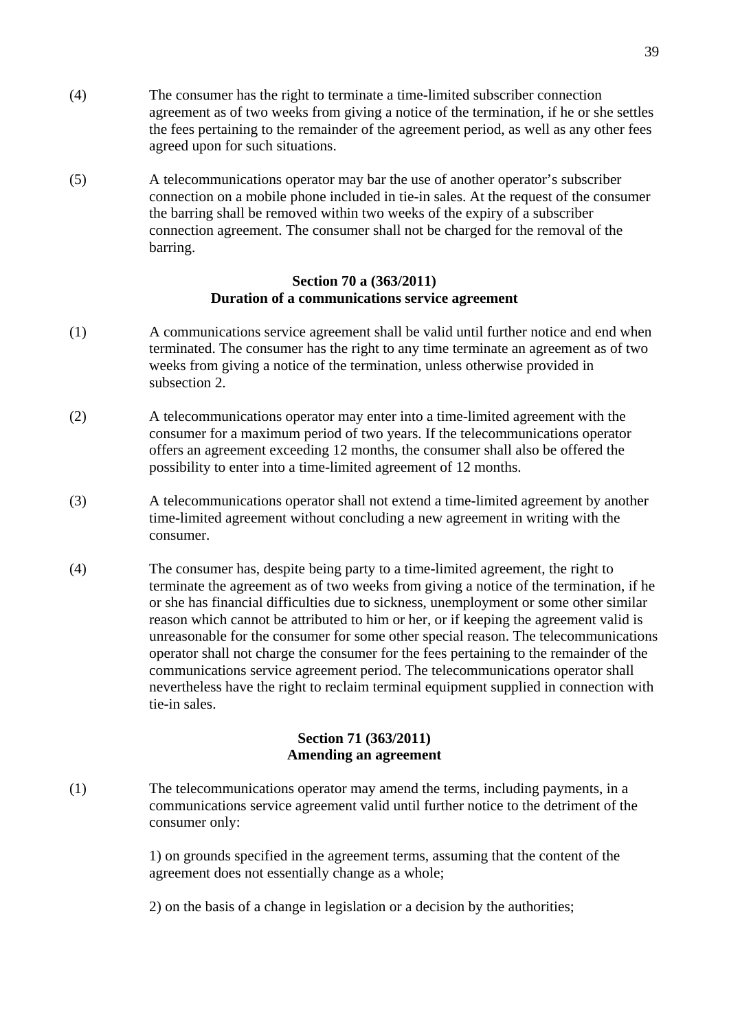(4) The consumer has the right to terminate a time-limited subscriber connection agreement as of two weeks from giving a notice of the termination, if he or she settles the fees pertaining to the remainder of the agreement period, as well as any other fees agreed upon for such situations.

(5) A telecommunications operator may bar the use of another operator's subscriber connection on a mobile phone included in tie-in sales. At the request of the consumer the barring shall be removed within two weeks of the expiry of a subscriber connection agreement. The consumer shall not be charged for the removal of the barring.

### Section 70 a (363/2011)
### Duration of a communications service agreement

(1) A communications service agreement shall be valid until further notice and end when terminated. The consumer has the right to any time terminate an agreement as of two weeks from giving a notice of the termination, unless otherwise provided in subsection 2.

(2) A telecommunications operator may enter into a time-limited agreement with the consumer for a maximum period of two years. If the telecommunications operator offers an agreement exceeding 12 months, the consumer shall also be offered the possibility to enter into a time-limited agreement of 12 months.

(3) A telecommunications operator shall not extend a time-limited agreement by another time-limited agreement without concluding a new agreement in writing with the consumer.

(4) The consumer has, despite being party to a time-limited agreement, the right to terminate the agreement as of two weeks from giving a notice of the termination, if he or she has financial difficulties due to sickness, unemployment or some other similar reason which cannot be attributed to him or her, or if keeping the agreement valid is unreasonable for the consumer for some other special reason. The telecommunications operator shall not charge the consumer for the fees pertaining to the remainder of the communications service agreement period. The telecommunications operator shall nevertheless have the right to reclaim terminal equipment supplied in connection with tie-in sales.

### Section 71 (363/2011)
### Amending an agreement

(1) The telecommunications operator may amend the terms, including payments, in a communications service agreement valid until further notice to the detriment of the consumer only:

1) on grounds specified in the agreement terms, assuming that the content of the agreement does not essentially change as a whole;

2) on the basis of a change in legislation or a decision by the authorities;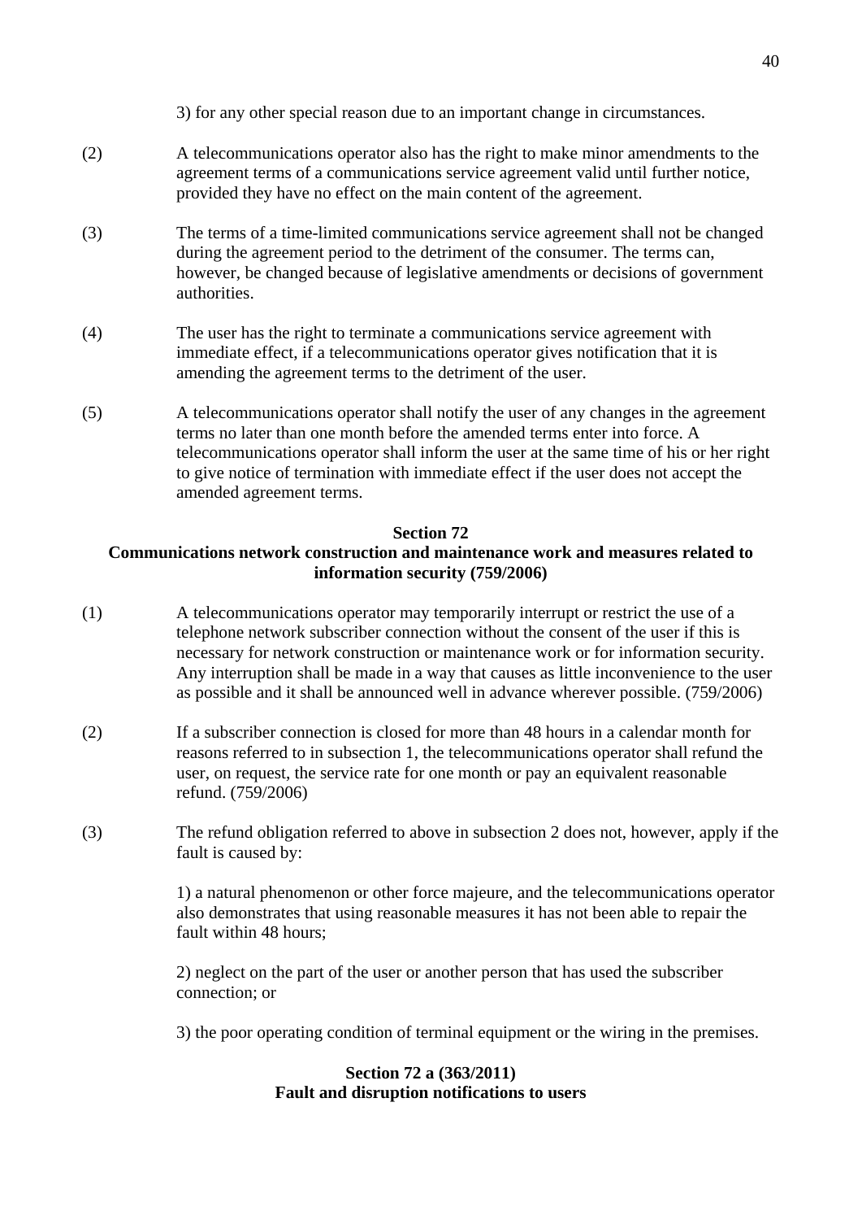3) for any other special reason due to an important change in circumstances.

(2) A telecommunications operator also has the right to make minor amendments to the agreement terms of a communications service agreement valid until further notice, provided they have no effect on the main content of the agreement.

(3) The terms of a time-limited communications service agreement shall not be changed during the agreement period to the detriment of the consumer. The terms can, however, be changed because of legislative amendments or decisions of government authorities.

(4) The user has the right to terminate a communications service agreement with immediate effect, if a telecommunications operator gives notification that it is amending the agreement terms to the detriment of the user.

(5) A telecommunications operator shall notify the user of any changes in the agreement terms no later than one month before the amended terms enter into force. A telecommunications operator shall inform the user at the same time of his or her right to give notice of termination with immediate effect if the user does not accept the amended agreement terms.

**Section 72**
**Communications network construction and maintenance work and measures related to information security (759/2006)**

(1) A telecommunications operator may temporarily interrupt or restrict the use of a telephone network subscriber connection without the consent of the user if this is necessary for network construction or maintenance work or for information security. Any interruption shall be made in a way that causes as little inconvenience to the user as possible and it shall be announced well in advance wherever possible. (759/2006)

(2) If a subscriber connection is closed for more than 48 hours in a calendar month for reasons referred to in subsection 1, the telecommunications operator shall refund the user, on request, the service rate for one month or pay an equivalent reasonable refund. (759/2006)

(3) The refund obligation referred to above in subsection 2 does not, however, apply if the fault is caused by:

1) a natural phenomenon or other force majeure, and the telecommunications operator also demonstrates that using reasonable measures it has not been able to repair the fault within 48 hours;

2) neglect on the part of the user or another person that has used the subscriber connection; or

3) the poor operating condition of terminal equipment or the wiring in the premises.

**Section 72 a (363/2011)**
**Fault and disruption notifications to users**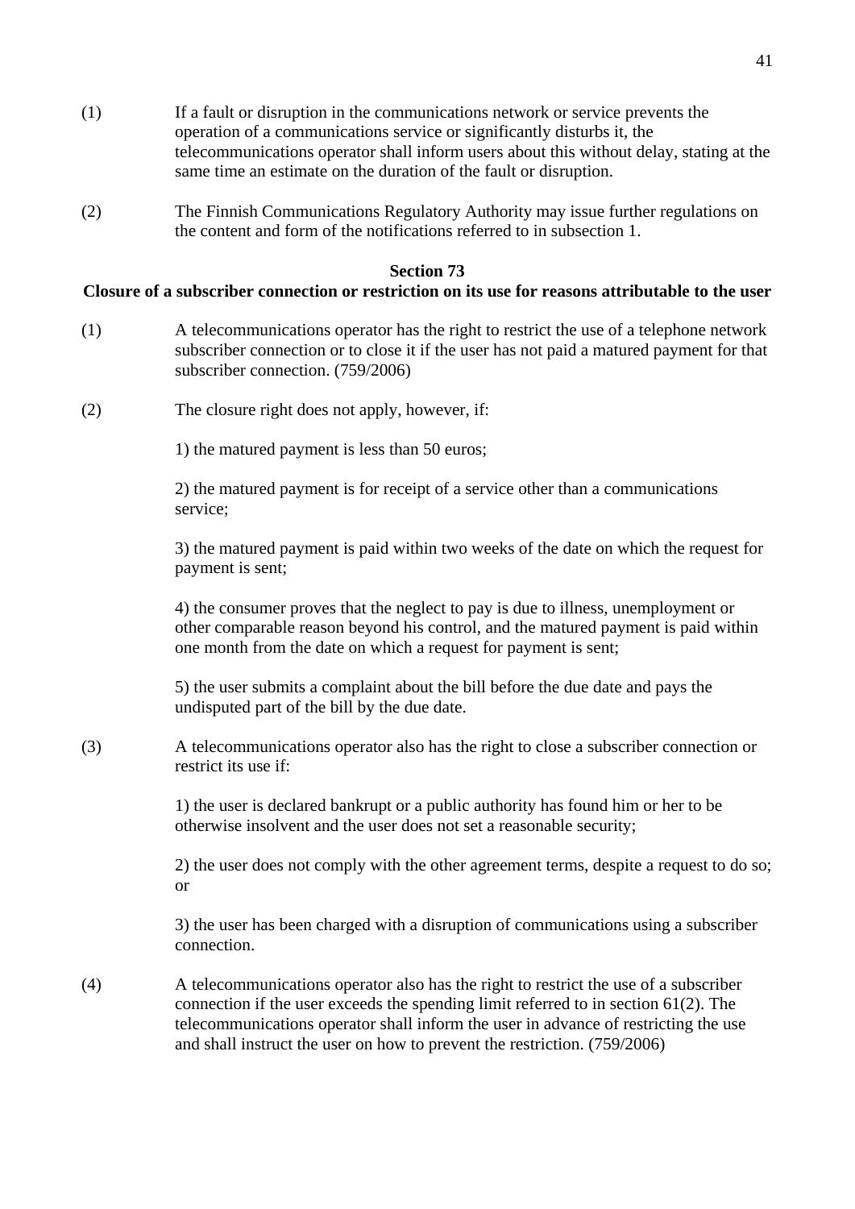(1) If a fault or disruption in the communications network or service prevents the operation of a communications service or significantly disturbs it, the telecommunications operator shall inform users about this without delay, stating at the same time an estimate on the duration of the fault or disruption.

(2) The Finnish Communications Regulatory Authority may issue further regulations on the content and form of the notifications referred to in subsection 1.

**Section 73**

**Closure of a subscriber connection or restriction on its use for reasons attributable to the user**

(1) A telecommunications operator has the right to restrict the use of a telephone network subscriber connection or to close it if the user has not paid a matured payment for that subscriber connection. (759/2006)

(2) The closure right does not apply, however, if:

1) the matured payment is less than 50 euros;

2) the matured payment is for receipt of a service other than a communications service;

3) the matured payment is paid within two weeks of the date on which the request for payment is sent;

4) the consumer proves that the neglect to pay is due to illness, unemployment or other comparable reason beyond his control, and the matured payment is paid within one month from the date on which a request for payment is sent;

5) the user submits a complaint about the bill before the due date and pays the undisputed part of the bill by the due date.

(3) A telecommunications operator also has the right to close a subscriber connection or restrict its use if:

1) the user is declared bankrupt or a public authority has found him or her to be otherwise insolvent and the user does not set a reasonable security;

2) the user does not comply with the other agreement terms, despite a request to do so; or

3) the user has been charged with a disruption of communications using a subscriber connection.

(4) A telecommunications operator also has the right to restrict the use of a subscriber connection if the user exceeds the spending limit referred to in section 61(2). The telecommunications operator shall inform the user in advance of restricting the use and shall instruct the user on how to prevent the restriction. (759/2006)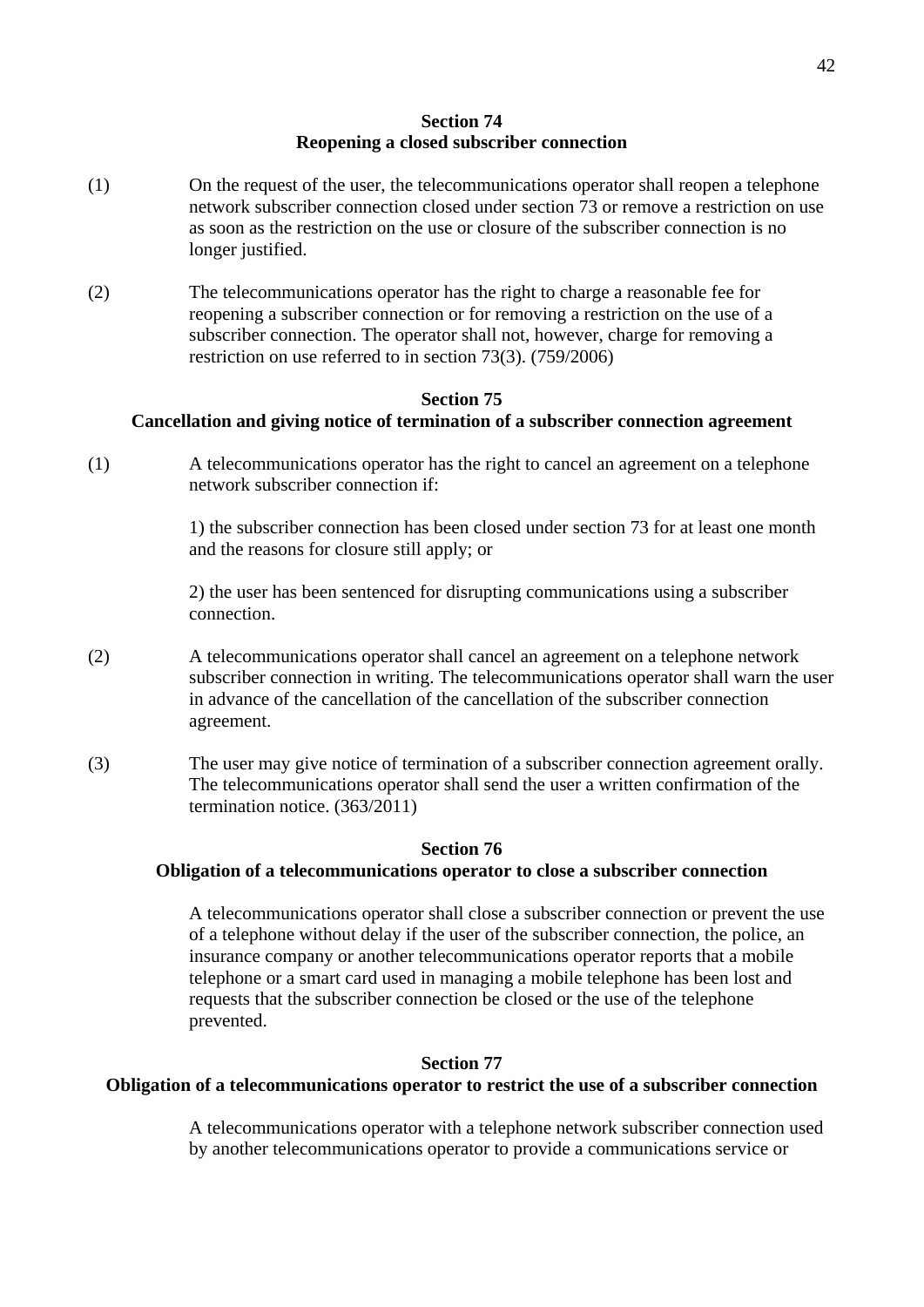## Section 74
## Reopening a closed subscriber connection

(1) On the request of the user, the telecommunications operator shall reopen a telephone network subscriber connection closed under section 73 or remove a restriction on use as soon as the restriction on the use or closure of the subscriber connection is no longer justified.

(2) The telecommunications operator has the right to charge a reasonable fee for reopening a subscriber connection or for removing a restriction on the use of a subscriber connection. The operator shall not, however, charge for removing a restriction on use referred to in section 73(3). (759/2006)

## Section 75
## Cancellation and giving notice of termination of a subscriber connection agreement

(1) A telecommunications operator has the right to cancel an agreement on a telephone network subscriber connection if:

1) the subscriber connection has been closed under section 73 for at least one month and the reasons for closure still apply; or

2) the user has been sentenced for disrupting communications using a subscriber connection.

(2) A telecommunications operator shall cancel an agreement on a telephone network subscriber connection in writing. The telecommunications operator shall warn the user in advance of the cancellation of the cancellation of the subscriber connection agreement.

(3) The user may give notice of termination of a subscriber connection agreement orally. The telecommunications operator shall send the user a written confirmation of the termination notice. (363/2011)

## Section 76
## Obligation of a telecommunications operator to close a subscriber connection

A telecommunications operator shall close a subscriber connection or prevent the use of a telephone without delay if the user of the subscriber connection, the police, an insurance company or another telecommunications operator reports that a mobile telephone or a smart card used in managing a mobile telephone has been lost and requests that the subscriber connection be closed or the use of the telephone prevented.

## Section 77
## Obligation of a telecommunications operator to restrict the use of a subscriber connection

A telecommunications operator with a telephone network subscriber connection used by another telecommunications operator to provide a communications service or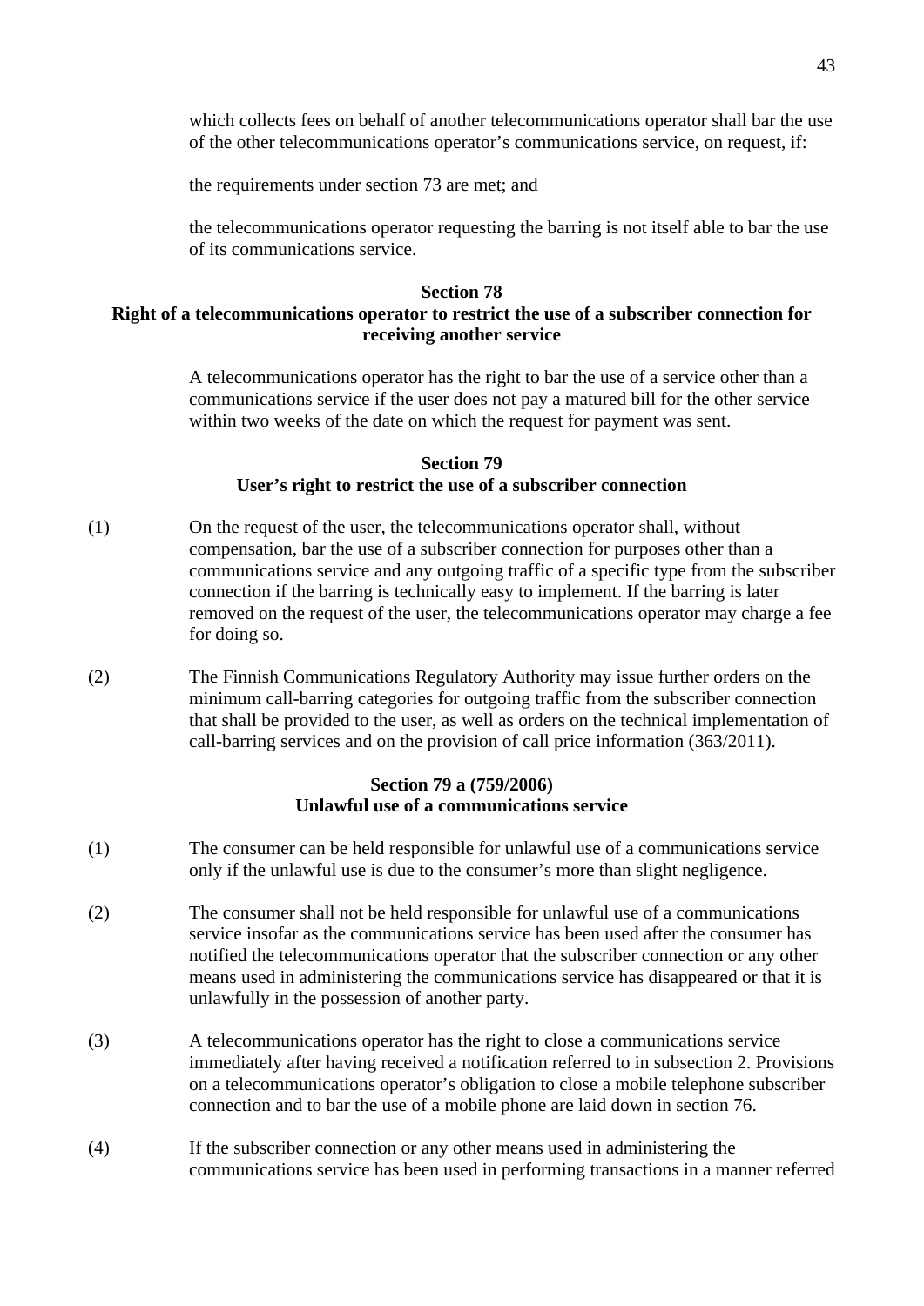which collects fees on behalf of another telecommunications operator shall bar the use of the other telecommunications operator's communications service, on request, if:

the requirements under section 73 are met; and

the telecommunications operator requesting the barring is not itself able to bar the use of its communications service.

**Section 78**
**Right of a telecommunications operator to restrict the use of a subscriber connection for receiving another service**

A telecommunications operator has the right to bar the use of a service other than a communications service if the user does not pay a matured bill for the other service within two weeks of the date on which the request for payment was sent.

**Section 79**
**User's right to restrict the use of a subscriber connection**

(1) On the request of the user, the telecommunications operator shall, without compensation, bar the use of a subscriber connection for purposes other than a communications service and any outgoing traffic of a specific type from the subscriber connection if the barring is technically easy to implement. If the barring is later removed on the request of the user, the telecommunications operator may charge a fee for doing so.

(2) The Finnish Communications Regulatory Authority may issue further orders on the minimum call-barring categories for outgoing traffic from the subscriber connection that shall be provided to the user, as well as orders on the technical implementation of call-barring services and on the provision of call price information (363/2011).

**Section 79 a (759/2006)**
**Unlawful use of a communications service**

(1) The consumer can be held responsible for unlawful use of a communications service only if the unlawful use is due to the consumer's more than slight negligence.

(2) The consumer shall not be held responsible for unlawful use of a communications service insofar as the communications service has been used after the consumer has notified the telecommunications operator that the subscriber connection or any other means used in administering the communications service has disappeared or that it is unlawfully in the possession of another party.

(3) A telecommunications operator has the right to close a communications service immediately after having received a notification referred to in subsection 2. Provisions on a telecommunications operator's obligation to close a mobile telephone subscriber connection and to bar the use of a mobile phone are laid down in section 76.

(4) If the subscriber connection or any other means used in administering the communications service has been used in performing transactions in a manner referred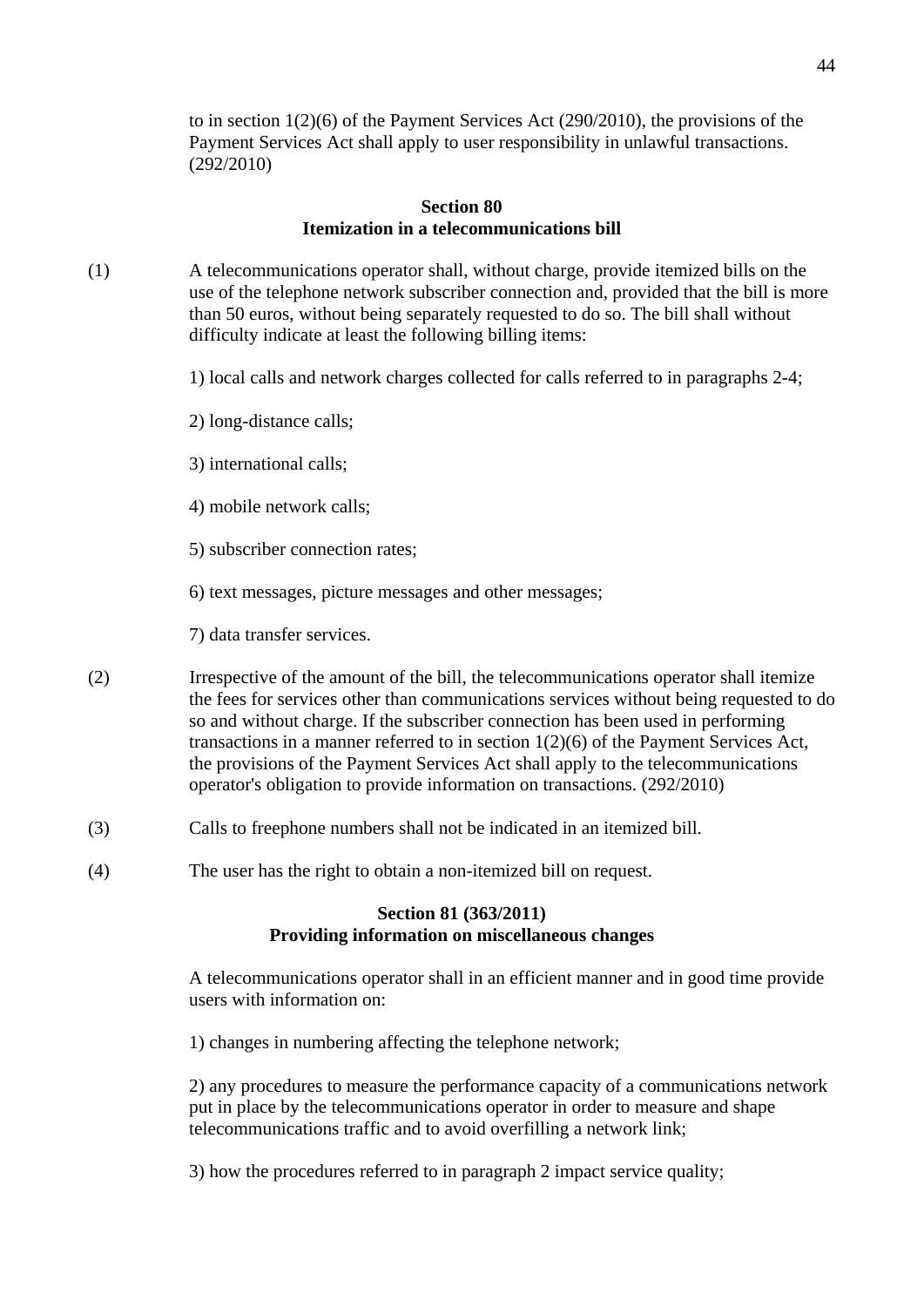to in section 1(2)(6) of the Payment Services Act (290/2010), the provisions of the Payment Services Act shall apply to user responsibility in unlawful transactions. (292/2010)

**Section 80**
**Itemization in a telecommunications bill**

(1) A telecommunications operator shall, without charge, provide itemized bills on the use of the telephone network subscriber connection and, provided that the bill is more than 50 euros, without being separately requested to do so. The bill shall without difficulty indicate at least the following billing items:

1) local calls and network charges collected for calls referred to in paragraphs 2-4;

2) long-distance calls;

3) international calls;

4) mobile network calls;

5) subscriber connection rates;

6) text messages, picture messages and other messages;

7) data transfer services.

(2) Irrespective of the amount of the bill, the telecommunications operator shall itemize the fees for services other than communications services without being requested to do so and without charge. If the subscriber connection has been used in performing transactions in a manner referred to in section 1(2)(6) of the Payment Services Act, the provisions of the Payment Services Act shall apply to the telecommunications operator's obligation to provide information on transactions. (292/2010)

(3) Calls to freephone numbers shall not be indicated in an itemized bill.

(4) The user has the right to obtain a non-itemized bill on request.

**Section 81 (363/2011)**
**Providing information on miscellaneous changes**

A telecommunications operator shall in an efficient manner and in good time provide users with information on:

1) changes in numbering affecting the telephone network;

2) any procedures to measure the performance capacity of a communications network put in place by the telecommunications operator in order to measure and shape telecommunications traffic and to avoid overfilling a network link;

3) how the procedures referred to in paragraph 2 impact service quality;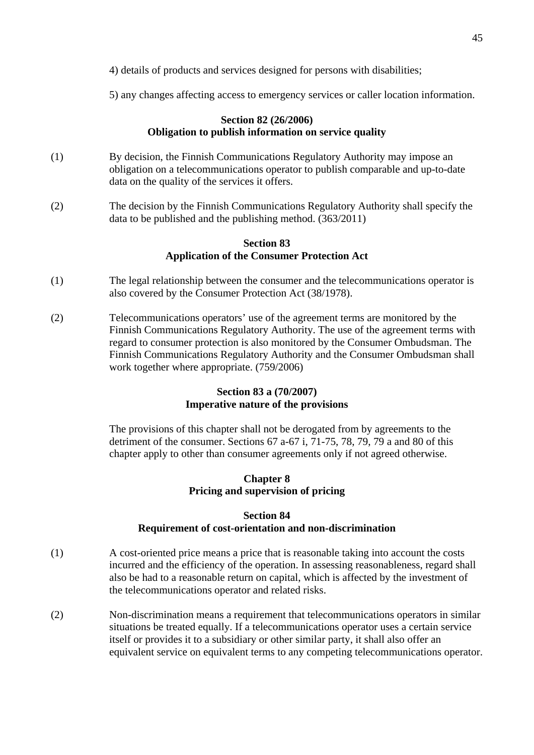4) details of products and services designed for persons with disabilities;

5) any changes affecting access to emergency services or caller location information.

### Section 82 (26/2006)
### Obligation to publish information on service quality

(1) By decision, the Finnish Communications Regulatory Authority may impose an obligation on a telecommunications operator to publish comparable and up-to-date data on the quality of the services it offers.

(2) The decision by the Finnish Communications Regulatory Authority shall specify the data to be published and the publishing method. (363/2011)

### Section 83
### Application of the Consumer Protection Act

(1) The legal relationship between the consumer and the telecommunications operator is also covered by the Consumer Protection Act (38/1978).

(2) Telecommunications operators' use of the agreement terms are monitored by the Finnish Communications Regulatory Authority. The use of the agreement terms with regard to consumer protection is also monitored by the Consumer Ombudsman. The Finnish Communications Regulatory Authority and the Consumer Ombudsman shall work together where appropriate. (759/2006)

### Section 83 a (70/2007)
### Imperative nature of the provisions

The provisions of this chapter shall not be derogated from by agreements to the detriment of the consumer. Sections 67 a-67 i, 71-75, 78, 79, 79 a and 80 of this chapter apply to other than consumer agreements only if not agreed otherwise.

## Chapter 8
## Pricing and supervision of pricing

### Section 84
### Requirement of cost-orientation and non-discrimination

(1) A cost-oriented price means a price that is reasonable taking into account the costs incurred and the efficiency of the operation. In assessing reasonableness, regard shall also be had to a reasonable return on capital, which is affected by the investment of the telecommunications operator and related risks.

(2) Non-discrimination means a requirement that telecommunications operators in similar situations be treated equally. If a telecommunications operator uses a certain service itself or provides it to a subsidiary or other similar party, it shall also offer an equivalent service on equivalent terms to any competing telecommunications operator.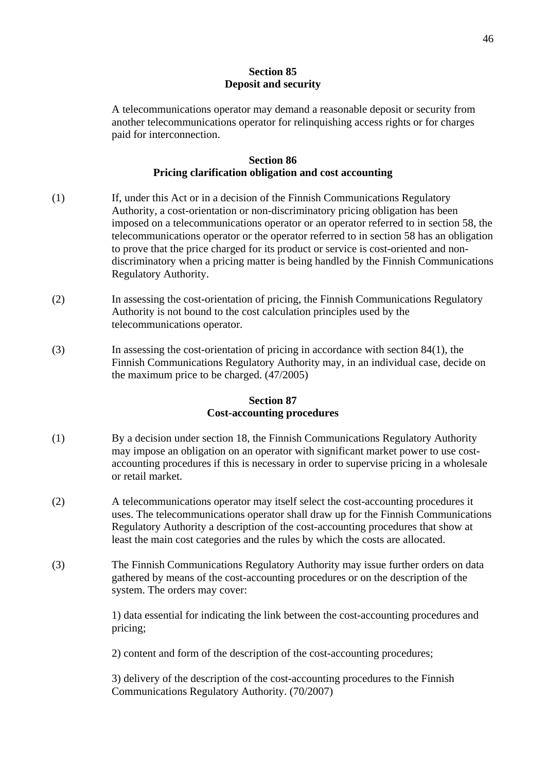### Section 85
### Deposit and security

A telecommunications operator may demand a reasonable deposit or security from another telecommunications operator for relinquishing access rights or for charges paid for interconnection.

### Section 86
### Pricing clarification obligation and cost accounting

(1) If, under this Act or in a decision of the Finnish Communications Regulatory Authority, a cost-orientation or non-discriminatory pricing obligation has been imposed on a telecommunications operator or an operator referred to in section 58, the telecommunications operator or the operator referred to in section 58 has an obligation to prove that the price charged for its product or service is cost-oriented and non-discriminatory when a pricing matter is being handled by the Finnish Communications Regulatory Authority.

(2) In assessing the cost-orientation of pricing, the Finnish Communications Regulatory Authority is not bound to the cost calculation principles used by the telecommunications operator.

(3) In assessing the cost-orientation of pricing in accordance with section 84(1), the Finnish Communications Regulatory Authority may, in an individual case, decide on the maximum price to be charged. (47/2005)

### Section 87
### Cost-accounting procedures

(1) By a decision under section 18, the Finnish Communications Regulatory Authority may impose an obligation on an operator with significant market power to use cost-accounting procedures if this is necessary in order to supervise pricing in a wholesale or retail market.

(2) A telecommunications operator may itself select the cost-accounting procedures it uses. The telecommunications operator shall draw up for the Finnish Communications Regulatory Authority a description of the cost-accounting procedures that show at least the main cost categories and the rules by which the costs are allocated.

(3) The Finnish Communications Regulatory Authority may issue further orders on data gathered by means of the cost-accounting procedures or on the description of the system. The orders may cover:

1) data essential for indicating the link between the cost-accounting procedures and pricing;

2) content and form of the description of the cost-accounting procedures;

3) delivery of the description of the cost-accounting procedures to the Finnish Communications Regulatory Authority. (70/2007)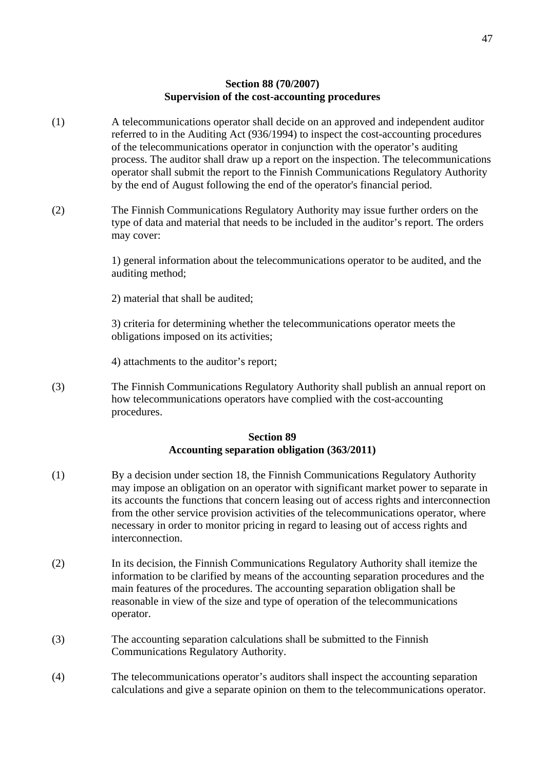### Section 88 (70/2007)
### Supervision of the cost-accounting procedures

(1) A telecommunications operator shall decide on an approved and independent auditor referred to in the Auditing Act (936/1994) to inspect the cost-accounting procedures of the telecommunications operator in conjunction with the operator's auditing process. The auditor shall draw up a report on the inspection. The telecommunications operator shall submit the report to the Finnish Communications Regulatory Authority by the end of August following the end of the operator's financial period.

(2) The Finnish Communications Regulatory Authority may issue further orders on the type of data and material that needs to be included in the auditor's report. The orders may cover:

1) general information about the telecommunications operator to be audited, and the auditing method;

2) material that shall be audited;

3) criteria for determining whether the telecommunications operator meets the obligations imposed on its activities;

4) attachments to the auditor's report;

(3) The Finnish Communications Regulatory Authority shall publish an annual report on how telecommunications operators have complied with the cost-accounting procedures.

### Section 89
### Accounting separation obligation (363/2011)

(1) By a decision under section 18, the Finnish Communications Regulatory Authority may impose an obligation on an operator with significant market power to separate in its accounts the functions that concern leasing out of access rights and interconnection from the other service provision activities of the telecommunications operator, where necessary in order to monitor pricing in regard to leasing out of access rights and interconnection.

(2) In its decision, the Finnish Communications Regulatory Authority shall itemize the information to be clarified by means of the accounting separation procedures and the main features of the procedures. The accounting separation obligation shall be reasonable in view of the size and type of operation of the telecommunications operator.

(3) The accounting separation calculations shall be submitted to the Finnish Communications Regulatory Authority.

(4) The telecommunications operator's auditors shall inspect the accounting separation calculations and give a separate opinion on them to the telecommunications operator.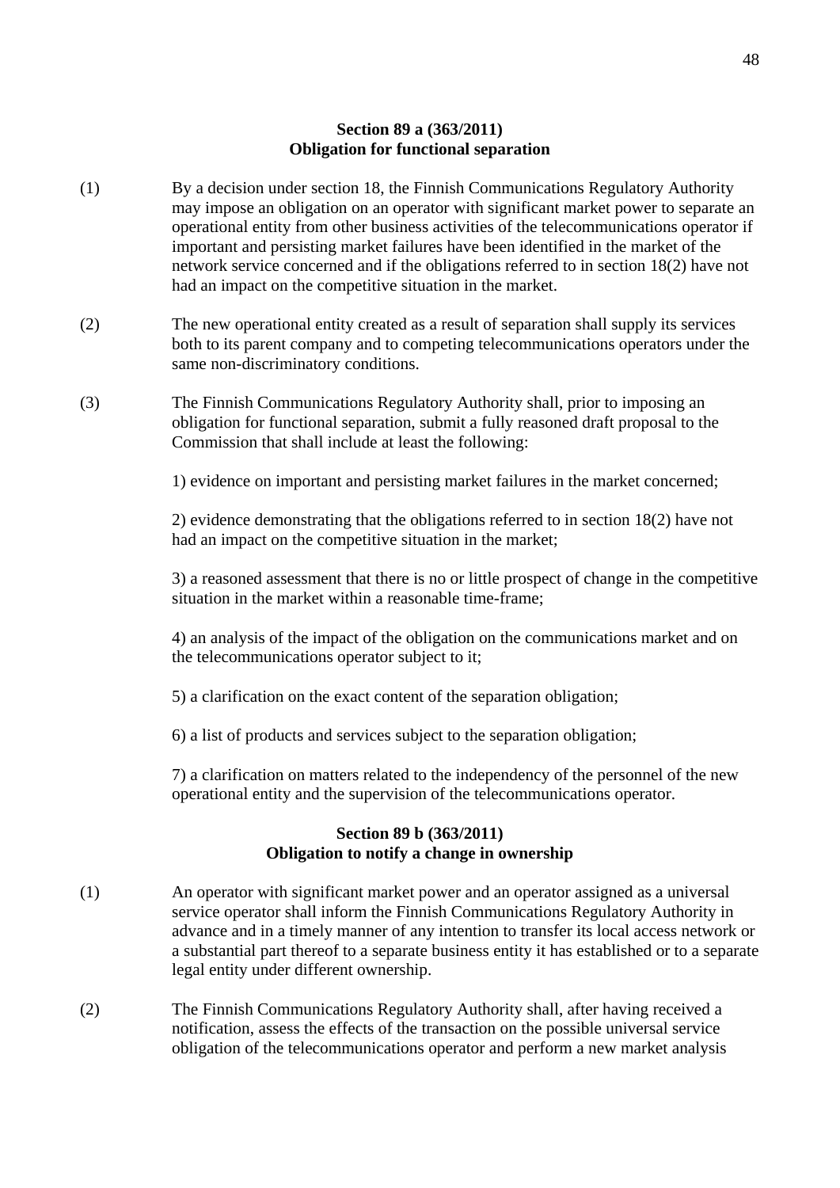### Section 89 a (363/2011)
### Obligation for functional separation

(1) By a decision under section 18, the Finnish Communications Regulatory Authority may impose an obligation on an operator with significant market power to separate an operational entity from other business activities of the telecommunications operator if important and persisting market failures have been identified in the market of the network service concerned and if the obligations referred to in section 18(2) have not had an impact on the competitive situation in the market.

(2) The new operational entity created as a result of separation shall supply its services both to its parent company and to competing telecommunications operators under the same non-discriminatory conditions.

(3) The Finnish Communications Regulatory Authority shall, prior to imposing an obligation for functional separation, submit a fully reasoned draft proposal to the Commission that shall include at least the following:

1) evidence on important and persisting market failures in the market concerned;

2) evidence demonstrating that the obligations referred to in section 18(2) have not had an impact on the competitive situation in the market;

3) a reasoned assessment that there is no or little prospect of change in the competitive situation in the market within a reasonable time-frame;

4) an analysis of the impact of the obligation on the communications market and on the telecommunications operator subject to it;

5) a clarification on the exact content of the separation obligation;

6) a list of products and services subject to the separation obligation;

7) a clarification on matters related to the independency of the personnel of the new operational entity and the supervision of the telecommunications operator.

### Section 89 b (363/2011)
### Obligation to notify a change in ownership

(1) An operator with significant market power and an operator assigned as a universal service operator shall inform the Finnish Communications Regulatory Authority in advance and in a timely manner of any intention to transfer its local access network or a substantial part thereof to a separate business entity it has established or to a separate legal entity under different ownership.

(2) The Finnish Communications Regulatory Authority shall, after having received a notification, assess the effects of the transaction on the possible universal service obligation of the telecommunications operator and perform a new market analysis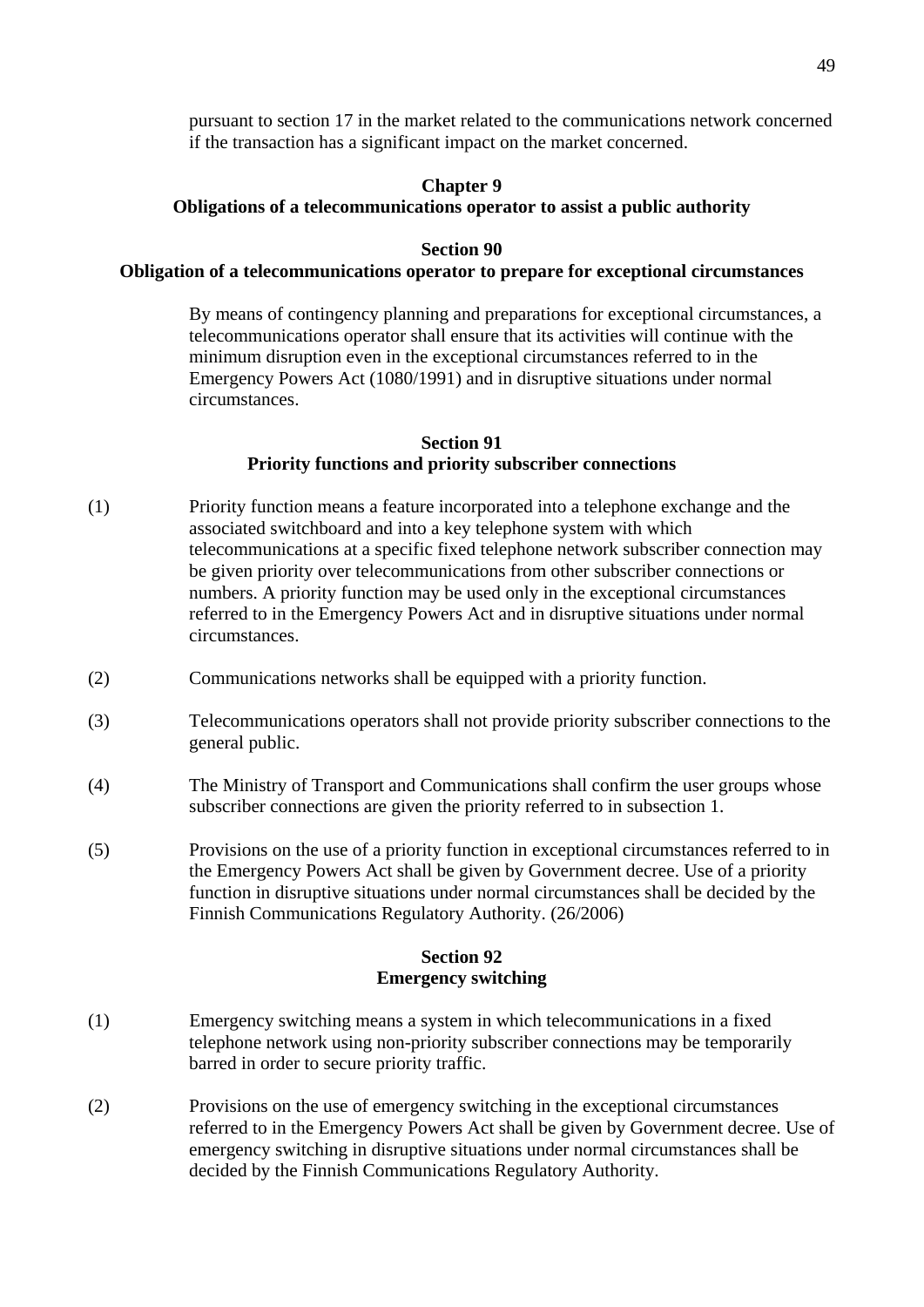pursuant to section 17 in the market related to the communications network concerned if the transaction has a significant impact on the market concerned.

## Chapter 9
## Obligations of a telecommunications operator to assist a public authority

### Section 90
### Obligation of a telecommunications operator to prepare for exceptional circumstances

By means of contingency planning and preparations for exceptional circumstances, a telecommunications operator shall ensure that its activities will continue with the minimum disruption even in the exceptional circumstances referred to in the Emergency Powers Act (1080/1991) and in disruptive situations under normal circumstances.

### Section 91
### Priority functions and priority subscriber connections

(1) Priority function means a feature incorporated into a telephone exchange and the associated switchboard and into a key telephone system with which telecommunications at a specific fixed telephone network subscriber connection may be given priority over telecommunications from other subscriber connections or numbers. A priority function may be used only in the exceptional circumstances referred to in the Emergency Powers Act and in disruptive situations under normal circumstances.

(2) Communications networks shall be equipped with a priority function.

(3) Telecommunications operators shall not provide priority subscriber connections to the general public.

(4) The Ministry of Transport and Communications shall confirm the user groups whose subscriber connections are given the priority referred to in subsection 1.

(5) Provisions on the use of a priority function in exceptional circumstances referred to in the Emergency Powers Act shall be given by Government decree. Use of a priority function in disruptive situations under normal circumstances shall be decided by the Finnish Communications Regulatory Authority. (26/2006)

### Section 92
### Emergency switching

(1) Emergency switching means a system in which telecommunications in a fixed telephone network using non-priority subscriber connections may be temporarily barred in order to secure priority traffic.

(2) Provisions on the use of emergency switching in the exceptional circumstances referred to in the Emergency Powers Act shall be given by Government decree. Use of emergency switching in disruptive situations under normal circumstances shall be decided by the Finnish Communications Regulatory Authority.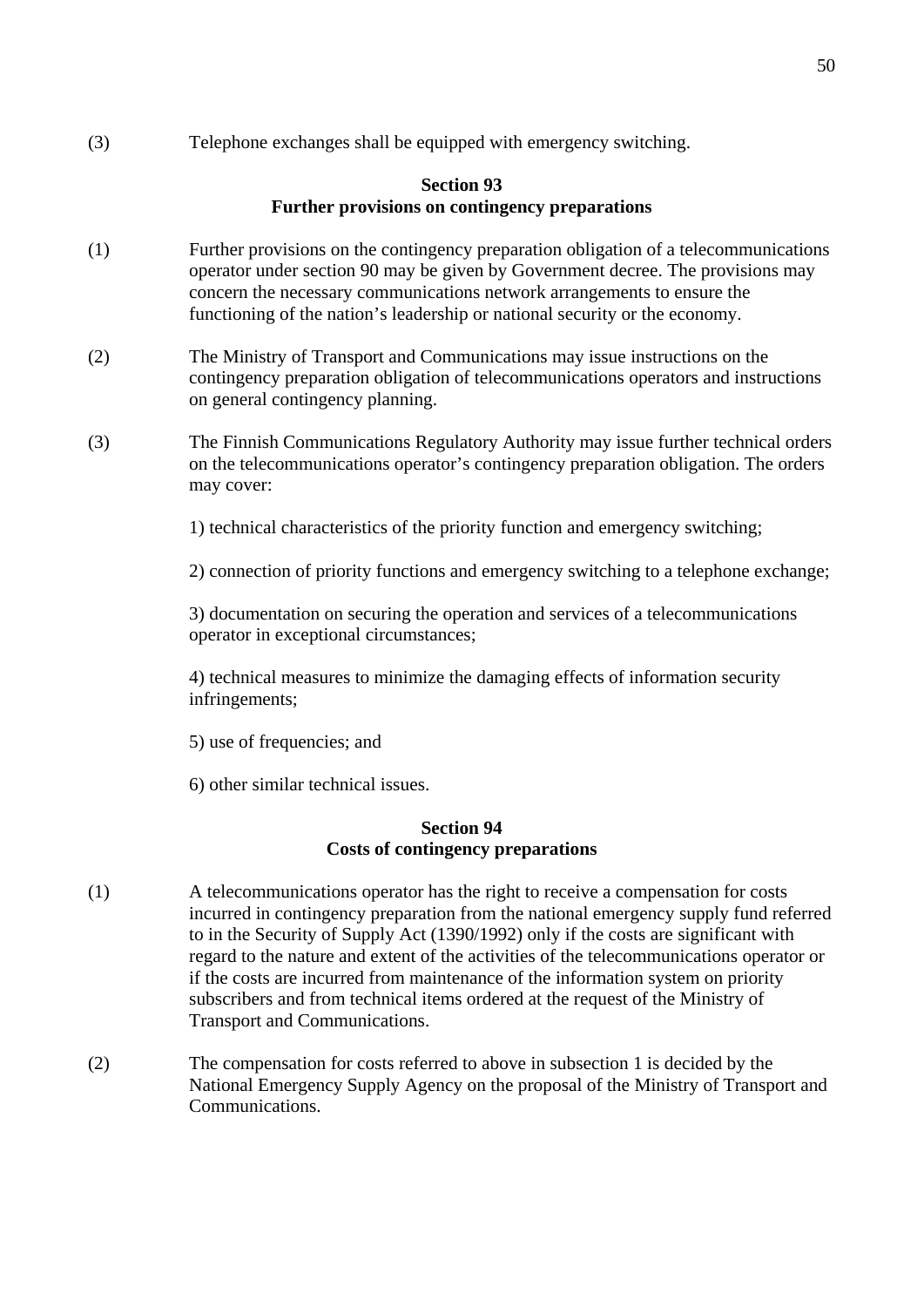(3) Telephone exchanges shall be equipped with emergency switching.

### Section 93
### Further provisions on contingency preparations

(1) Further provisions on the contingency preparation obligation of a telecommunications operator under section 90 may be given by Government decree. The provisions may concern the necessary communications network arrangements to ensure the functioning of the nation's leadership or national security or the economy.

(2) The Ministry of Transport and Communications may issue instructions on the contingency preparation obligation of telecommunications operators and instructions on general contingency planning.

(3) The Finnish Communications Regulatory Authority may issue further technical orders on the telecommunications operator's contingency preparation obligation. The orders may cover:

1) technical characteristics of the priority function and emergency switching;

2) connection of priority functions and emergency switching to a telephone exchange;

3) documentation on securing the operation and services of a telecommunications operator in exceptional circumstances;

4) technical measures to minimize the damaging effects of information security infringements;

5) use of frequencies; and

6) other similar technical issues.

### Section 94
### Costs of contingency preparations

(1) A telecommunications operator has the right to receive a compensation for costs incurred in contingency preparation from the national emergency supply fund referred to in the Security of Supply Act (1390/1992) only if the costs are significant with regard to the nature and extent of the activities of the telecommunications operator or if the costs are incurred from maintenance of the information system on priority subscribers and from technical items ordered at the request of the Ministry of Transport and Communications.

(2) The compensation for costs referred to above in subsection 1 is decided by the National Emergency Supply Agency on the proposal of the Ministry of Transport and Communications.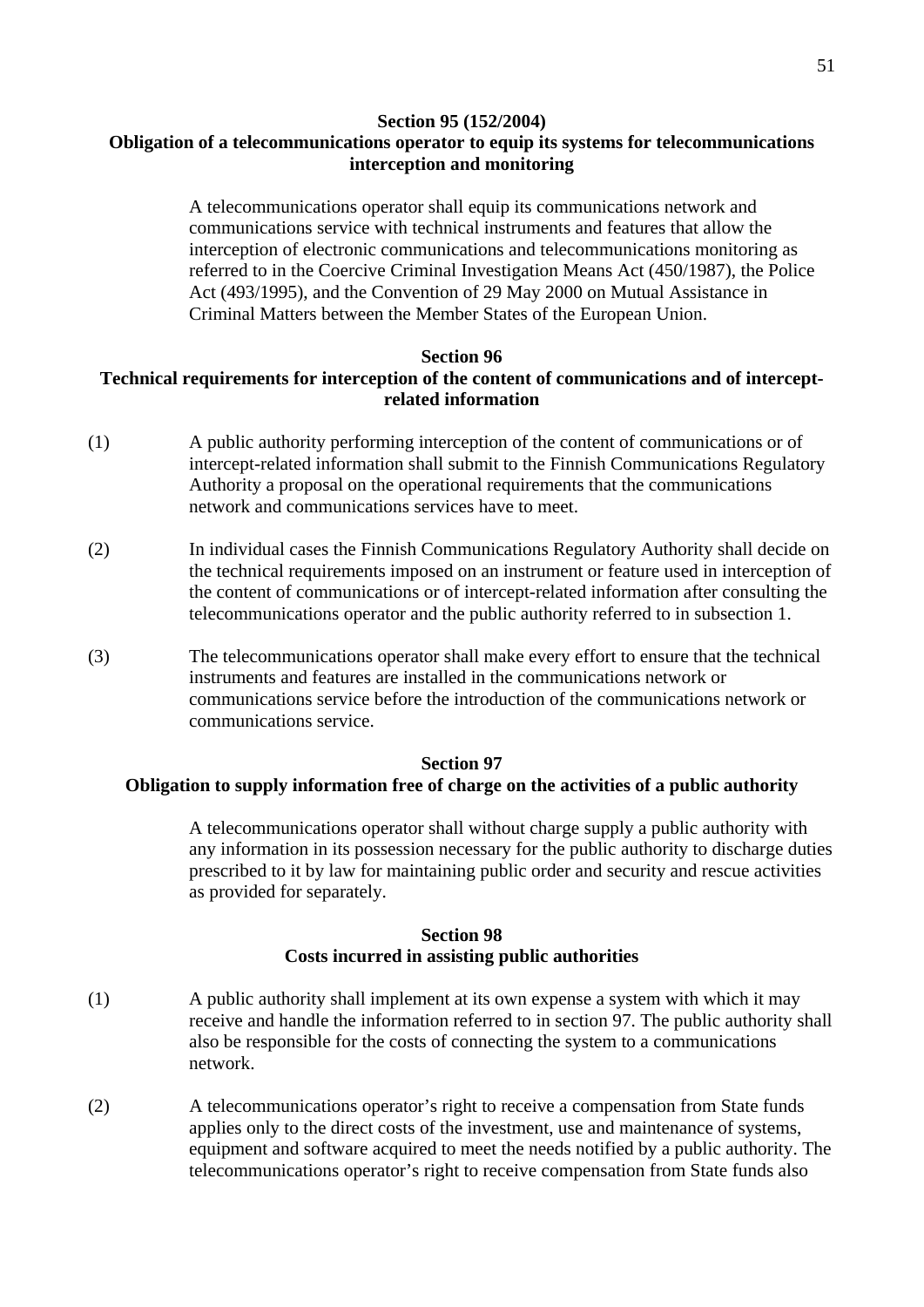### Section 95 (152/2004)
### Obligation of a telecommunications operator to equip its systems for telecommunications interception and monitoring

A telecommunications operator shall equip its communications network and communications service with technical instruments and features that allow the interception of electronic communications and telecommunications monitoring as referred to in the Coercive Criminal Investigation Means Act (450/1987), the Police Act (493/1995), and the Convention of 29 May 2000 on Mutual Assistance in Criminal Matters between the Member States of the European Union.

### Section 96
### Technical requirements for interception of the content of communications and of intercept-related information

(1) A public authority performing interception of the content of communications or of intercept-related information shall submit to the Finnish Communications Regulatory Authority a proposal on the operational requirements that the communications network and communications services have to meet.

(2) In individual cases the Finnish Communications Regulatory Authority shall decide on the technical requirements imposed on an instrument or feature used in interception of the content of communications or of intercept-related information after consulting the telecommunications operator and the public authority referred to in subsection 1.

(3) The telecommunications operator shall make every effort to ensure that the technical instruments and features are installed in the communications network or communications service before the introduction of the communications network or communications service.

### Section 97
### Obligation to supply information free of charge on the activities of a public authority

A telecommunications operator shall without charge supply a public authority with any information in its possession necessary for the public authority to discharge duties prescribed to it by law for maintaining public order and security and rescue activities as provided for separately.

### Section 98
### Costs incurred in assisting public authorities

(1) A public authority shall implement at its own expense a system with which it may receive and handle the information referred to in section 97. The public authority shall also be responsible for the costs of connecting the system to a communications network.

(2) A telecommunications operator's right to receive a compensation from State funds applies only to the direct costs of the investment, use and maintenance of systems, equipment and software acquired to meet the needs notified by a public authority. The telecommunications operator's right to receive compensation from State funds also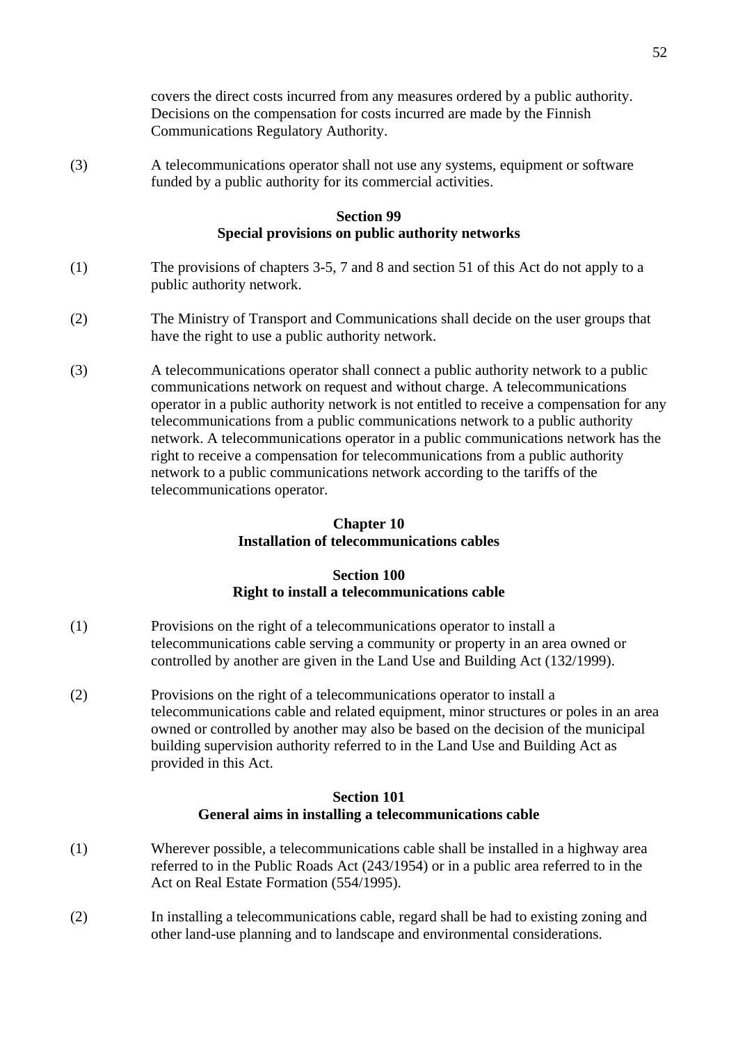covers the direct costs incurred from any measures ordered by a public authority. Decisions on the compensation for costs incurred are made by the Finnish Communications Regulatory Authority.

(3) A telecommunications operator shall not use any systems, equipment or software funded by a public authority for its commercial activities.

### Section 99
### Special provisions on public authority networks

(1) The provisions of chapters 3-5, 7 and 8 and section 51 of this Act do not apply to a public authority network.

(2) The Ministry of Transport and Communications shall decide on the user groups that have the right to use a public authority network.

(3) A telecommunications operator shall connect a public authority network to a public communications network on request and without charge. A telecommunications operator in a public authority network is not entitled to receive a compensation for any telecommunications from a public communications network to a public authority network. A telecommunications operator in a public communications network has the right to receive a compensation for telecommunications from a public authority network to a public communications network according to the tariffs of the telecommunications operator.

## Chapter 10
## Installation of telecommunications cables

### Section 100
### Right to install a telecommunications cable

(1) Provisions on the right of a telecommunications operator to install a telecommunications cable serving a community or property in an area owned or controlled by another are given in the Land Use and Building Act (132/1999).

(2) Provisions on the right of a telecommunications operator to install a telecommunications cable and related equipment, minor structures or poles in an area owned or controlled by another may also be based on the decision of the municipal building supervision authority referred to in the Land Use and Building Act as provided in this Act.

### Section 101
### General aims in installing a telecommunications cable

(1) Wherever possible, a telecommunications cable shall be installed in a highway area referred to in the Public Roads Act (243/1954) or in a public area referred to in the Act on Real Estate Formation (554/1995).

(2) In installing a telecommunications cable, regard shall be had to existing zoning and other land-use planning and to landscape and environmental considerations.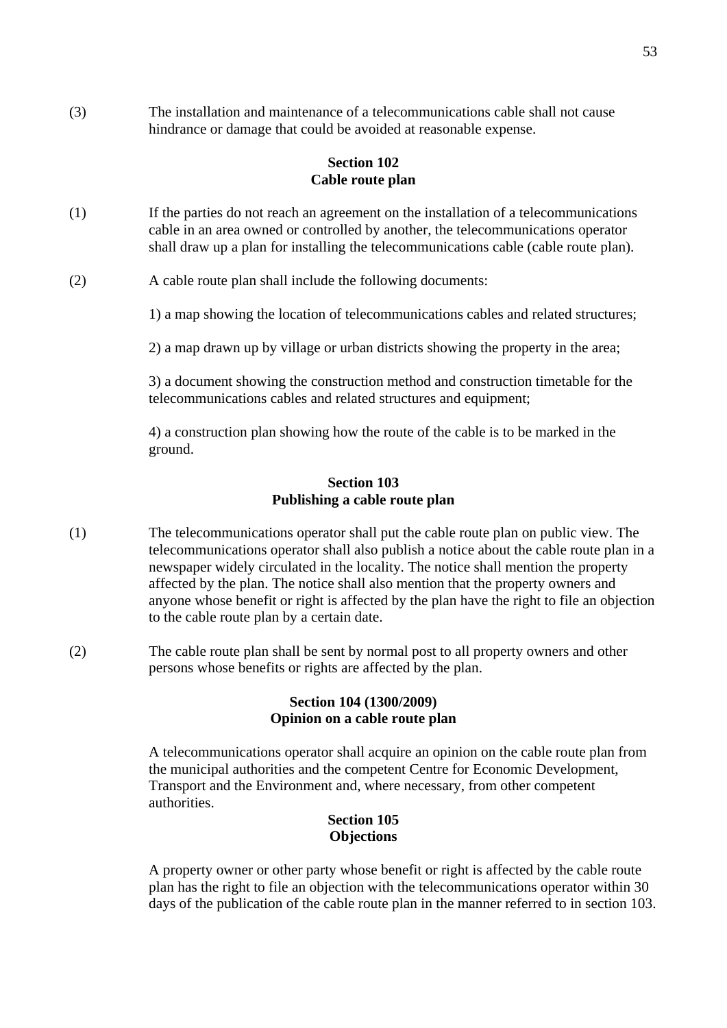(3) The installation and maintenance of a telecommunications cable shall not cause hindrance or damage that could be avoided at reasonable expense.

### Section 102
### Cable route plan

(1) If the parties do not reach an agreement on the installation of a telecommunications cable in an area owned or controlled by another, the telecommunications operator shall draw up a plan for installing the telecommunications cable (cable route plan).

(2) A cable route plan shall include the following documents:

1) a map showing the location of telecommunications cables and related structures;

2) a map drawn up by village or urban districts showing the property in the area;

3) a document showing the construction method and construction timetable for the telecommunications cables and related structures and equipment;

4) a construction plan showing how the route of the cable is to be marked in the ground.

### Section 103
### Publishing a cable route plan

(1) The telecommunications operator shall put the cable route plan on public view. The telecommunications operator shall also publish a notice about the cable route plan in a newspaper widely circulated in the locality. The notice shall mention the property affected by the plan. The notice shall also mention that the property owners and anyone whose benefit or right is affected by the plan have the right to file an objection to the cable route plan by a certain date.

(2) The cable route plan shall be sent by normal post to all property owners and other persons whose benefits or rights are affected by the plan.

### Section 104 (1300/2009)
### Opinion on a cable route plan

A telecommunications operator shall acquire an opinion on the cable route plan from the municipal authorities and the competent Centre for Economic Development, Transport and the Environment and, where necessary, from other competent authorities.

### Section 105
### Objections

A property owner or other party whose benefit or right is affected by the cable route plan has the right to file an objection with the telecommunications operator within 30 days of the publication of the cable route plan in the manner referred to in section 103.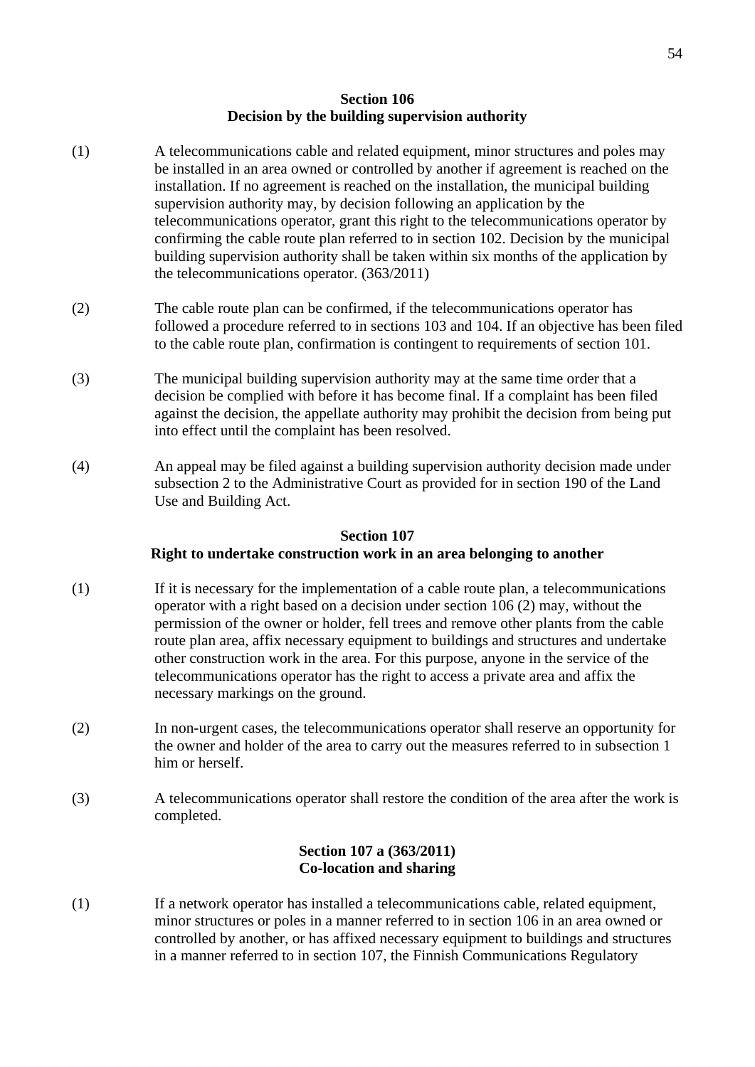### Section 106
### Decision by the building supervision authority

(1) A telecommunications cable and related equipment, minor structures and poles may be installed in an area owned or controlled by another if agreement is reached on the installation. If no agreement is reached on the installation, the municipal building supervision authority may, by decision following an application by the telecommunications operator, grant this right to the telecommunications operator by confirming the cable route plan referred to in section 102. Decision by the municipal building supervision authority shall be taken within six months of the application by the telecommunications operator. (363/2011)

(2) The cable route plan can be confirmed, if the telecommunications operator has followed a procedure referred to in sections 103 and 104. If an objective has been filed to the cable route plan, confirmation is contingent to requirements of section 101.

(3) The municipal building supervision authority may at the same time order that a decision be complied with before it has become final. If a complaint has been filed against the decision, the appellate authority may prohibit the decision from being put into effect until the complaint has been resolved.

(4) An appeal may be filed against a building supervision authority decision made under subsection 2 to the Administrative Court as provided for in section 190 of the Land Use and Building Act.

### Section 107
### Right to undertake construction work in an area belonging to another

(1) If it is necessary for the implementation of a cable route plan, a telecommunications operator with a right based on a decision under section 106 (2) may, without the permission of the owner or holder, fell trees and remove other plants from the cable route plan area, affix necessary equipment to buildings and structures and undertake other construction work in the area. For this purpose, anyone in the service of the telecommunications operator has the right to access a private area and affix the necessary markings on the ground.

(2) In non-urgent cases, the telecommunications operator shall reserve an opportunity for the owner and holder of the area to carry out the measures referred to in subsection 1 him or herself.

(3) A telecommunications operator shall restore the condition of the area after the work is completed.

### Section 107 a (363/2011)
### Co-location and sharing

(1) If a network operator has installed a telecommunications cable, related equipment, minor structures or poles in a manner referred to in section 106 in an area owned or controlled by another, or has affixed necessary equipment to buildings and structures in a manner referred to in section 107, the Finnish Communications Regulatory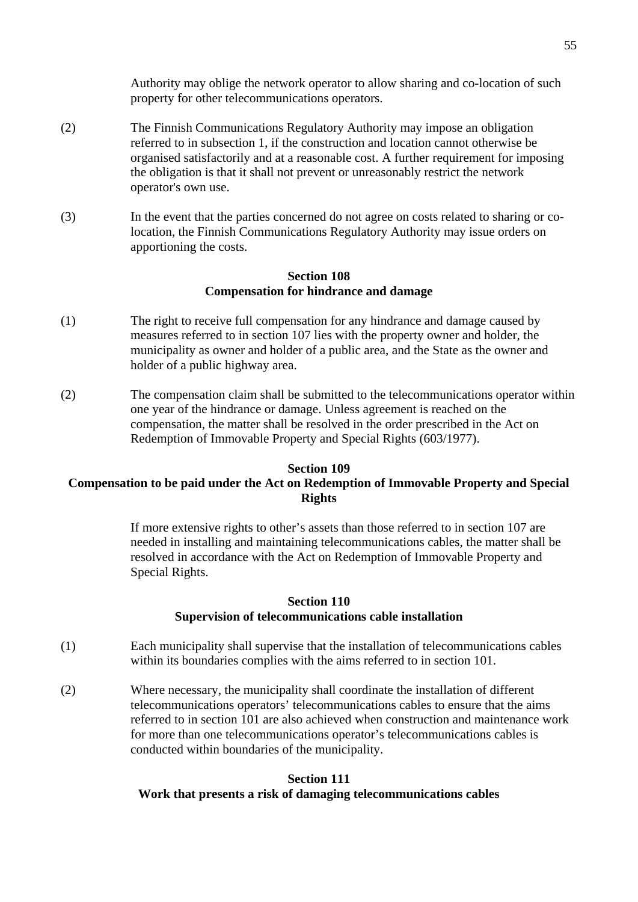Authority may oblige the network operator to allow sharing and co-location of such property for other telecommunications operators.

(2) The Finnish Communications Regulatory Authority may impose an obligation referred to in subsection 1, if the construction and location cannot otherwise be organised satisfactorily and at a reasonable cost. A further requirement for imposing the obligation is that it shall not prevent or unreasonably restrict the network operator's own use.

(3) In the event that the parties concerned do not agree on costs related to sharing or co-location, the Finnish Communications Regulatory Authority may issue orders on apportioning the costs.

**Section 108**
**Compensation for hindrance and damage**

(1) The right to receive full compensation for any hindrance and damage caused by measures referred to in section 107 lies with the property owner and holder, the municipality as owner and holder of a public area, and the State as the owner and holder of a public highway area.

(2) The compensation claim shall be submitted to the telecommunications operator within one year of the hindrance or damage. Unless agreement is reached on the compensation, the matter shall be resolved in the order prescribed in the Act on Redemption of Immovable Property and Special Rights (603/1977).

**Section 109**
**Compensation to be paid under the Act on Redemption of Immovable Property and Special Rights**

If more extensive rights to other's assets than those referred to in section 107 are needed in installing and maintaining telecommunications cables, the matter shall be resolved in accordance with the Act on Redemption of Immovable Property and Special Rights.

**Section 110**
**Supervision of telecommunications cable installation**

(1) Each municipality shall supervise that the installation of telecommunications cables within its boundaries complies with the aims referred to in section 101.

(2) Where necessary, the municipality shall coordinate the installation of different telecommunications operators' telecommunications cables to ensure that the aims referred to in section 101 are also achieved when construction and maintenance work for more than one telecommunications operator's telecommunications cables is conducted within boundaries of the municipality.

**Section 111**
**Work that presents a risk of damaging telecommunications cables**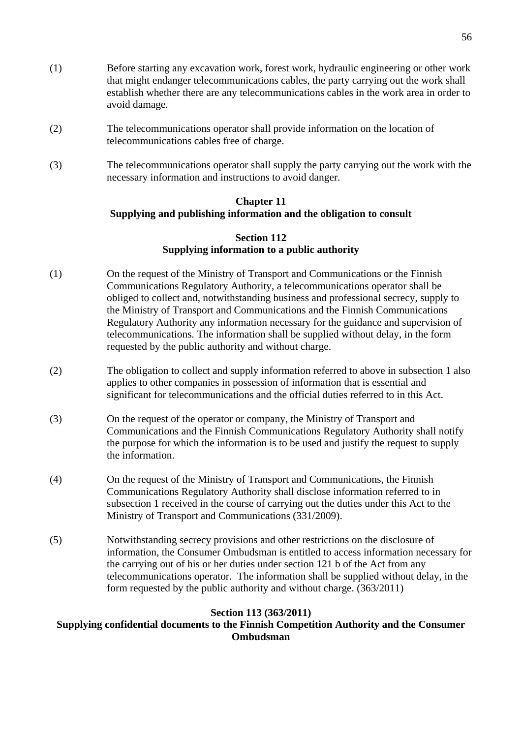(1) Before starting any excavation work, forest work, hydraulic engineering or other work that might endanger telecommunications cables, the party carrying out the work shall establish whether there are any telecommunications cables in the work area in order to avoid damage.

(2) The telecommunications operator shall provide information on the location of telecommunications cables free of charge.

(3) The telecommunications operator shall supply the party carrying out the work with the necessary information and instructions to avoid danger.

## Chapter 11
## Supplying and publishing information and the obligation to consult

### Section 112
### Supplying information to a public authority

(1) On the request of the Ministry of Transport and Communications or the Finnish Communications Regulatory Authority, a telecommunications operator shall be obliged to collect and, notwithstanding business and professional secrecy, supply to the Ministry of Transport and Communications and the Finnish Communications Regulatory Authority any information necessary for the guidance and supervision of telecommunications. The information shall be supplied without delay, in the form requested by the public authority and without charge.

(2) The obligation to collect and supply information referred to above in subsection 1 also applies to other companies in possession of information that is essential and significant for telecommunications and the official duties referred to in this Act.

(3) On the request of the operator or company, the Ministry of Transport and Communications and the Finnish Communications Regulatory Authority shall notify the purpose for which the information is to be used and justify the request to supply the information.

(4) On the request of the Ministry of Transport and Communications, the Finnish Communications Regulatory Authority shall disclose information referred to in subsection 1 received in the course of carrying out the duties under this Act to the Ministry of Transport and Communications (331/2009).

(5) Notwithstanding secrecy provisions and other restrictions on the disclosure of information, the Consumer Ombudsman is entitled to access information necessary for the carrying out of his or her duties under section 121 b of the Act from any telecommunications operator. The information shall be supplied without delay, in the form requested by the public authority and without charge. (363/2011)

### Section 113 (363/2011)
### Supplying confidential documents to the Finnish Competition Authority and the Consumer Ombudsman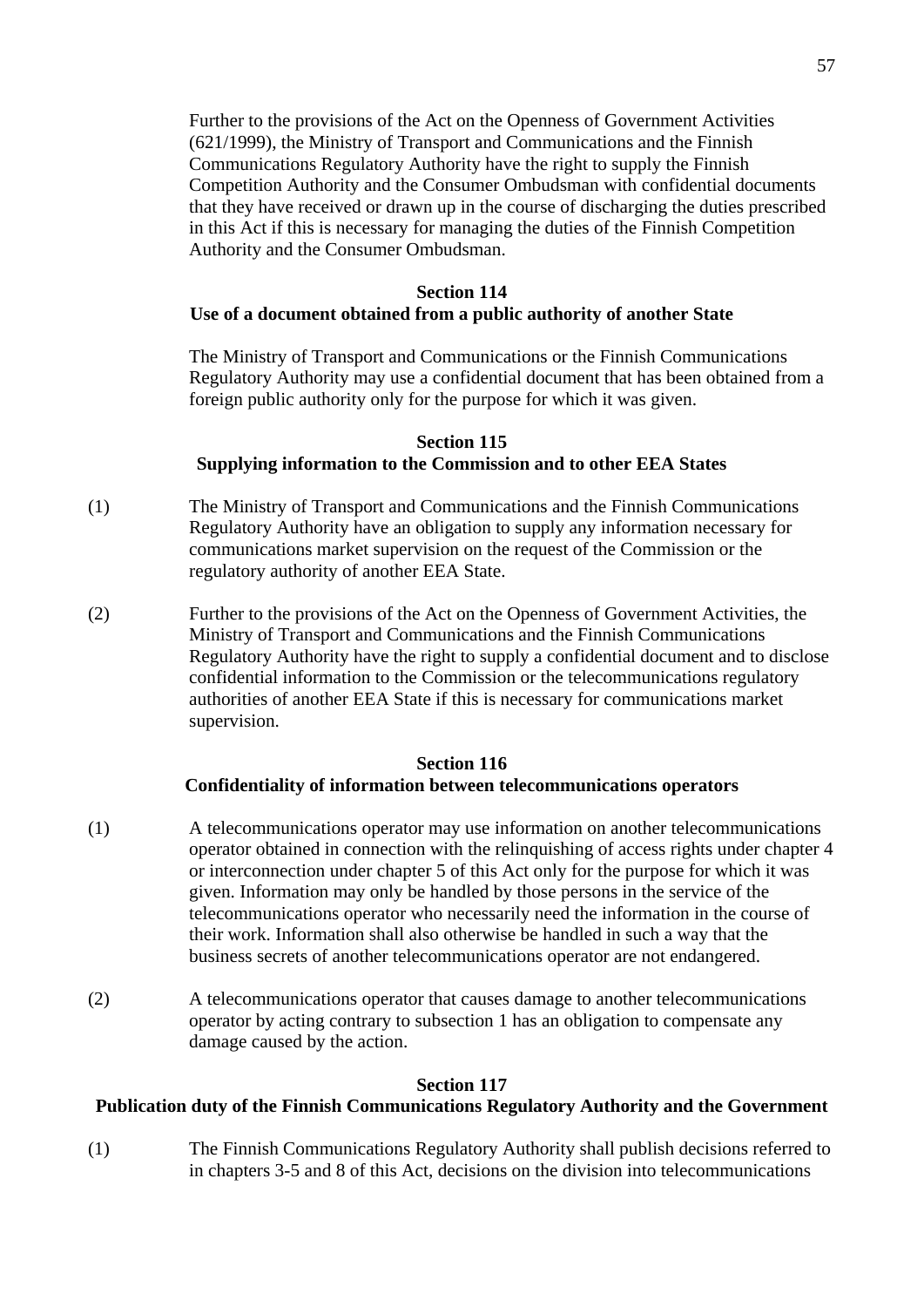Further to the provisions of the Act on the Openness of Government Activities (621/1999), the Ministry of Transport and Communications and the Finnish Communications Regulatory Authority have the right to supply the Finnish Competition Authority and the Consumer Ombudsman with confidential documents that they have received or drawn up in the course of discharging the duties prescribed in this Act if this is necessary for managing the duties of the Finnish Competition Authority and the Consumer Ombudsman.

**Section 114**
**Use of a document obtained from a public authority of another State**

The Ministry of Transport and Communications or the Finnish Communications Regulatory Authority may use a confidential document that has been obtained from a foreign public authority only for the purpose for which it was given.

**Section 115**
**Supplying information to the Commission and to other EEA States**

(1) The Ministry of Transport and Communications and the Finnish Communications Regulatory Authority have an obligation to supply any information necessary for communications market supervision on the request of the Commission or the regulatory authority of another EEA State.

(2) Further to the provisions of the Act on the Openness of Government Activities, the Ministry of Transport and Communications and the Finnish Communications Regulatory Authority have the right to supply a confidential document and to disclose confidential information to the Commission or the telecommunications regulatory authorities of another EEA State if this is necessary for communications market supervision.

**Section 116**
**Confidentiality of information between telecommunications operators**

(1) A telecommunications operator may use information on another telecommunications operator obtained in connection with the relinquishing of access rights under chapter 4 or interconnection under chapter 5 of this Act only for the purpose for which it was given. Information may only be handled by those persons in the service of the telecommunications operator who necessarily need the information in the course of their work. Information shall also otherwise be handled in such a way that the business secrets of another telecommunications operator are not endangered.

(2) A telecommunications operator that causes damage to another telecommunications operator by acting contrary to subsection 1 has an obligation to compensate any damage caused by the action.

**Section 117**
**Publication duty of the Finnish Communications Regulatory Authority and the Government**

(1) The Finnish Communications Regulatory Authority shall publish decisions referred to in chapters 3-5 and 8 of this Act, decisions on the division into telecommunications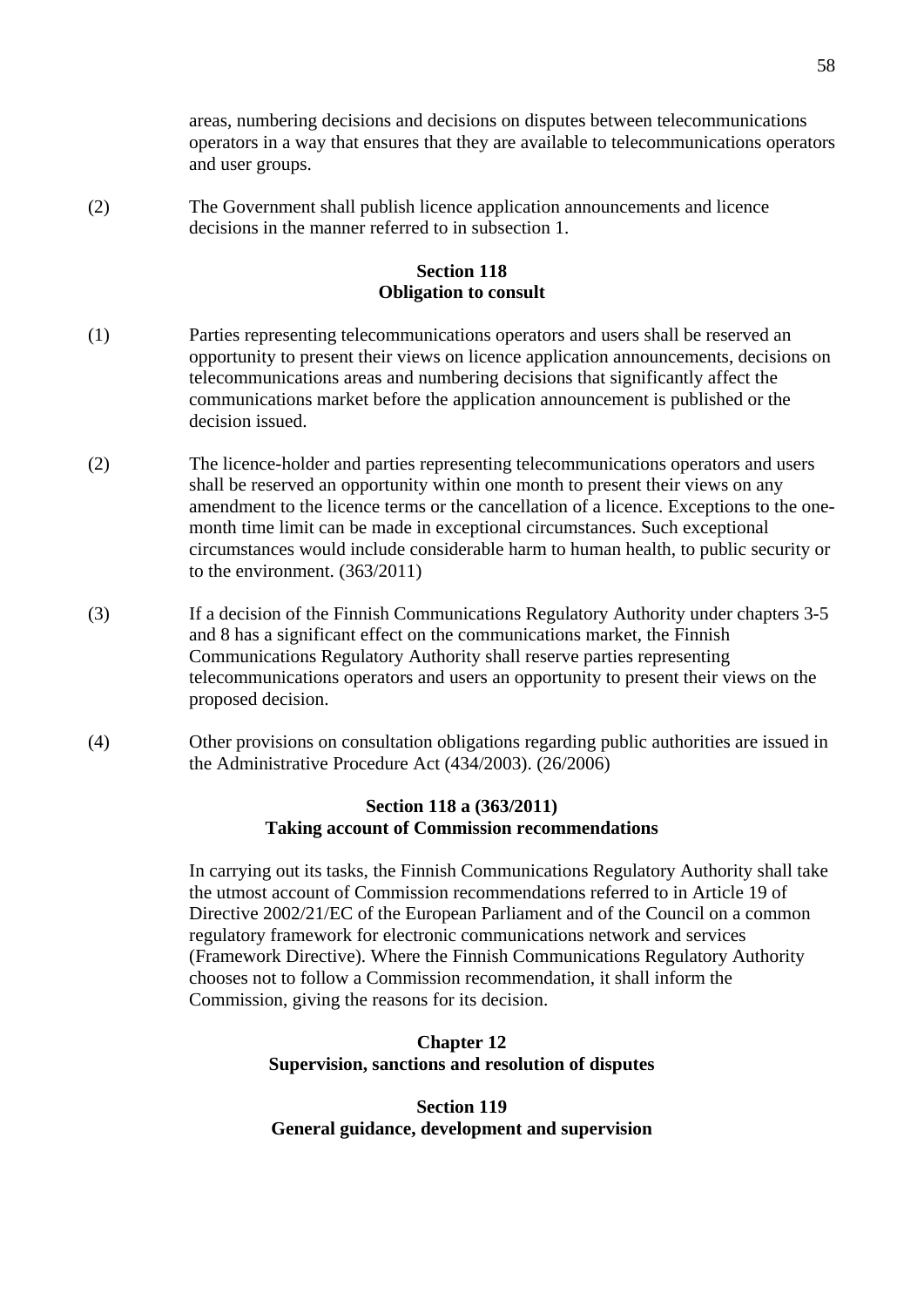areas, numbering decisions and decisions on disputes between telecommunications operators in a way that ensures that they are available to telecommunications operators and user groups.

(2) The Government shall publish licence application announcements and licence decisions in the manner referred to in subsection 1.

### Section 118
### Obligation to consult

(1) Parties representing telecommunications operators and users shall be reserved an opportunity to present their views on licence application announcements, decisions on telecommunications areas and numbering decisions that significantly affect the communications market before the application announcement is published or the decision issued.

(2) The licence-holder and parties representing telecommunications operators and users shall be reserved an opportunity within one month to present their views on any amendment to the licence terms or the cancellation of a licence. Exceptions to the one-month time limit can be made in exceptional circumstances. Such exceptional circumstances would include considerable harm to human health, to public security or to the environment. (363/2011)

(3) If a decision of the Finnish Communications Regulatory Authority under chapters 3-5 and 8 has a significant effect on the communications market, the Finnish Communications Regulatory Authority shall reserve parties representing telecommunications operators and users an opportunity to present their views on the proposed decision.

(4) Other provisions on consultation obligations regarding public authorities are issued in the Administrative Procedure Act (434/2003). (26/2006)

### Section 118 a (363/2011)
### Taking account of Commission recommendations

In carrying out its tasks, the Finnish Communications Regulatory Authority shall take the utmost account of Commission recommendations referred to in Article 19 of Directive 2002/21/EC of the European Parliament and of the Council on a common regulatory framework for electronic communications network and services (Framework Directive). Where the Finnish Communications Regulatory Authority chooses not to follow a Commission recommendation, it shall inform the Commission, giving the reasons for its decision.

## Chapter 12
## Supervision, sanctions and resolution of disputes

### Section 119
### General guidance, development and supervision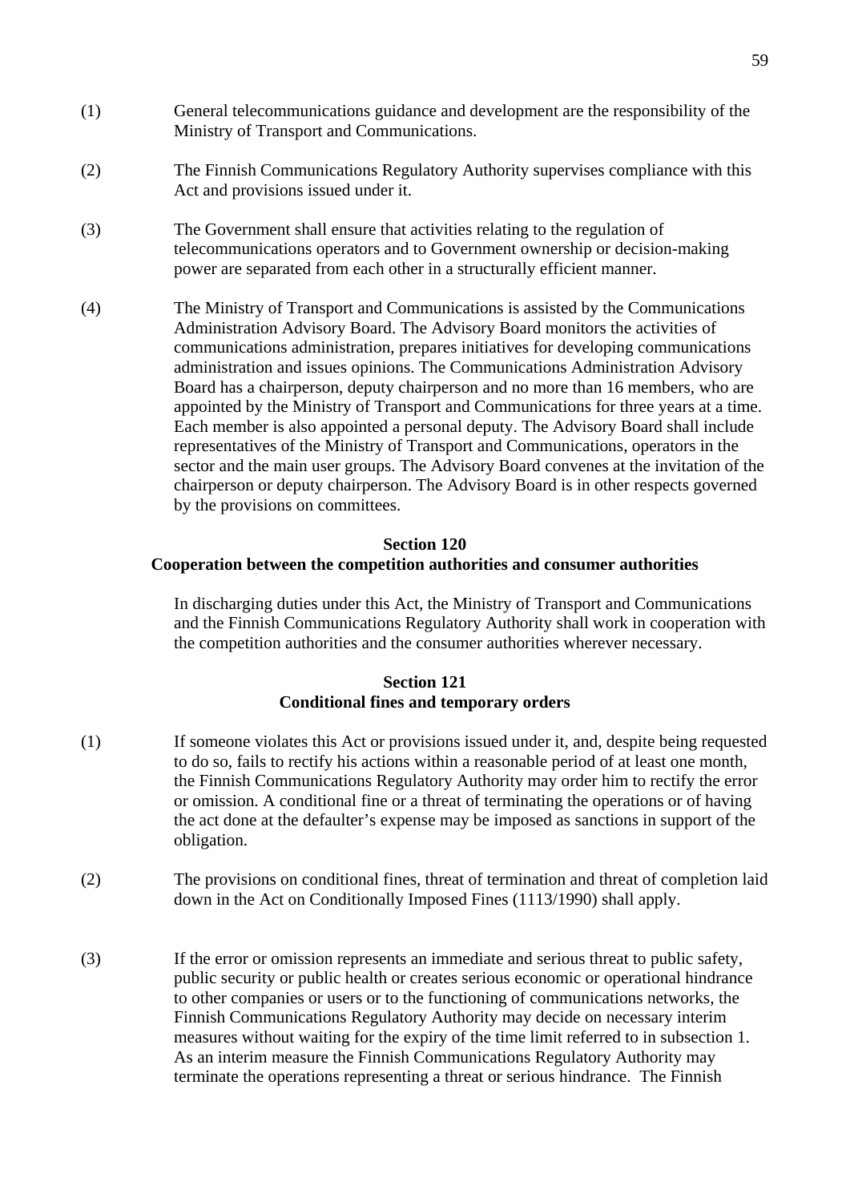(1) General telecommunications guidance and development are the responsibility of the Ministry of Transport and Communications.

(2) The Finnish Communications Regulatory Authority supervises compliance with this Act and provisions issued under it.

(3) The Government shall ensure that activities relating to the regulation of telecommunications operators and to Government ownership or decision-making power are separated from each other in a structurally efficient manner.

(4) The Ministry of Transport and Communications is assisted by the Communications Administration Advisory Board. The Advisory Board monitors the activities of communications administration, prepares initiatives for developing communications administration and issues opinions. The Communications Administration Advisory Board has a chairperson, deputy chairperson and no more than 16 members, who are appointed by the Ministry of Transport and Communications for three years at a time. Each member is also appointed a personal deputy. The Advisory Board shall include representatives of the Ministry of Transport and Communications, operators in the sector and the main user groups. The Advisory Board convenes at the invitation of the chairperson or deputy chairperson. The Advisory Board is in other respects governed by the provisions on committees.

**Section 120**
**Cooperation between the competition authorities and consumer authorities**

In discharging duties under this Act, the Ministry of Transport and Communications and the Finnish Communications Regulatory Authority shall work in cooperation with the competition authorities and the consumer authorities wherever necessary.

**Section 121**
**Conditional fines and temporary orders**

(1) If someone violates this Act or provisions issued under it, and, despite being requested to do so, fails to rectify his actions within a reasonable period of at least one month, the Finnish Communications Regulatory Authority may order him to rectify the error or omission. A conditional fine or a threat of terminating the operations or of having the act done at the defaulter's expense may be imposed as sanctions in support of the obligation.

(2) The provisions on conditional fines, threat of termination and threat of completion laid down in the Act on Conditionally Imposed Fines (1113/1990) shall apply.

(3) If the error or omission represents an immediate and serious threat to public safety, public security or public health or creates serious economic or operational hindrance to other companies or users or to the functioning of communications networks, the Finnish Communications Regulatory Authority may decide on necessary interim measures without waiting for the expiry of the time limit referred to in subsection 1. As an interim measure the Finnish Communications Regulatory Authority may terminate the operations representing a threat or serious hindrance. The Finnish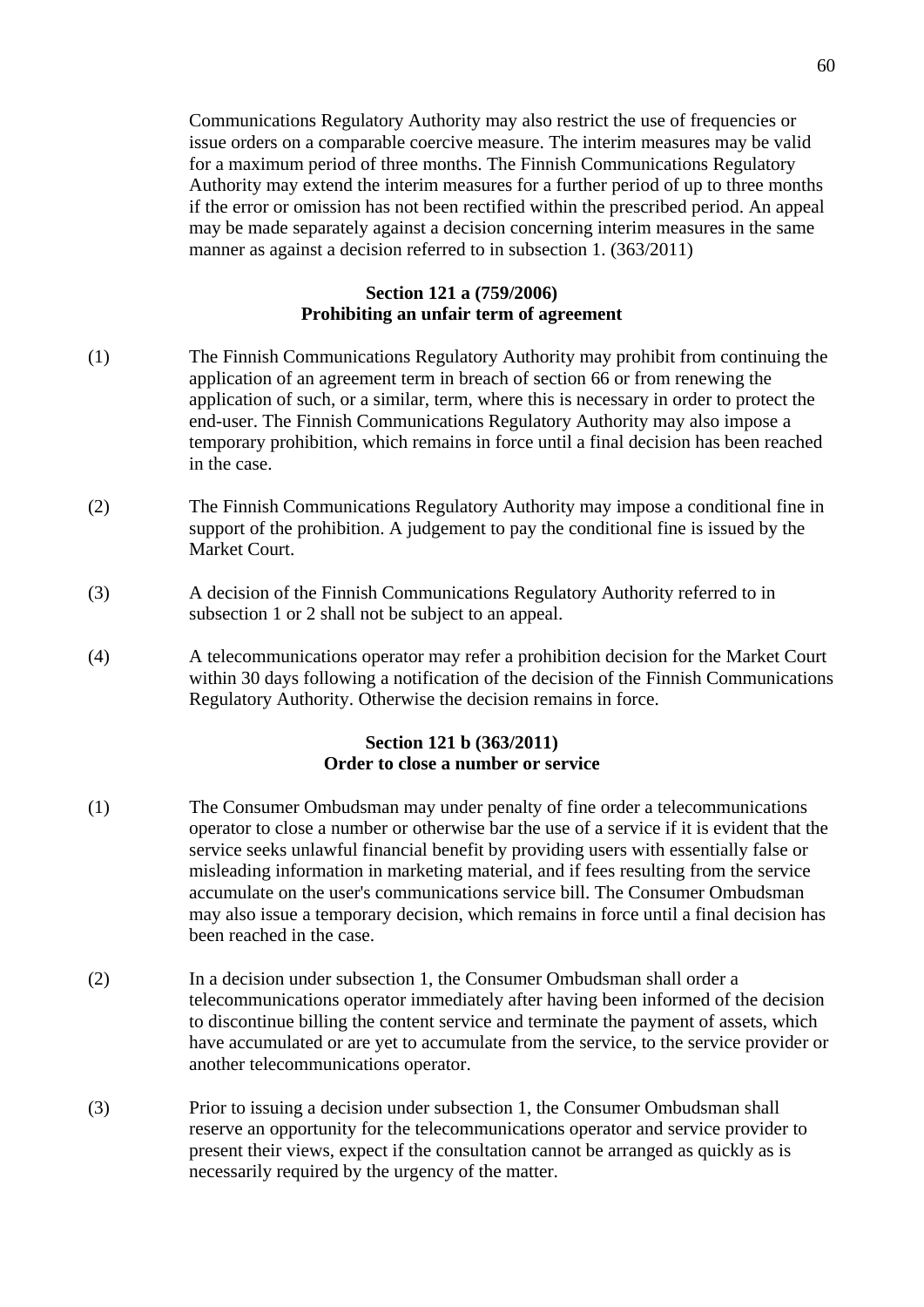Communications Regulatory Authority may also restrict the use of frequencies or issue orders on a comparable coercive measure. The interim measures may be valid for a maximum period of three months. The Finnish Communications Regulatory Authority may extend the interim measures for a further period of up to three months if the error or omission has not been rectified within the prescribed period. An appeal may be made separately against a decision concerning interim measures in the same manner as against a decision referred to in subsection 1. (363/2011)

**Section 121 a (759/2006)**
**Prohibiting an unfair term of agreement**

(1) The Finnish Communications Regulatory Authority may prohibit from continuing the application of an agreement term in breach of section 66 or from renewing the application of such, or a similar, term, where this is necessary in order to protect the end-user. The Finnish Communications Regulatory Authority may also impose a temporary prohibition, which remains in force until a final decision has been reached in the case.

(2) The Finnish Communications Regulatory Authority may impose a conditional fine in support of the prohibition. A judgement to pay the conditional fine is issued by the Market Court.

(3) A decision of the Finnish Communications Regulatory Authority referred to in subsection 1 or 2 shall not be subject to an appeal.

(4) A telecommunications operator may refer a prohibition decision for the Market Court within 30 days following a notification of the decision of the Finnish Communications Regulatory Authority. Otherwise the decision remains in force.

**Section 121 b (363/2011)**
**Order to close a number or service**

(1) The Consumer Ombudsman may under penalty of fine order a telecommunications operator to close a number or otherwise bar the use of a service if it is evident that the service seeks unlawful financial benefit by providing users with essentially false or misleading information in marketing material, and if fees resulting from the service accumulate on the user's communications service bill. The Consumer Ombudsman may also issue a temporary decision, which remains in force until a final decision has been reached in the case.

(2) In a decision under subsection 1, the Consumer Ombudsman shall order a telecommunications operator immediately after having been informed of the decision to discontinue billing the content service and terminate the payment of assets, which have accumulated or are yet to accumulate from the service, to the service provider or another telecommunications operator.

(3) Prior to issuing a decision under subsection 1, the Consumer Ombudsman shall reserve an opportunity for the telecommunications operator and service provider to present their views, expect if the consultation cannot be arranged as quickly as is necessarily required by the urgency of the matter.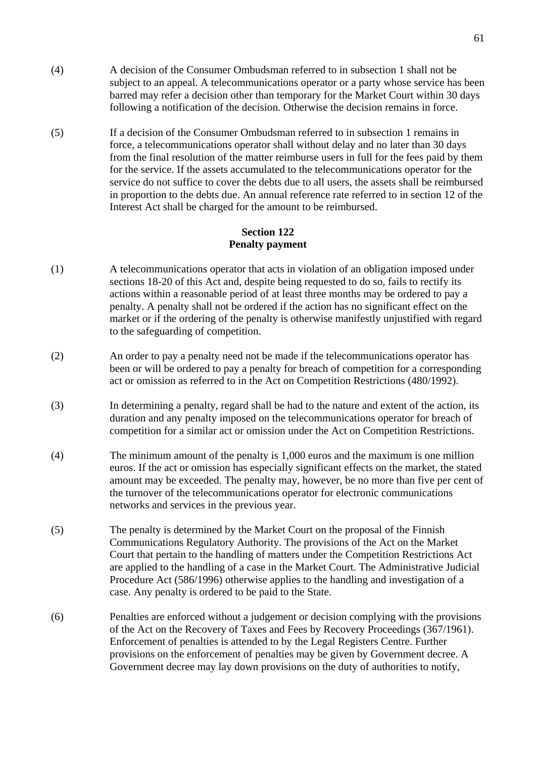(4) A decision of the Consumer Ombudsman referred to in subsection 1 shall not be subject to an appeal. A telecommunications operator or a party whose service has been barred may refer a decision other than temporary for the Market Court within 30 days following a notification of the decision. Otherwise the decision remains in force.

(5) If a decision of the Consumer Ombudsman referred to in subsection 1 remains in force, a telecommunications operator shall without delay and no later than 30 days from the final resolution of the matter reimburse users in full for the fees paid by them for the service. If the assets accumulated to the telecommunications operator for the service do not suffice to cover the debts due to all users, the assets shall be reimbursed in proportion to the debts due. An annual reference rate referred to in section 12 of the Interest Act shall be charged for the amount to be reimbursed.

**Section 122**
**Penalty payment**

(1) A telecommunications operator that acts in violation of an obligation imposed under sections 18-20 of this Act and, despite being requested to do so, fails to rectify its actions within a reasonable period of at least three months may be ordered to pay a penalty. A penalty shall not be ordered if the action has no significant effect on the market or if the ordering of the penalty is otherwise manifestly unjustified with regard to the safeguarding of competition.

(2) An order to pay a penalty need not be made if the telecommunications operator has been or will be ordered to pay a penalty for breach of competition for a corresponding act or omission as referred to in the Act on Competition Restrictions (480/1992).

(3) In determining a penalty, regard shall be had to the nature and extent of the action, its duration and any penalty imposed on the telecommunications operator for breach of competition for a similar act or omission under the Act on Competition Restrictions.

(4) The minimum amount of the penalty is 1,000 euros and the maximum is one million euros. If the act or omission has especially significant effects on the market, the stated amount may be exceeded. The penalty may, however, be no more than five per cent of the turnover of the telecommunications operator for electronic communications networks and services in the previous year.

(5) The penalty is determined by the Market Court on the proposal of the Finnish Communications Regulatory Authority. The provisions of the Act on the Market Court that pertain to the handling of matters under the Competition Restrictions Act are applied to the handling of a case in the Market Court. The Administrative Judicial Procedure Act (586/1996) otherwise applies to the handling and investigation of a case. Any penalty is ordered to be paid to the State.

(6) Penalties are enforced without a judgement or decision complying with the provisions of the Act on the Recovery of Taxes and Fees by Recovery Proceedings (367/1961). Enforcement of penalties is attended to by the Legal Registers Centre. Further provisions on the enforcement of penalties may be given by Government decree. A Government decree may lay down provisions on the duty of authorities to notify,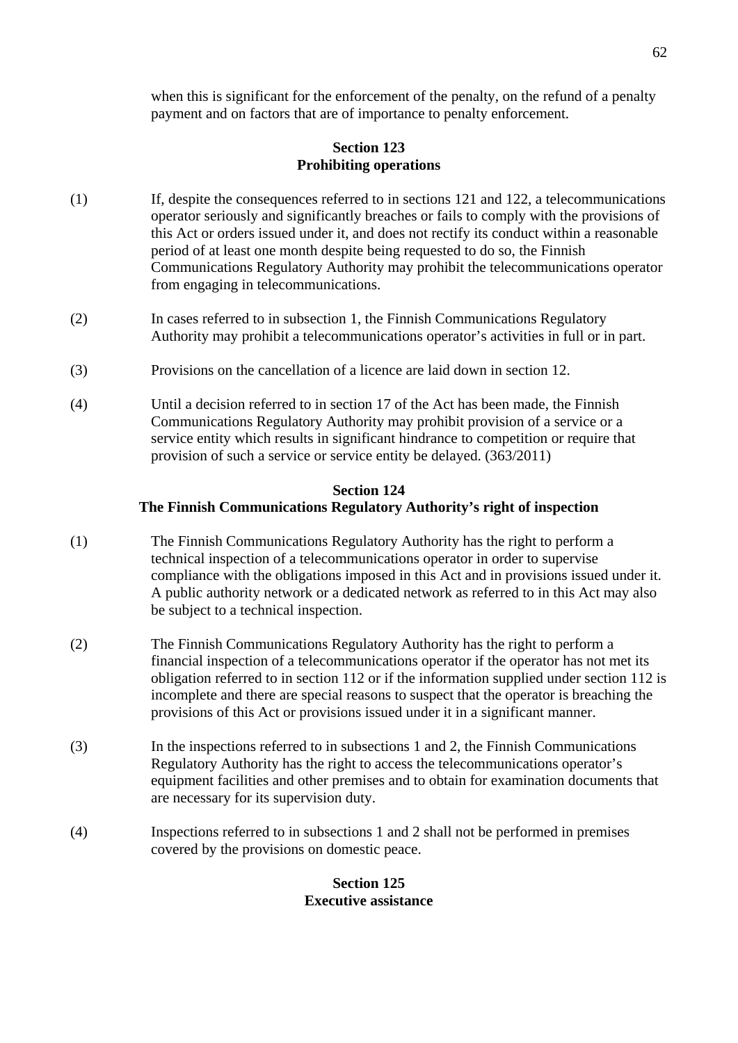when this is significant for the enforcement of the penalty, on the refund of a penalty payment and on factors that are of importance to penalty enforcement.

### Section 123
### Prohibiting operations

(1) If, despite the consequences referred to in sections 121 and 122, a telecommunications operator seriously and significantly breaches or fails to comply with the provisions of this Act or orders issued under it, and does not rectify its conduct within a reasonable period of at least one month despite being requested to do so, the Finnish Communications Regulatory Authority may prohibit the telecommunications operator from engaging in telecommunications.

(2) In cases referred to in subsection 1, the Finnish Communications Regulatory Authority may prohibit a telecommunications operator's activities in full or in part.

(3) Provisions on the cancellation of a licence are laid down in section 12.

(4) Until a decision referred to in section 17 of the Act has been made, the Finnish Communications Regulatory Authority may prohibit provision of a service or a service entity which results in significant hindrance to competition or require that provision of such a service or service entity be delayed. (363/2011)

### Section 124
### The Finnish Communications Regulatory Authority's right of inspection

(1) The Finnish Communications Regulatory Authority has the right to perform a technical inspection of a telecommunications operator in order to supervise compliance with the obligations imposed in this Act and in provisions issued under it. A public authority network or a dedicated network as referred to in this Act may also be subject to a technical inspection.

(2) The Finnish Communications Regulatory Authority has the right to perform a financial inspection of a telecommunications operator if the operator has not met its obligation referred to in section 112 or if the information supplied under section 112 is incomplete and there are special reasons to suspect that the operator is breaching the provisions of this Act or provisions issued under it in a significant manner.

(3) In the inspections referred to in subsections 1 and 2, the Finnish Communications Regulatory Authority has the right to access the telecommunications operator's equipment facilities and other premises and to obtain for examination documents that are necessary for its supervision duty.

(4) Inspections referred to in subsections 1 and 2 shall not be performed in premises covered by the provisions on domestic peace.

### Section 125
### Executive assistance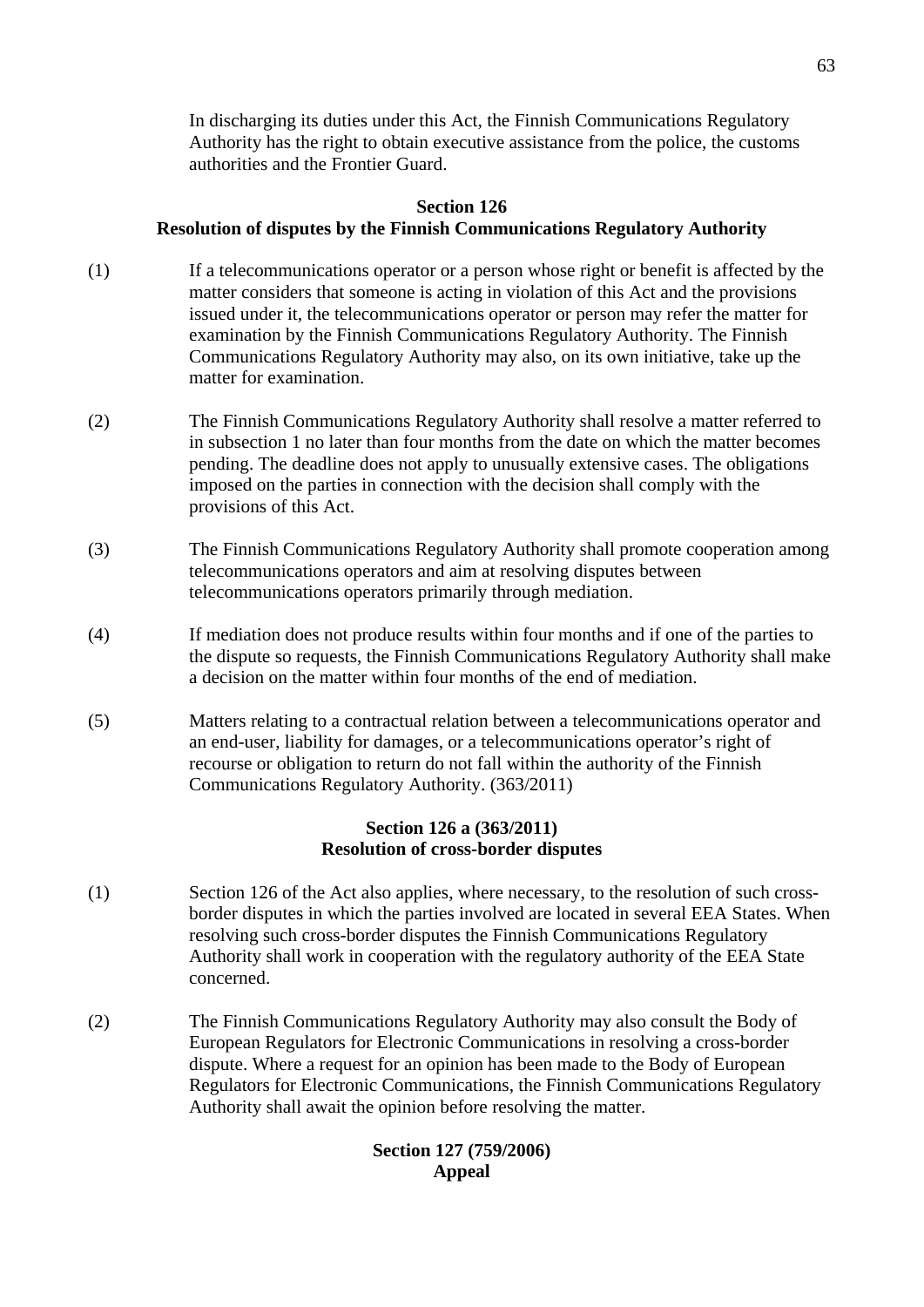In discharging its duties under this Act, the Finnish Communications Regulatory Authority has the right to obtain executive assistance from the police, the customs authorities and the Frontier Guard.

**Section 126**
**Resolution of disputes by the Finnish Communications Regulatory Authority**

(1) If a telecommunications operator or a person whose right or benefit is affected by the matter considers that someone is acting in violation of this Act and the provisions issued under it, the telecommunications operator or person may refer the matter for examination by the Finnish Communications Regulatory Authority. The Finnish Communications Regulatory Authority may also, on its own initiative, take up the matter for examination.

(2) The Finnish Communications Regulatory Authority shall resolve a matter referred to in subsection 1 no later than four months from the date on which the matter becomes pending. The deadline does not apply to unusually extensive cases. The obligations imposed on the parties in connection with the decision shall comply with the provisions of this Act.

(3) The Finnish Communications Regulatory Authority shall promote cooperation among telecommunications operators and aim at resolving disputes between telecommunications operators primarily through mediation.

(4) If mediation does not produce results within four months and if one of the parties to the dispute so requests, the Finnish Communications Regulatory Authority shall make a decision on the matter within four months of the end of mediation.

(5) Matters relating to a contractual relation between a telecommunications operator and an end-user, liability for damages, or a telecommunications operator's right of recourse or obligation to return do not fall within the authority of the Finnish Communications Regulatory Authority. (363/2011)

**Section 126 a (363/2011)**
**Resolution of cross-border disputes**

(1) Section 126 of the Act also applies, where necessary, to the resolution of such cross-border disputes in which the parties involved are located in several EEA States. When resolving such cross-border disputes the Finnish Communications Regulatory Authority shall work in cooperation with the regulatory authority of the EEA State concerned.

(2) The Finnish Communications Regulatory Authority may also consult the Body of European Regulators for Electronic Communications in resolving a cross-border dispute. Where a request for an opinion has been made to the Body of European Regulators for Electronic Communications, the Finnish Communications Regulatory Authority shall await the opinion before resolving the matter.

**Section 127 (759/2006)**
**Appeal**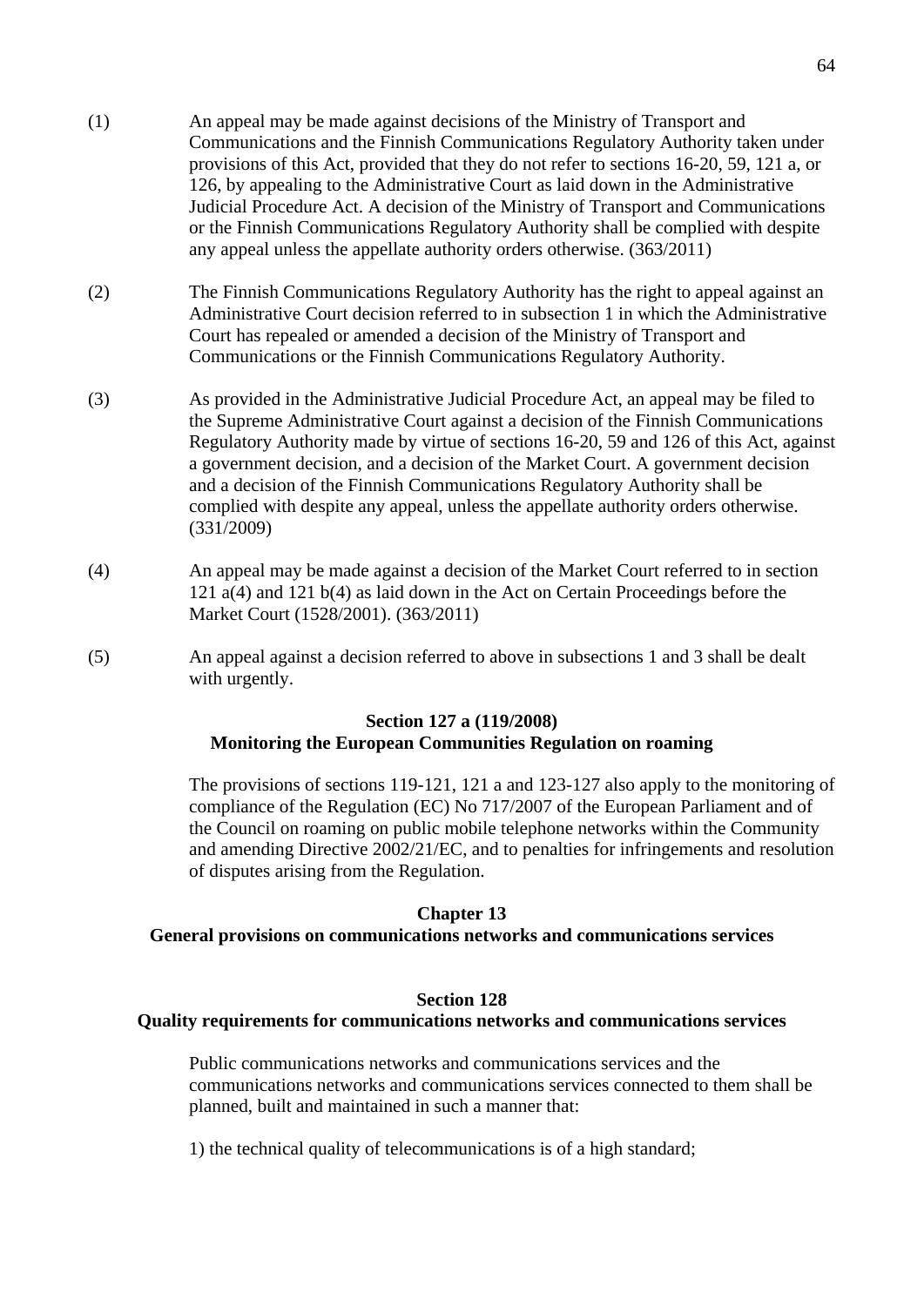(1) An appeal may be made against decisions of the Ministry of Transport and Communications and the Finnish Communications Regulatory Authority taken under provisions of this Act, provided that they do not refer to sections 16-20, 59, 121 a, or 126, by appealing to the Administrative Court as laid down in the Administrative Judicial Procedure Act. A decision of the Ministry of Transport and Communications or the Finnish Communications Regulatory Authority shall be complied with despite any appeal unless the appellate authority orders otherwise. (363/2011)

(2) The Finnish Communications Regulatory Authority has the right to appeal against an Administrative Court decision referred to in subsection 1 in which the Administrative Court has repealed or amended a decision of the Ministry of Transport and Communications or the Finnish Communications Regulatory Authority.

(3) As provided in the Administrative Judicial Procedure Act, an appeal may be filed to the Supreme Administrative Court against a decision of the Finnish Communications Regulatory Authority made by virtue of sections 16-20, 59 and 126 of this Act, against a government decision, and a decision of the Market Court. A government decision and a decision of the Finnish Communications Regulatory Authority shall be complied with despite any appeal, unless the appellate authority orders otherwise. (331/2009)

(4) An appeal may be made against a decision of the Market Court referred to in section 121 a(4) and 121 b(4) as laid down in the Act on Certain Proceedings before the Market Court (1528/2001). (363/2011)

(5) An appeal against a decision referred to above in subsections 1 and 3 shall be dealt with urgently.

### Section 127 a (119/2008)
### Monitoring the European Communities Regulation on roaming

The provisions of sections 119-121, 121 a and 123-127 also apply to the monitoring of compliance of the Regulation (EC) No 717/2007 of the European Parliament and of the Council on roaming on public mobile telephone networks within the Community and amending Directive 2002/21/EC, and to penalties for infringements and resolution of disputes arising from the Regulation.

## Chapter 13
## General provisions on communications networks and communications services

### Section 128
### Quality requirements for communications networks and communications services

Public communications networks and communications services and the communications networks and communications services connected to them shall be planned, built and maintained in such a manner that:

1) the technical quality of telecommunications is of a high standard;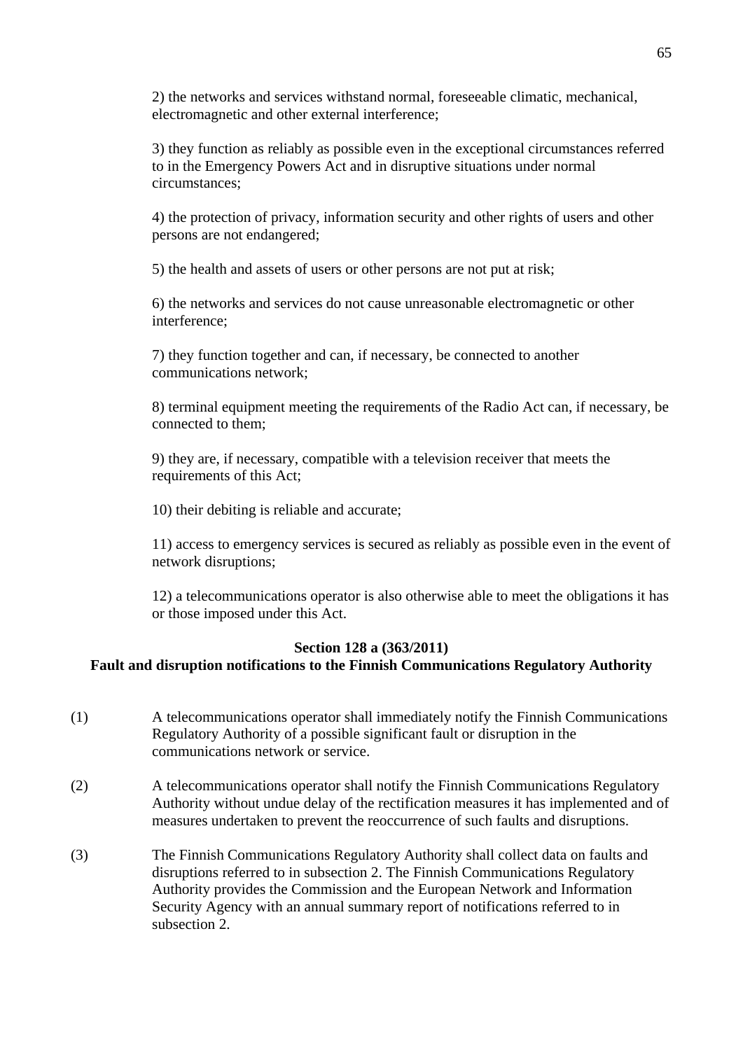2) the networks and services withstand normal, foreseeable climatic, mechanical, electromagnetic and other external interference;

3) they function as reliably as possible even in the exceptional circumstances referred to in the Emergency Powers Act and in disruptive situations under normal circumstances;

4) the protection of privacy, information security and other rights of users and other persons are not endangered;

5) the health and assets of users or other persons are not put at risk;

6) the networks and services do not cause unreasonable electromagnetic or other interference;

7) they function together and can, if necessary, be connected to another communications network;

8) terminal equipment meeting the requirements of the Radio Act can, if necessary, be connected to them;

9) they are, if necessary, compatible with a television receiver that meets the requirements of this Act;

10) their debiting is reliable and accurate;

11) access to emergency services is secured as reliably as possible even in the event of network disruptions;

12) a telecommunications operator is also otherwise able to meet the obligations it has or those imposed under this Act.

**Section 128 a (363/2011)**
**Fault and disruption notifications to the Finnish Communications Regulatory Authority**

(1) A telecommunications operator shall immediately notify the Finnish Communications Regulatory Authority of a possible significant fault or disruption in the communications network or service.

(2) A telecommunications operator shall notify the Finnish Communications Regulatory Authority without undue delay of the rectification measures it has implemented and of measures undertaken to prevent the reoccurrence of such faults and disruptions.

(3) The Finnish Communications Regulatory Authority shall collect data on faults and disruptions referred to in subsection 2. The Finnish Communications Regulatory Authority provides the Commission and the European Network and Information Security Agency with an annual summary report of notifications referred to in subsection 2.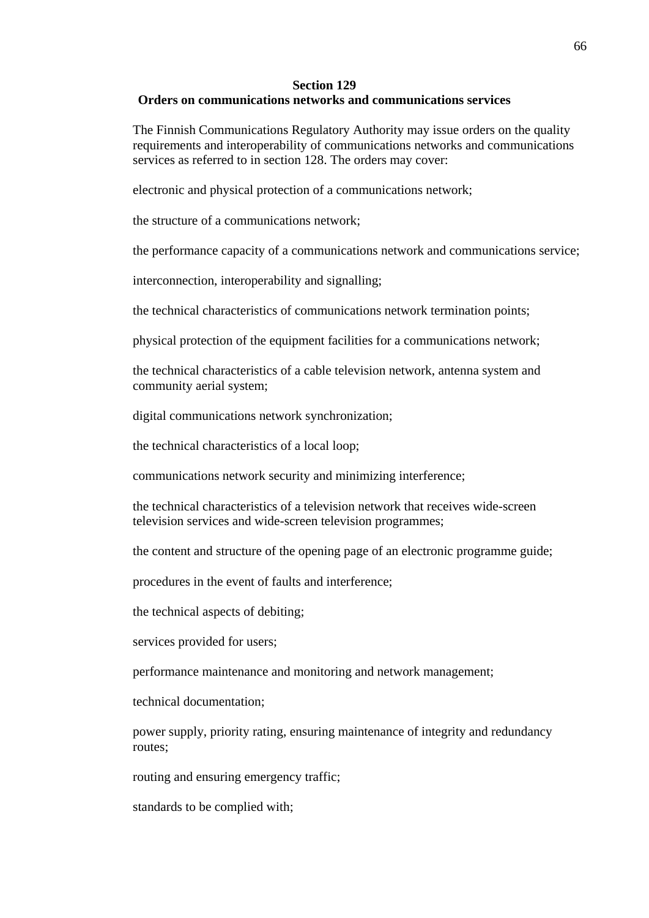**Section 129**
**Orders on communications networks and communications services**

The Finnish Communications Regulatory Authority may issue orders on the quality requirements and interoperability of communications networks and communications services as referred to in section 128. The orders may cover:

electronic and physical protection of a communications network;

the structure of a communications network;

the performance capacity of a communications network and communications service;

interconnection, interoperability and signalling;

the technical characteristics of communications network termination points;

physical protection of the equipment facilities for a communications network;

the technical characteristics of a cable television network, antenna system and community aerial system;

digital communications network synchronization;

the technical characteristics of a local loop;

communications network security and minimizing interference;

the technical characteristics of a television network that receives wide-screen television services and wide-screen television programmes;

the content and structure of the opening page of an electronic programme guide;

procedures in the event of faults and interference;

the technical aspects of debiting;

services provided for users;

performance maintenance and monitoring and network management;

technical documentation;

power supply, priority rating, ensuring maintenance of integrity and redundancy routes;

routing and ensuring emergency traffic;

standards to be complied with;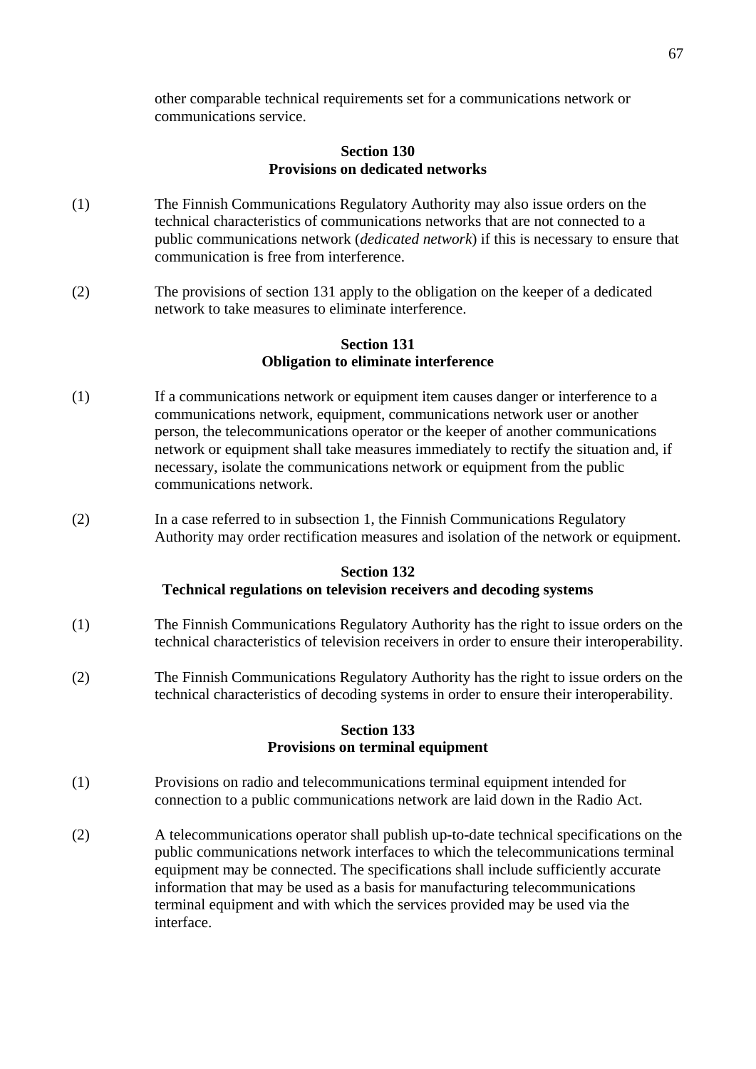other comparable technical requirements set for a communications network or communications service.

**Section 130**
**Provisions on dedicated networks**

(1) The Finnish Communications Regulatory Authority may also issue orders on the technical characteristics of communications networks that are not connected to a public communications network (*dedicated network*) if this is necessary to ensure that communication is free from interference.

(2) The provisions of section 131 apply to the obligation on the keeper of a dedicated network to take measures to eliminate interference.

**Section 131**
**Obligation to eliminate interference**

(1) If a communications network or equipment item causes danger or interference to a communications network, equipment, communications network user or another person, the telecommunications operator or the keeper of another communications network or equipment shall take measures immediately to rectify the situation and, if necessary, isolate the communications network or equipment from the public communications network.

(2) In a case referred to in subsection 1, the Finnish Communications Regulatory Authority may order rectification measures and isolation of the network or equipment.

**Section 132**
**Technical regulations on television receivers and decoding systems**

(1) The Finnish Communications Regulatory Authority has the right to issue orders on the technical characteristics of television receivers in order to ensure their interoperability.

(2) The Finnish Communications Regulatory Authority has the right to issue orders on the technical characteristics of decoding systems in order to ensure their interoperability.

**Section 133**
**Provisions on terminal equipment**

(1) Provisions on radio and telecommunications terminal equipment intended for connection to a public communications network are laid down in the Radio Act.

(2) A telecommunications operator shall publish up-to-date technical specifications on the public communications network interfaces to which the telecommunications terminal equipment may be connected. The specifications shall include sufficiently accurate information that may be used as a basis for manufacturing telecommunications terminal equipment and with which the services provided may be used via the interface.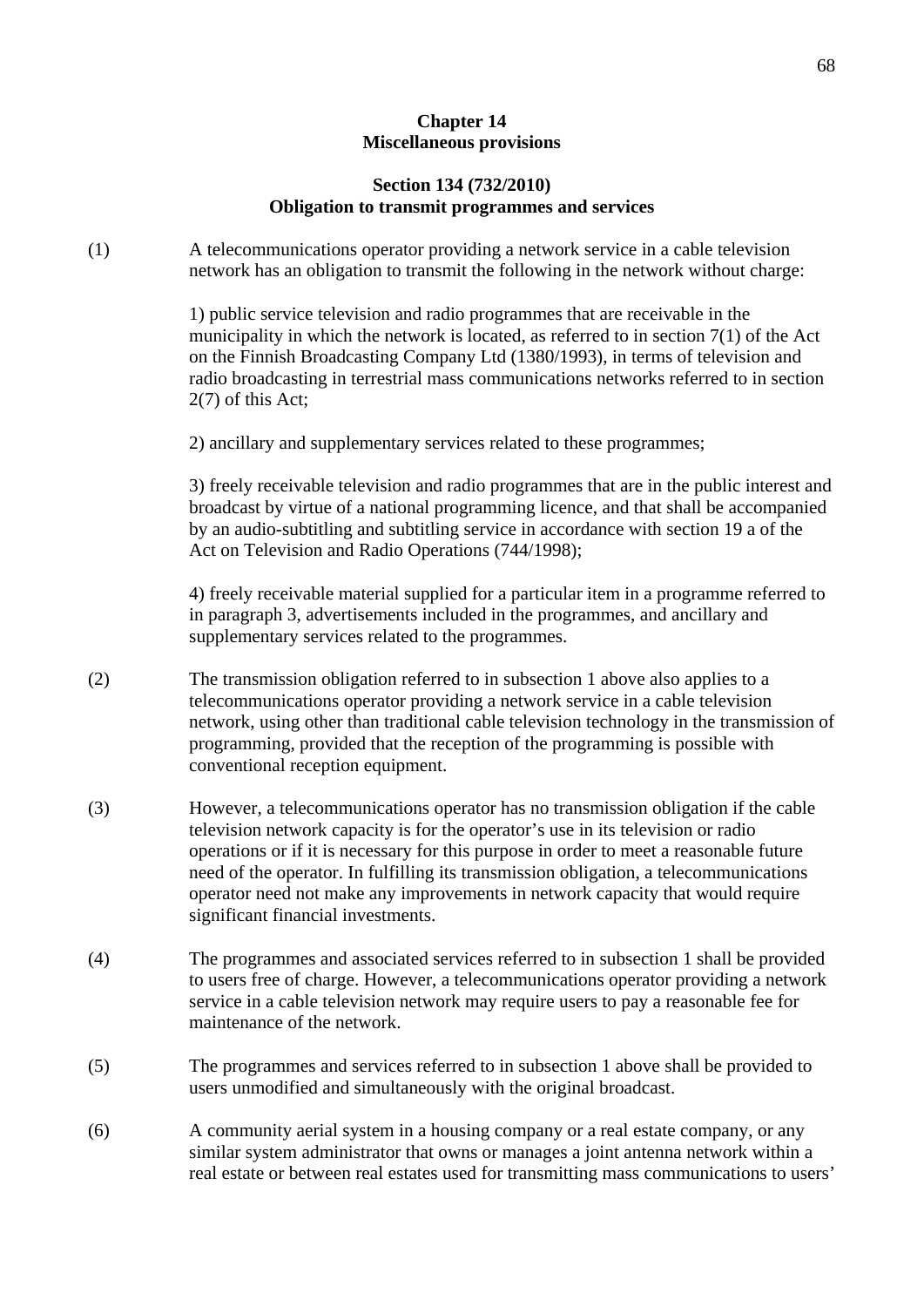## Chapter 14
## Miscellaneous provisions

### Section 134 (732/2010)
### Obligation to transmit programmes and services

(1) A telecommunications operator providing a network service in a cable television network has an obligation to transmit the following in the network without charge:

1) public service television and radio programmes that are receivable in the municipality in which the network is located, as referred to in section 7(1) of the Act on the Finnish Broadcasting Company Ltd (1380/1993), in terms of television and radio broadcasting in terrestrial mass communications networks referred to in section 2(7) of this Act;

2) ancillary and supplementary services related to these programmes;

3) freely receivable television and radio programmes that are in the public interest and broadcast by virtue of a national programming licence, and that shall be accompanied by an audio-subtitling and subtitling service in accordance with section 19 a of the Act on Television and Radio Operations (744/1998);

4) freely receivable material supplied for a particular item in a programme referred to in paragraph 3, advertisements included in the programmes, and ancillary and supplementary services related to the programmes.

(2) The transmission obligation referred to in subsection 1 above also applies to a telecommunications operator providing a network service in a cable television network, using other than traditional cable television technology in the transmission of programming, provided that the reception of the programming is possible with conventional reception equipment.

(3) However, a telecommunications operator has no transmission obligation if the cable television network capacity is for the operator's use in its television or radio operations or if it is necessary for this purpose in order to meet a reasonable future need of the operator. In fulfilling its transmission obligation, a telecommunications operator need not make any improvements in network capacity that would require significant financial investments.

(4) The programmes and associated services referred to in subsection 1 shall be provided to users free of charge. However, a telecommunications operator providing a network service in a cable television network may require users to pay a reasonable fee for maintenance of the network.

(5) The programmes and services referred to in subsection 1 above shall be provided to users unmodified and simultaneously with the original broadcast.

(6) A community aerial system in a housing company or a real estate company, or any similar system administrator that owns or manages a joint antenna network within a real estate or between real estates used for transmitting mass communications to users'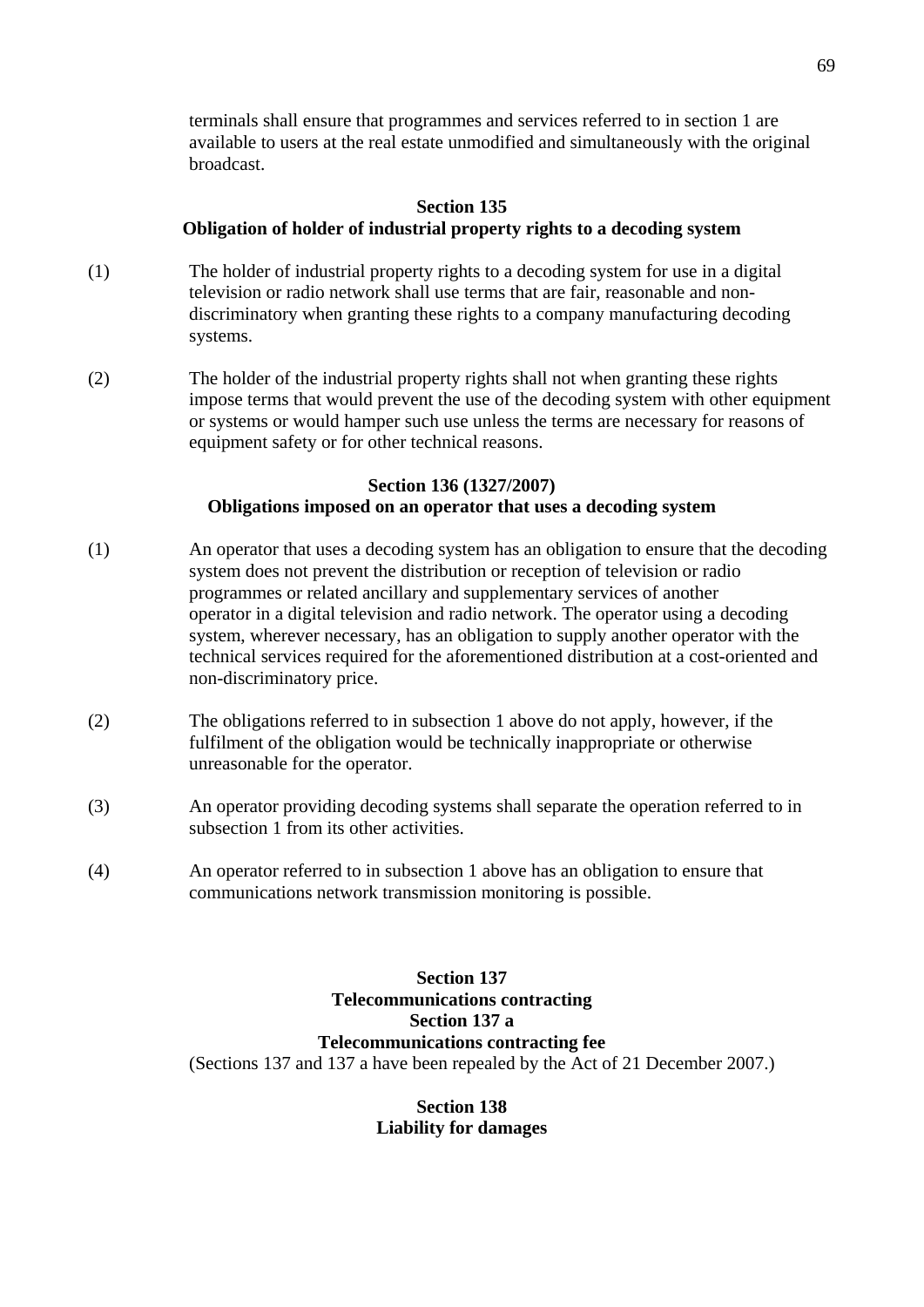terminals shall ensure that programmes and services referred to in section 1 are available to users at the real estate unmodified and simultaneously with the original broadcast.

### Section 135
### Obligation of holder of industrial property rights to a decoding system

(1) The holder of industrial property rights to a decoding system for use in a digital television or radio network shall use terms that are fair, reasonable and non-discriminatory when granting these rights to a company manufacturing decoding systems.

(2) The holder of the industrial property rights shall not when granting these rights impose terms that would prevent the use of the decoding system with other equipment or systems or would hamper such use unless the terms are necessary for reasons of equipment safety or for other technical reasons.

### Section 136 (1327/2007)
### Obligations imposed on an operator that uses a decoding system

(1) An operator that uses a decoding system has an obligation to ensure that the decoding system does not prevent the distribution or reception of television or radio programmes or related ancillary and supplementary services of another operator in a digital television and radio network. The operator using a decoding system, wherever necessary, has an obligation to supply another operator with the technical services required for the aforementioned distribution at a cost-oriented and non-discriminatory price.

(2) The obligations referred to in subsection 1 above do not apply, however, if the fulfilment of the obligation would be technically inappropriate or otherwise unreasonable for the operator.

(3) An operator providing decoding systems shall separate the operation referred to in subsection 1 from its other activities.

(4) An operator referred to in subsection 1 above has an obligation to ensure that communications network transmission monitoring is possible.

### Section 137
### Telecommunications contracting
### Section 137 a
### Telecommunications contracting fee

(Sections 137 and 137 a have been repealed by the Act of 21 December 2007.)

### Section 138
### Liability for damages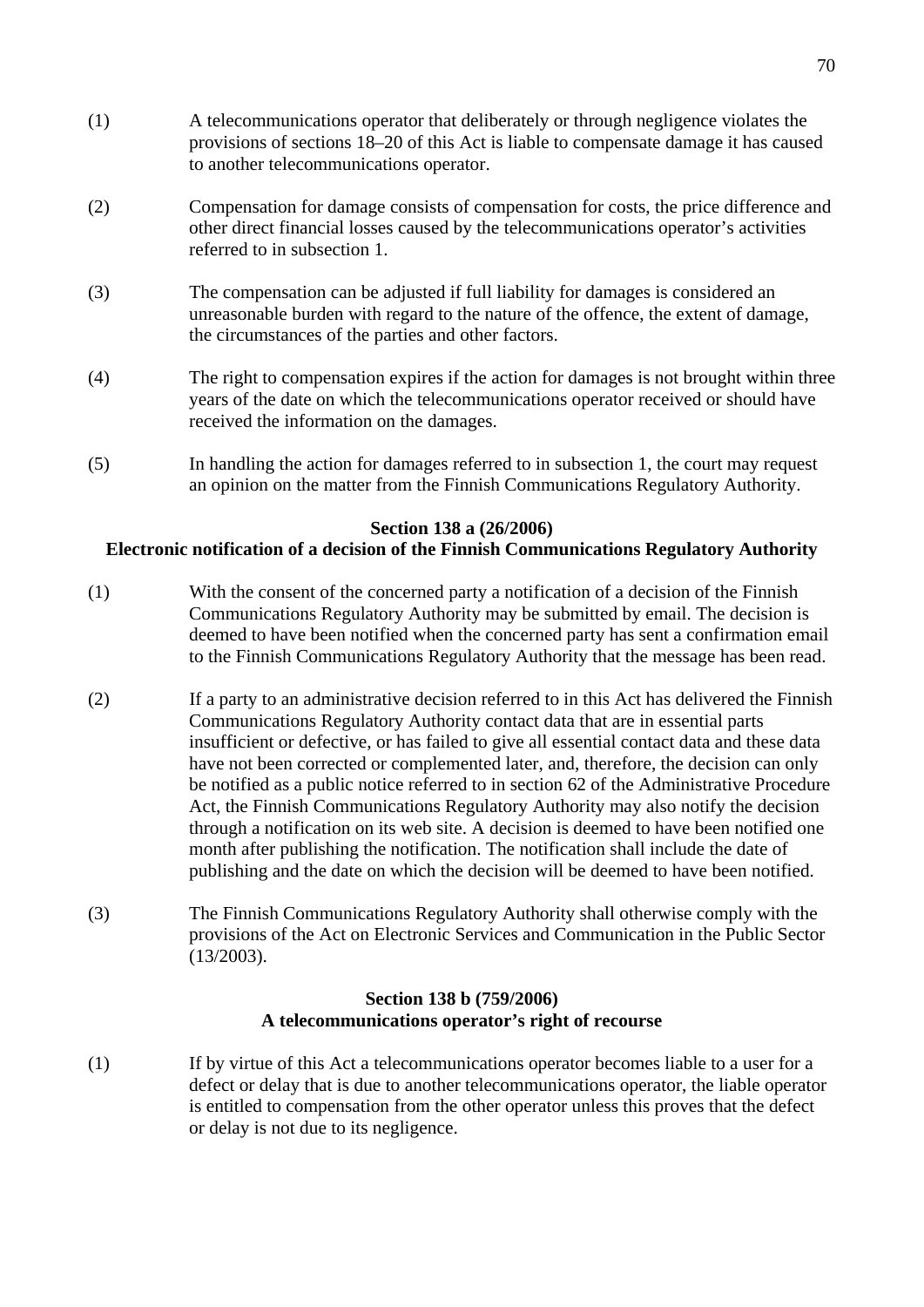(1) A telecommunications operator that deliberately or through negligence violates the provisions of sections 18–20 of this Act is liable to compensate damage it has caused to another telecommunications operator.

(2) Compensation for damage consists of compensation for costs, the price difference and other direct financial losses caused by the telecommunications operator's activities referred to in subsection 1.

(3) The compensation can be adjusted if full liability for damages is considered an unreasonable burden with regard to the nature of the offence, the extent of damage, the circumstances of the parties and other factors.

(4) The right to compensation expires if the action for damages is not brought within three years of the date on which the telecommunications operator received or should have received the information on the damages.

(5) In handling the action for damages referred to in subsection 1, the court may request an opinion on the matter from the Finnish Communications Regulatory Authority.

**Section 138 a (26/2006)**
**Electronic notification of a decision of the Finnish Communications Regulatory Authority**

(1) With the consent of the concerned party a notification of a decision of the Finnish Communications Regulatory Authority may be submitted by email. The decision is deemed to have been notified when the concerned party has sent a confirmation email to the Finnish Communications Regulatory Authority that the message has been read.

(2) If a party to an administrative decision referred to in this Act has delivered the Finnish Communications Regulatory Authority contact data that are in essential parts insufficient or defective, or has failed to give all essential contact data and these data have not been corrected or complemented later, and, therefore, the decision can only be notified as a public notice referred to in section 62 of the Administrative Procedure Act, the Finnish Communications Regulatory Authority may also notify the decision through a notification on its web site. A decision is deemed to have been notified one month after publishing the notification. The notification shall include the date of publishing and the date on which the decision will be deemed to have been notified.

(3) The Finnish Communications Regulatory Authority shall otherwise comply with the provisions of the Act on Electronic Services and Communication in the Public Sector (13/2003).

**Section 138 b (759/2006)**
**A telecommunications operator's right of recourse**

(1) If by virtue of this Act a telecommunications operator becomes liable to a user for a defect or delay that is due to another telecommunications operator, the liable operator is entitled to compensation from the other operator unless this proves that the defect or delay is not due to its negligence.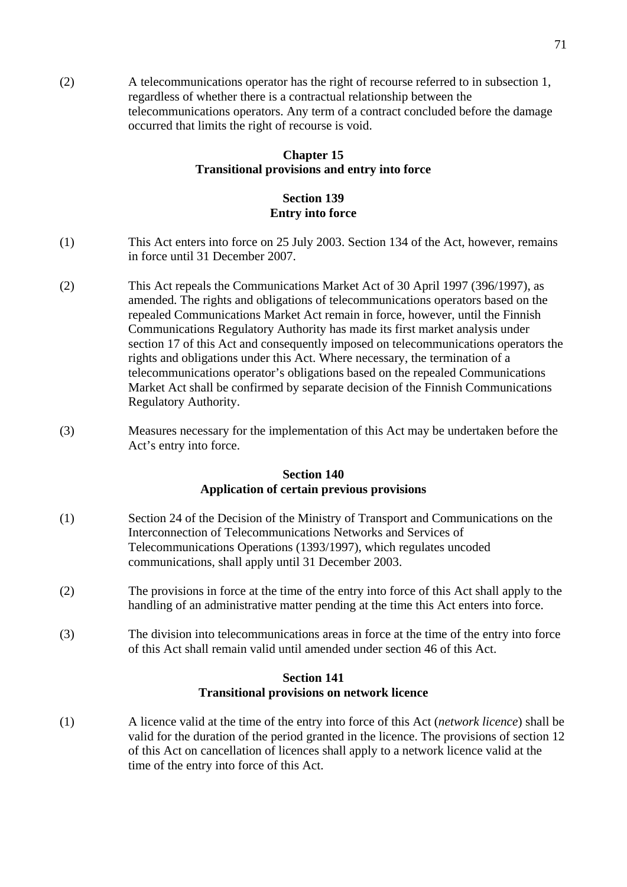(2) A telecommunications operator has the right of recourse referred to in subsection 1, regardless of whether there is a contractual relationship between the telecommunications operators. Any term of a contract concluded before the damage occurred that limits the right of recourse is void.

## Chapter 15
## Transitional provisions and entry into force

### Section 139
### Entry into force

(1) This Act enters into force on 25 July 2003. Section 134 of the Act, however, remains in force until 31 December 2007.

(2) This Act repeals the Communications Market Act of 30 April 1997 (396/1997), as amended. The rights and obligations of telecommunications operators based on the repealed Communications Market Act remain in force, however, until the Finnish Communications Regulatory Authority has made its first market analysis under section 17 of this Act and consequently imposed on telecommunications operators the rights and obligations under this Act. Where necessary, the termination of a telecommunications operator's obligations based on the repealed Communications Market Act shall be confirmed by separate decision of the Finnish Communications Regulatory Authority.

(3) Measures necessary for the implementation of this Act may be undertaken before the Act's entry into force.

### Section 140
### Application of certain previous provisions

(1) Section 24 of the Decision of the Ministry of Transport and Communications on the Interconnection of Telecommunications Networks and Services of Telecommunications Operations (1393/1997), which regulates uncoded communications, shall apply until 31 December 2003.

(2) The provisions in force at the time of the entry into force of this Act shall apply to the handling of an administrative matter pending at the time this Act enters into force.

(3) The division into telecommunications areas in force at the time of the entry into force of this Act shall remain valid until amended under section 46 of this Act.

### Section 141
### Transitional provisions on network licence

(1) A licence valid at the time of the entry into force of this Act (*network licence*) shall be valid for the duration of the period granted in the licence. The provisions of section 12 of this Act on cancellation of licences shall apply to a network licence valid at the time of the entry into force of this Act.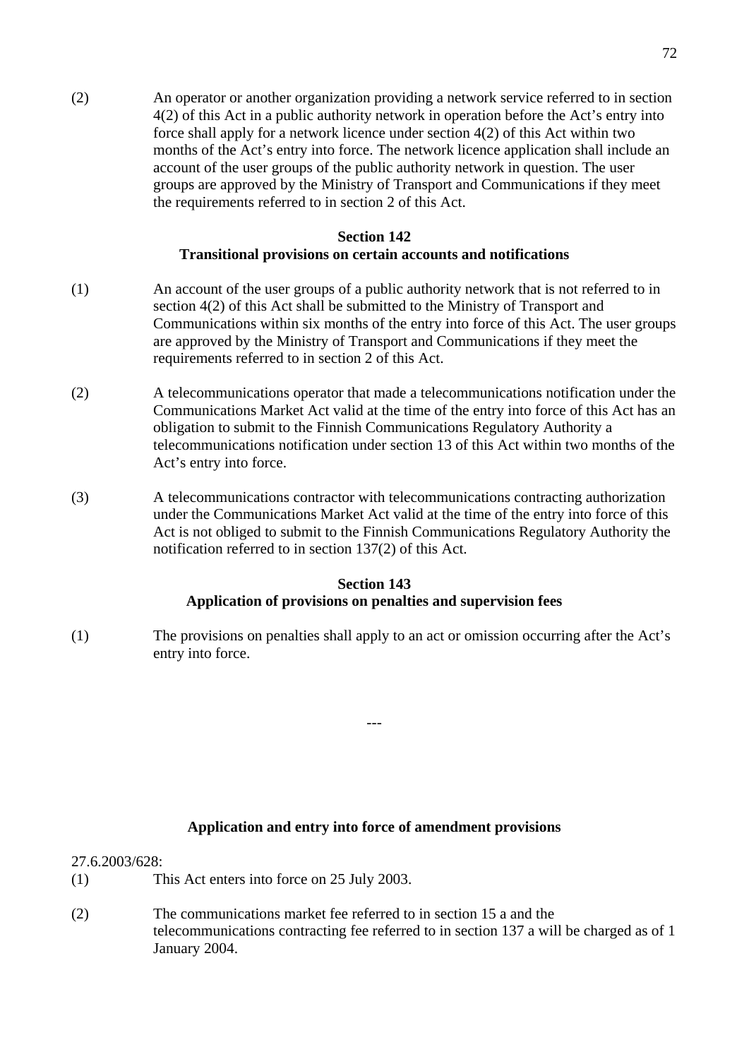(2) An operator or another organization providing a network service referred to in section 4(2) of this Act in a public authority network in operation before the Act's entry into force shall apply for a network licence under section 4(2) of this Act within two months of the Act's entry into force. The network licence application shall include an account of the user groups of the public authority network in question. The user groups are approved by the Ministry of Transport and Communications if they meet the requirements referred to in section 2 of this Act.

### Section 142
### Transitional provisions on certain accounts and notifications

(1) An account of the user groups of a public authority network that is not referred to in section 4(2) of this Act shall be submitted to the Ministry of Transport and Communications within six months of the entry into force of this Act. The user groups are approved by the Ministry of Transport and Communications if they meet the requirements referred to in section 2 of this Act.

(2) A telecommunications operator that made a telecommunications notification under the Communications Market Act valid at the time of the entry into force of this Act has an obligation to submit to the Finnish Communications Regulatory Authority a telecommunications notification under section 13 of this Act within two months of the Act's entry into force.

(3) A telecommunications contractor with telecommunications contracting authorization under the Communications Market Act valid at the time of the entry into force of this Act is not obliged to submit to the Finnish Communications Regulatory Authority the notification referred to in section 137(2) of this Act.

### Section 143
### Application of provisions on penalties and supervision fees

(1) The provisions on penalties shall apply to an act or omission occurring after the Act's entry into force.

---

### Application and entry into force of amendment provisions

27.6.2003/628:

(1) This Act enters into force on 25 July 2003.

(2) The communications market fee referred to in section 15 a and the telecommunications contracting fee referred to in section 137 a will be charged as of 1 January 2004.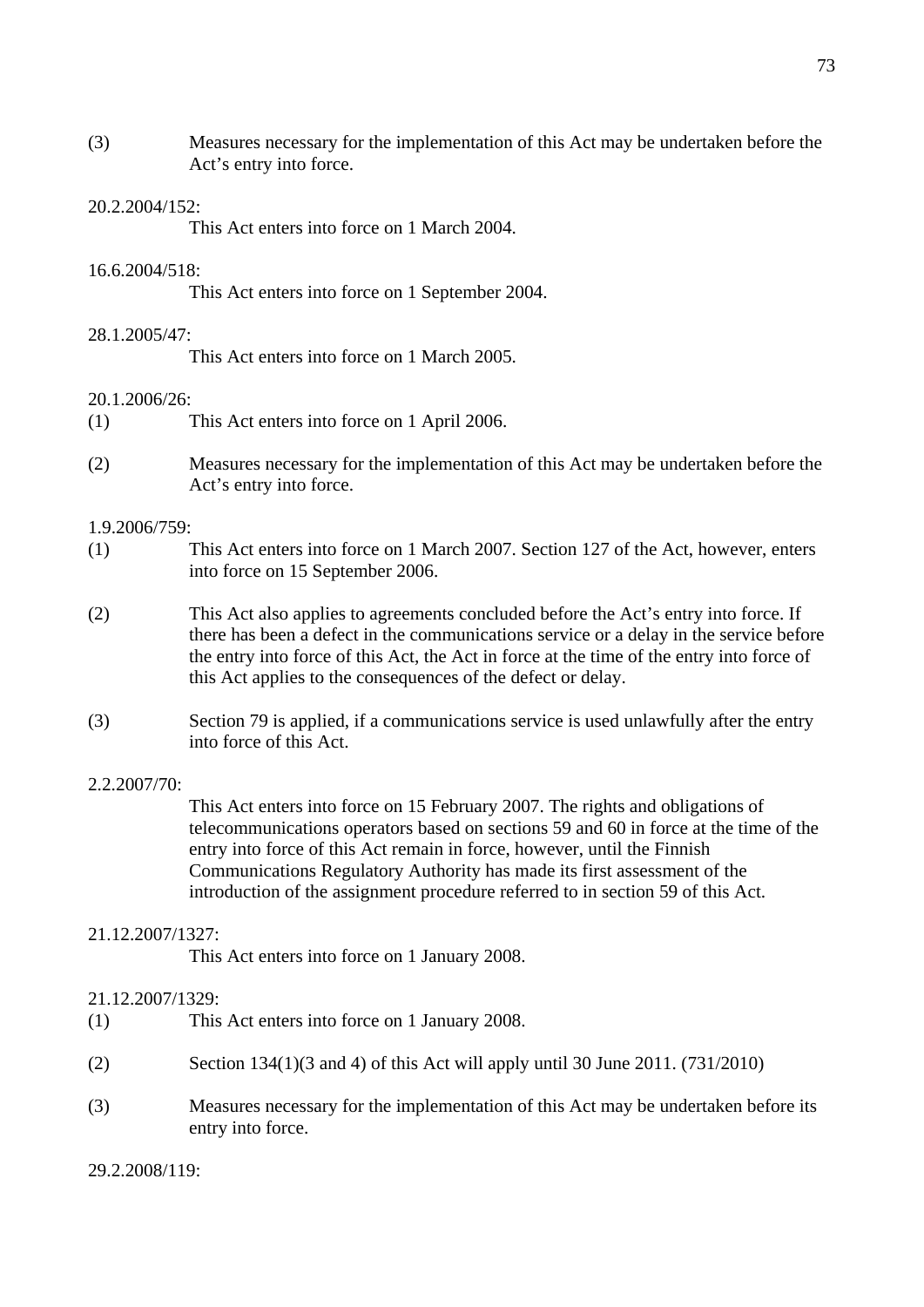(3) Measures necessary for the implementation of this Act may be undertaken before the Act’s entry into force.

20.2.2004/152:

This Act enters into force on 1 March 2004.

16.6.2004/518:

This Act enters into force on 1 September 2004.

28.1.2005/47:

This Act enters into force on 1 March 2005.

20.1.2006/26:

(1) This Act enters into force on 1 April 2006.

(2) Measures necessary for the implementation of this Act may be undertaken before the Act’s entry into force.

1.9.2006/759:

(1) This Act enters into force on 1 March 2007. Section 127 of the Act, however, enters into force on 15 September 2006.

(2) This Act also applies to agreements concluded before the Act’s entry into force. If there has been a defect in the communications service or a delay in the service before the entry into force of this Act, the Act in force at the time of the entry into force of this Act applies to the consequences of the defect or delay.

(3) Section 79 is applied, if a communications service is used unlawfully after the entry into force of this Act.

2.2.2007/70:

This Act enters into force on 15 February 2007. The rights and obligations of telecommunications operators based on sections 59 and 60 in force at the time of the entry into force of this Act remain in force, however, until the Finnish Communications Regulatory Authority has made its first assessment of the introduction of the assignment procedure referred to in section 59 of this Act.

21.12.2007/1327:

This Act enters into force on 1 January 2008.

21.12.2007/1329:

(1) This Act enters into force on 1 January 2008.

(2) Section 134(1)(3 and 4) of this Act will apply until 30 June 2011. (731/2010)

(3) Measures necessary for the implementation of this Act may be undertaken before its entry into force.

29.2.2008/119: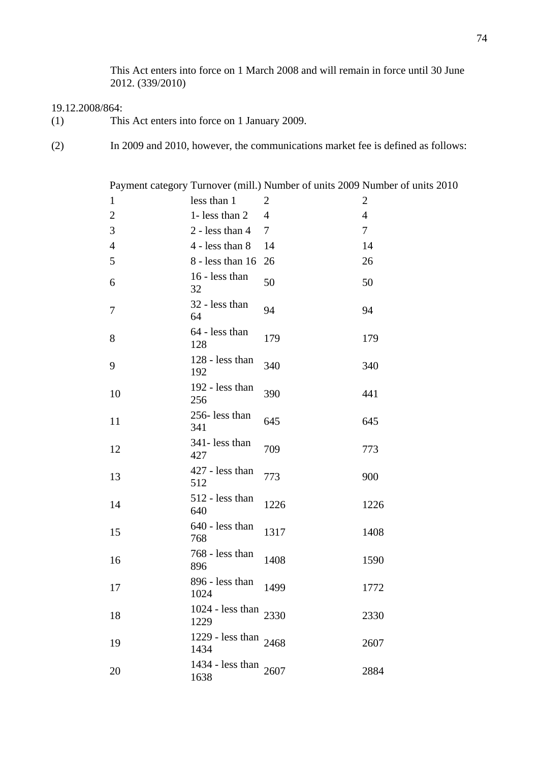This Act enters into force on 1 March 2008 and will remain in force until 30 June 2012. (339/2010)

19.12.2008/864:

(1) This Act enters into force on 1 January 2009.

(2) In 2009 and 2010, however, the communications market fee is defined as follows:

| Payment category | Turnover (mill.) | Number of units 2009 | Number of units 2010 |
|---|---|---|---|
| 1 | less than 1 | 2 | 2 |
| 2 | 1- less than 2 | 4 | 4 |
| 3 | 2 - less than 4 | 7 | 7 |
| 4 | 4 - less than 8 | 14 | 14 |
| 5 | 8 - less than 16 | 26 | 26 |
| 6 | 16 - less than 32 | 50 | 50 |
| 7 | 32 - less than 64 | 94 | 94 |
| 8 | 64 - less than 128 | 179 | 179 |
| 9 | 128 - less than 192 | 340 | 340 |
| 10 | 192 - less than 256 | 390 | 441 |
| 11 | 256- less than 341 | 645 | 645 |
| 12 | 341- less than 427 | 709 | 773 |
| 13 | 427 - less than 512 | 773 | 900 |
| 14 | 512 - less than 640 | 1226 | 1226 |
| 15 | 640 - less than 768 | 1317 | 1408 |
| 16 | 768 - less than 896 | 1408 | 1590 |
| 17 | 896 - less than 1024 | 1499 | 1772 |
| 18 | 1024 - less than 1229 | 2330 | 2330 |
| 19 | 1229 - less than 1434 | 2468 | 2607 |
| 20 | 1434 - less than 1638 | 2607 | 2884 |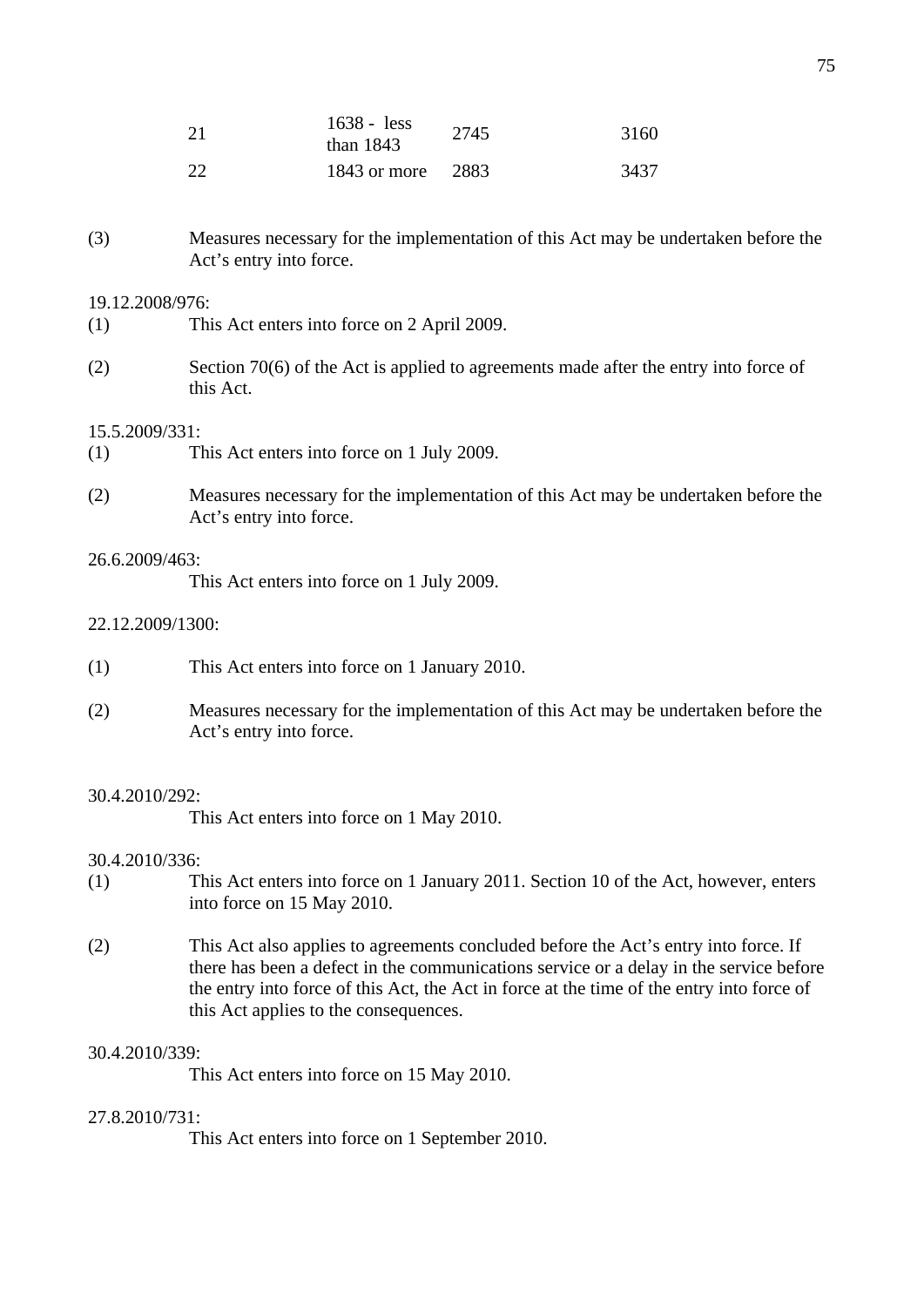| | | | |
|---|---|---|---|
| 21 | 1638 - less than 1843 | 2745 | 3160 |
| 22 | 1843 or more | 2883 | 3437 |

(3) Measures necessary for the implementation of this Act may be undertaken before the Act's entry into force.

19.12.2008/976:

(1) This Act enters into force on 2 April 2009.

(2) Section 70(6) of the Act is applied to agreements made after the entry into force of this Act.

15.5.2009/331:

(1) This Act enters into force on 1 July 2009.

(2) Measures necessary for the implementation of this Act may be undertaken before the Act's entry into force.

26.6.2009/463:

This Act enters into force on 1 July 2009.

22.12.2009/1300:

(1) This Act enters into force on 1 January 2010.

(2) Measures necessary for the implementation of this Act may be undertaken before the Act's entry into force.

30.4.2010/292:

This Act enters into force on 1 May 2010.

30.4.2010/336:

(1) This Act enters into force on 1 January 2011. Section 10 of the Act, however, enters into force on 15 May 2010.

(2) This Act also applies to agreements concluded before the Act's entry into force. If there has been a defect in the communications service or a delay in the service before the entry into force of this Act, the Act in force at the time of the entry into force of this Act applies to the consequences.

30.4.2010/339:

This Act enters into force on 15 May 2010.

27.8.2010/731:

This Act enters into force on 1 September 2010.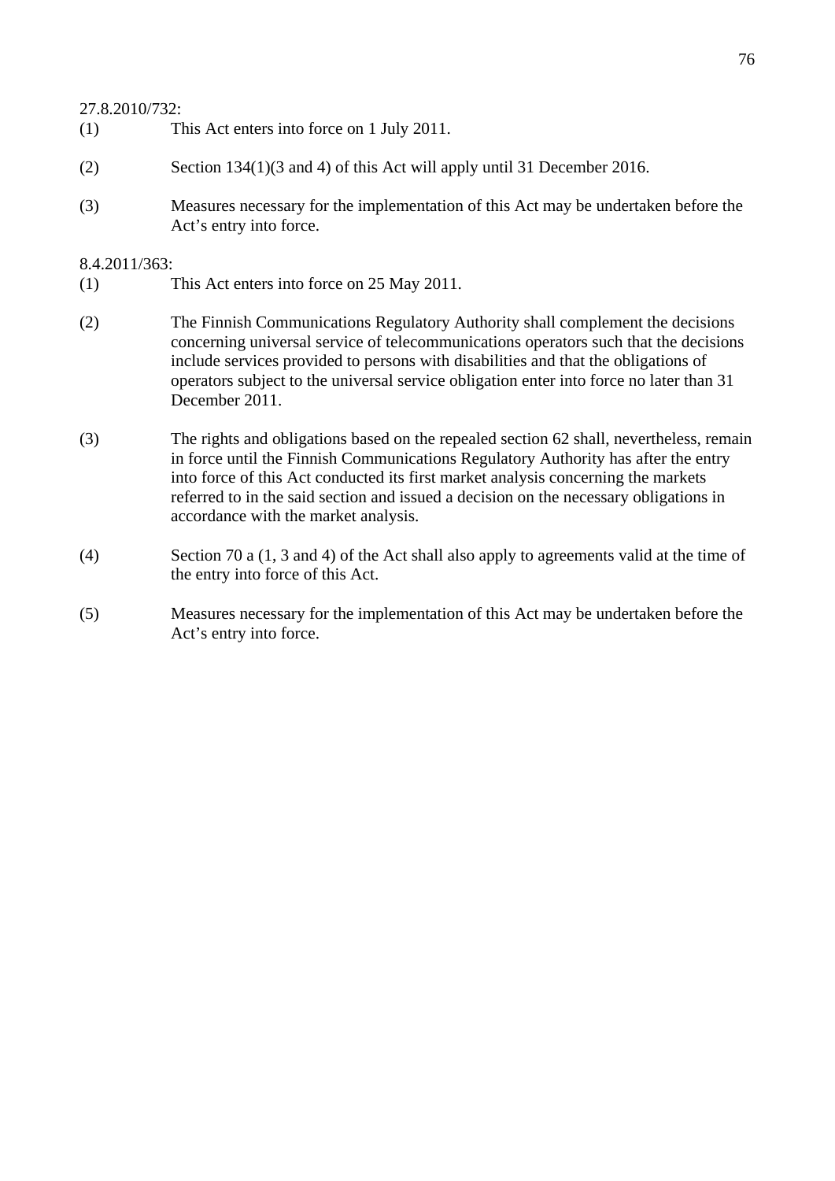27.8.2010/732:

(1) This Act enters into force on 1 July 2011.

(2) Section 134(1)(3 and 4) of this Act will apply until 31 December 2016.

(3) Measures necessary for the implementation of this Act may be undertaken before the Act’s entry into force.

8.4.2011/363:

(1) This Act enters into force on 25 May 2011.

(2) The Finnish Communications Regulatory Authority shall complement the decisions concerning universal service of telecommunications operators such that the decisions include services provided to persons with disabilities and that the obligations of operators subject to the universal service obligation enter into force no later than 31 December 2011.

(3) The rights and obligations based on the repealed section 62 shall, nevertheless, remain in force until the Finnish Communications Regulatory Authority has after the entry into force of this Act conducted its first market analysis concerning the markets referred to in the said section and issued a decision on the necessary obligations in accordance with the market analysis.

(4) Section 70 a (1, 3 and 4) of the Act shall also apply to agreements valid at the time of the entry into force of this Act.

(5) Measures necessary for the implementation of this Act may be undertaken before the Act’s entry into force.